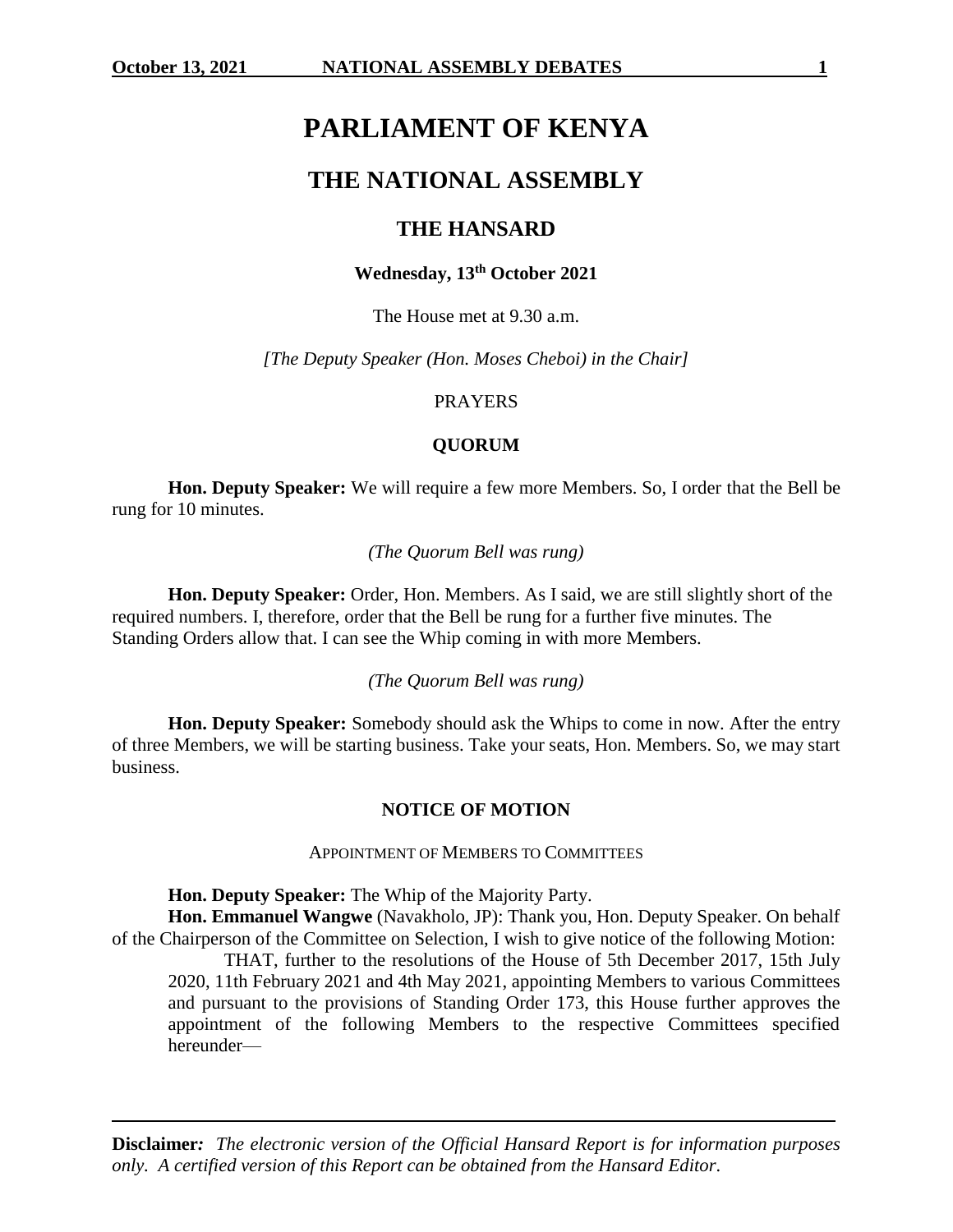# PARLIAMENT OF KENYA

## THE NATIONAL ASSEMBLY

## THE HANSARD

**Wednesday, 13th October 2021**

The House met at 9.30 a.m.

*[The Deputy Speaker (Hon. Moses Cheboi) in the Chair]*

PRAYERS

**QUORUM**

**Hon. Deputy Speaker:** We will require a few more Members. So, I order that the Bell be rung for 10 minutes.

*(The Quorum Bell was rung)*

**Hon. Deputy Speaker:** Order, Hon. Members. As I said, we are still slightly short of the required numbers. I, therefore, order that the Bell be rung for a further five minutes. The Standing Orders allow that. I can see the Whip coming in with more Members.

*(The Quorum Bell was rung)*

**Hon. Deputy Speaker:** Somebody should ask the Whips to come in now. After the entry of three Members, we will be starting business. Take your seats, Hon. Members. So, we may start business.

**NOTICE OF MOTION**

APPOINTMENT OF MEMBERS TO COMMITTEES

**Hon. Deputy Speaker:** The Whip of the Majority Party.

**Hon. Emmanuel Wangwe** (Navakholo, JP): Thank you, Hon. Deputy Speaker. On behalf of the Chairperson of the Committee on Selection, I wish to give notice of the following Motion:

> THAT, further to the resolutions of the House of 5th December 2017, 15th July 2020, 11th February 2021 and 4th May 2021, appointing Members to various Committees and pursuant to the provisions of Standing Order 173, this House further approves the appointment of the following Members to the respective Committees specified hereunder—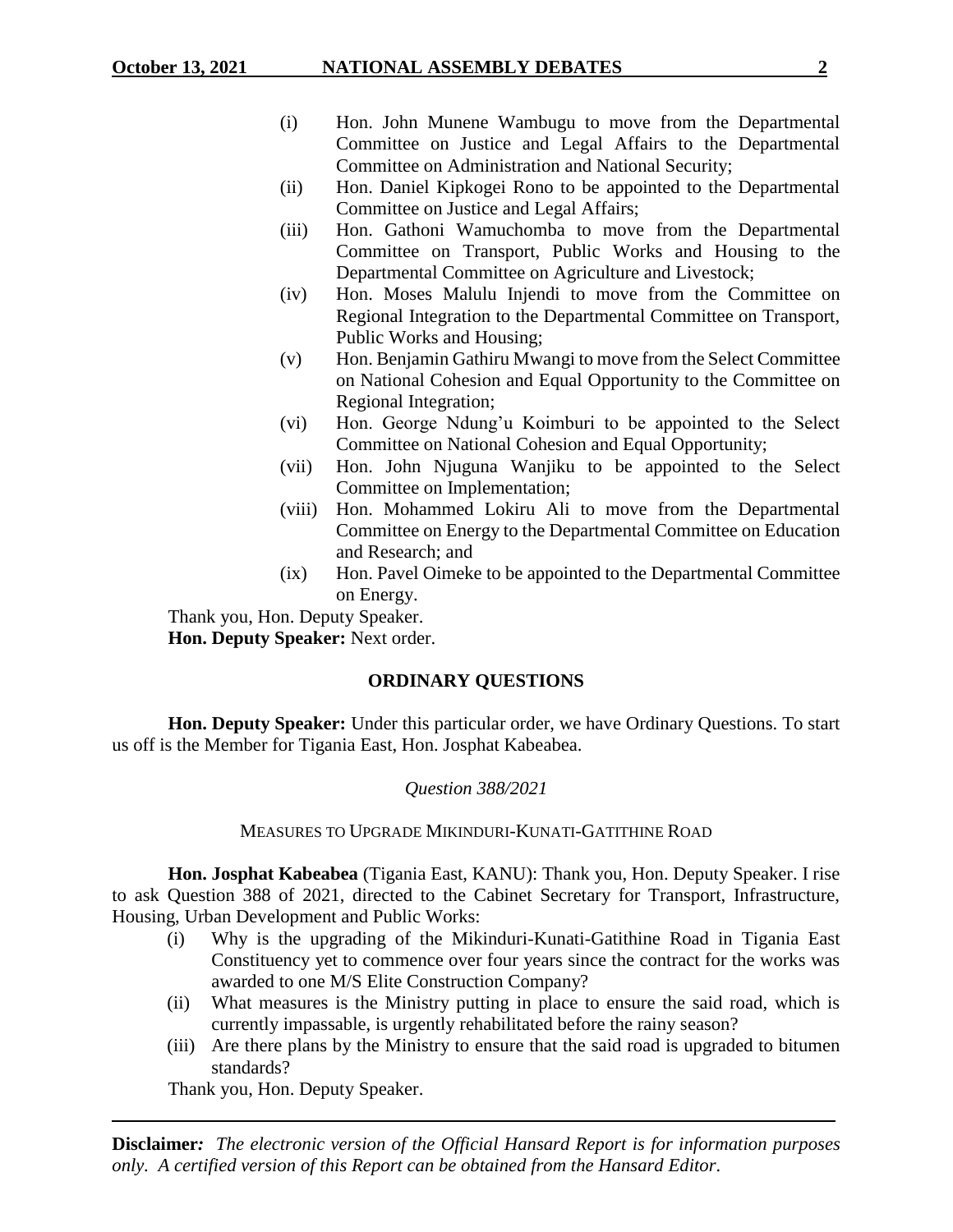(i) Hon. John Munene Wambugu to move from the Departmental Committee on Justice and Legal Affairs to the Departmental Committee on Administration and National Security;

(ii) Hon. Daniel Kipkogei Rono to be appointed to the Departmental Committee on Justice and Legal Affairs;

(iii) Hon. Gathoni Wamuchomba to move from the Departmental Committee on Transport, Public Works and Housing to the Departmental Committee on Agriculture and Livestock;

(iv) Hon. Moses Malulu Injendi to move from the Committee on Regional Integration to the Departmental Committee on Transport, Public Works and Housing;

(v) Hon. Benjamin Gathiru Mwangi to move from the Select Committee on National Cohesion and Equal Opportunity to the Committee on Regional Integration;

(vi) Hon. George Ndung'u Koimburi to be appointed to the Select Committee on National Cohesion and Equal Opportunity;

(vii) Hon. John Njuguna Wanjiku to be appointed to the Select Committee on Implementation;

(viii) Hon. Mohammed Lokiru Ali to move from the Departmental Committee on Energy to the Departmental Committee on Education and Research; and

(ix) Hon. Pavel Oimeke to be appointed to the Departmental Committee on Energy.

Thank you, Hon. Deputy Speaker.

**Hon. Deputy Speaker:** Next order.

## ORDINARY QUESTIONS

**Hon. Deputy Speaker:** Under this particular order, we have Ordinary Questions. To start us off is the Member for Tigania East, Hon. Josphat Kabeabea.

*Question 388/2021*

MEASURES TO UPGRADE MIKINDURI-KUNATI-GATITHINE ROAD

**Hon. Josphat Kabeabea** (Tigania East, KANU): Thank you, Hon. Deputy Speaker. I rise to ask Question 388 of 2021, directed to the Cabinet Secretary for Transport, Infrastructure, Housing, Urban Development and Public Works:

(i) Why is the upgrading of the Mikinduri-Kunati-Gatithine Road in Tigania East Constituency yet to commence over four years since the contract for the works was awarded to one M/S Elite Construction Company?

(ii) What measures is the Ministry putting in place to ensure the said road, which is currently impassable, is urgently rehabilitated before the rainy season?

(iii) Are there plans by the Ministry to ensure that the said road is upgraded to bitumen standards?

Thank you, Hon. Deputy Speaker.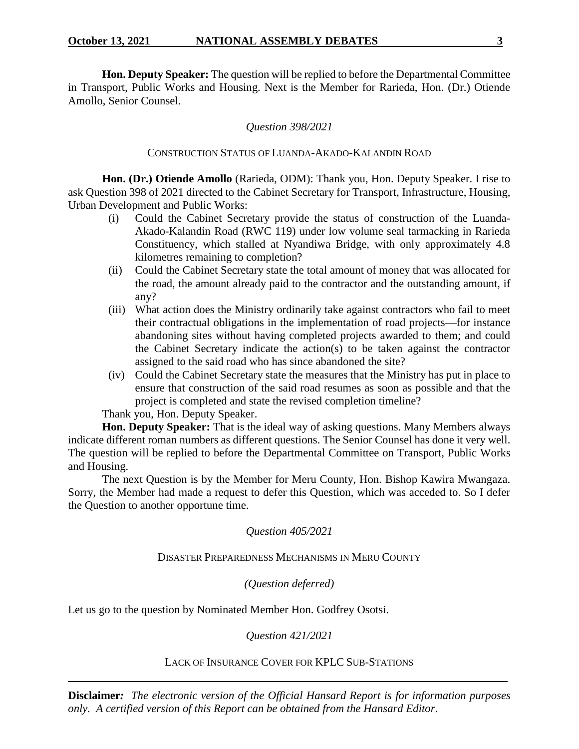**Hon. Deputy Speaker:** The question will be replied to before the Departmental Committee in Transport, Public Works and Housing. Next is the Member for Rarieda, Hon. (Dr.) Otiende Amollo, Senior Counsel.

*Question 398/2021*

CONSTRUCTION STATUS OF LUANDA-AKADO-KALANDIN ROAD

**Hon. (Dr.) Otiende Amollo** (Rarieda, ODM): Thank you, Hon. Deputy Speaker. I rise to ask Question 398 of 2021 directed to the Cabinet Secretary for Transport, Infrastructure, Housing, Urban Development and Public Works:

- (i) Could the Cabinet Secretary provide the status of construction of the Luanda-Akado-Kalandin Road (RWC 119) under low volume seal tarmacking in Rarieda Constituency, which stalled at Nyandiwa Bridge, with only approximately 4.8 kilometres remaining to completion?
- (ii) Could the Cabinet Secretary state the total amount of money that was allocated for the road, the amount already paid to the contractor and the outstanding amount, if any?
- (iii) What action does the Ministry ordinarily take against contractors who fail to meet their contractual obligations in the implementation of road projects—for instance abandoning sites without having completed projects awarded to them; and could the Cabinet Secretary indicate the action(s) to be taken against the contractor assigned to the said road who has since abandoned the site?
- (iv) Could the Cabinet Secretary state the measures that the Ministry has put in place to ensure that construction of the said road resumes as soon as possible and that the project is completed and state the revised completion timeline?

Thank you, Hon. Deputy Speaker.

**Hon. Deputy Speaker:** That is the ideal way of asking questions. Many Members always indicate different roman numbers as different questions. The Senior Counsel has done it very well. The question will be replied to before the Departmental Committee on Transport, Public Works and Housing.

The next Question is by the Member for Meru County, Hon. Bishop Kawira Mwangaza. Sorry, the Member had made a request to defer this Question, which was acceded to. So I defer the Question to another opportune time.

*Question 405/2021*

DISASTER PREPAREDNESS MECHANISMS IN MERU COUNTY

*(Question deferred)*

Let us go to the question by Nominated Member Hon. Godfrey Osotsi.

*Question 421/2021*

LACK OF INSURANCE COVER FOR KPLC SUB-STATIONS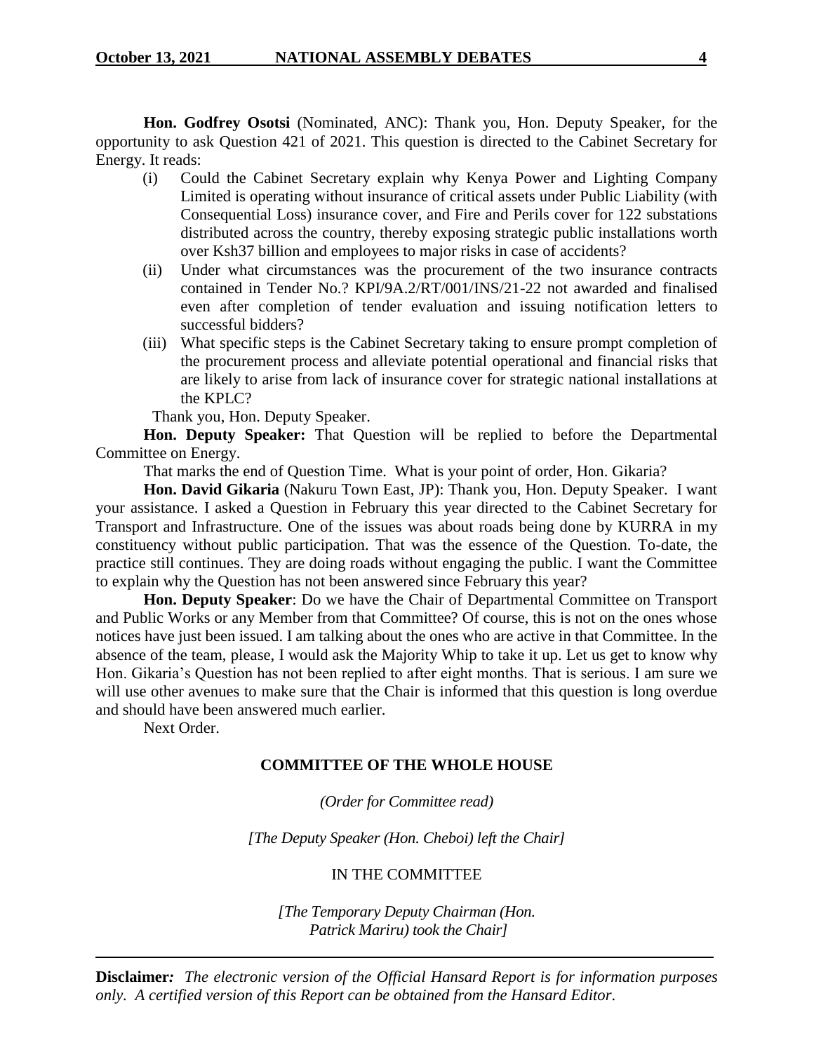**Hon. Godfrey Osotsi** (Nominated, ANC): Thank you, Hon. Deputy Speaker, for the opportunity to ask Question 421 of 2021. This question is directed to the Cabinet Secretary for Energy. It reads:

(i) Could the Cabinet Secretary explain why Kenya Power and Lighting Company Limited is operating without insurance of critical assets under Public Liability (with Consequential Loss) insurance cover, and Fire and Perils cover for 122 substations distributed across the country, thereby exposing strategic public installations worth over Ksh37 billion and employees to major risks in case of accidents?

(ii) Under what circumstances was the procurement of the two insurance contracts contained in Tender No.? KPI/9A.2/RT/001/INS/21-22 not awarded and finalised even after completion of tender evaluation and issuing notification letters to successful bidders?

(iii) What specific steps is the Cabinet Secretary taking to ensure prompt completion of the procurement process and alleviate potential operational and financial risks that are likely to arise from lack of insurance cover for strategic national installations at the KPLC?

Thank you, Hon. Deputy Speaker.

**Hon. Deputy Speaker:** That Question will be replied to before the Departmental Committee on Energy.

That marks the end of Question Time. What is your point of order, Hon. Gikaria?

**Hon. David Gikaria** (Nakuru Town East, JP): Thank you, Hon. Deputy Speaker. I want your assistance. I asked a Question in February this year directed to the Cabinet Secretary for Transport and Infrastructure. One of the issues was about roads being done by KURRA in my constituency without public participation. That was the essence of the Question. To-date, the practice still continues. They are doing roads without engaging the public. I want the Committee to explain why the Question has not been answered since February this year?

**Hon. Deputy Speaker**: Do we have the Chair of Departmental Committee on Transport and Public Works or any Member from that Committee? Of course, this is not on the ones whose notices have just been issued. I am talking about the ones who are active in that Committee. In the absence of the team, please, I would ask the Majority Whip to take it up. Let us get to know why Hon. Gikaria's Question has not been replied to after eight months. That is serious. I am sure we will use other avenues to make sure that the Chair is informed that this question is long overdue and should have been answered much earlier.

Next Order.

## COMMITTEE OF THE WHOLE HOUSE

*(Order for Committee read)*

*[The Deputy Speaker (Hon. Cheboi) left the Chair]*

IN THE COMMITTEE

*[The Temporary Deputy Chairman (Hon. Patrick Mariru) took the Chair]*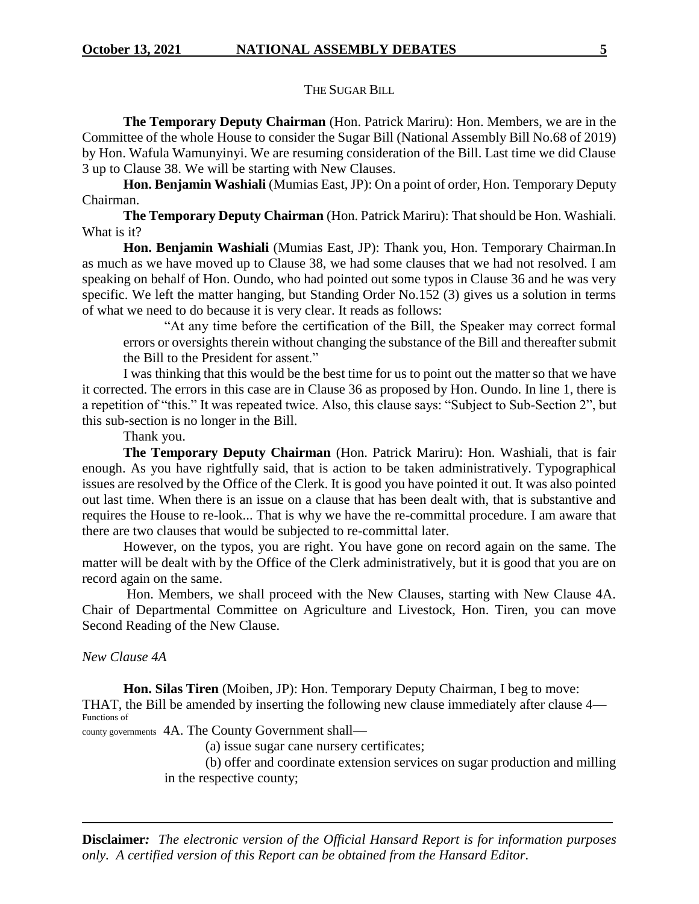THE SUGAR BILL

**The Temporary Deputy Chairman** (Hon. Patrick Mariru): Hon. Members, we are in the Committee of the whole House to consider the Sugar Bill (National Assembly Bill No.68 of 2019) by Hon. Wafula Wamunyinyi. We are resuming consideration of the Bill. Last time we did Clause 3 up to Clause 38. We will be starting with New Clauses.

**Hon. Benjamin Washiali** (Mumias East, JP): On a point of order, Hon. Temporary Deputy Chairman.

**The Temporary Deputy Chairman** (Hon. Patrick Mariru): That should be Hon. Washiali. What is it?

**Hon. Benjamin Washiali** (Mumias East, JP): Thank you, Hon. Temporary Chairman.In as much as we have moved up to Clause 38, we had some clauses that we had not resolved. I am speaking on behalf of Hon. Oundo, who had pointed out some typos in Clause 36 and he was very specific. We left the matter hanging, but Standing Order No.152 (3) gives us a solution in terms of what we need to do because it is very clear. It reads as follows:

> "At any time before the certification of the Bill, the Speaker may correct formal errors or oversights therein without changing the substance of the Bill and thereafter submit the Bill to the President for assent."

I was thinking that this would be the best time for us to point out the matter so that we have it corrected. The errors in this case are in Clause 36 as proposed by Hon. Oundo. In line 1, there is a repetition of "this." It was repeated twice. Also, this clause says: "Subject to Sub-Section 2", but this sub-section is no longer in the Bill.

Thank you.

**The Temporary Deputy Chairman** (Hon. Patrick Mariru): Hon. Washiali, that is fair enough. As you have rightfully said, that is action to be taken administratively. Typographical issues are resolved by the Office of the Clerk. It is good you have pointed it out. It was also pointed out last time. When there is an issue on a clause that has been dealt with, that is substantive and requires the House to re-look... That is why we have the re-committal procedure. I am aware that there are two clauses that would be subjected to re-committal later.

However, on the typos, you are right. You have gone on record again on the same. The matter will be dealt with by the Office of the Clerk administratively, but it is good that you are on record again on the same.

Hon. Members, we shall proceed with the New Clauses, starting with New Clause 4A. Chair of Departmental Committee on Agriculture and Livestock, Hon. Tiren, you can move Second Reading of the New Clause.

*New Clause 4A*

**Hon. Silas Tiren** (Moiben, JP): Hon. Temporary Deputy Chairman, I beg to move:

THAT, the Bill be amended by inserting the following new clause immediately after clause 4—

Functions of county governments

4A. The County Government shall—

(a) issue sugar cane nursery certificates;

(b) offer and coordinate extension services on sugar production and milling in the respective county;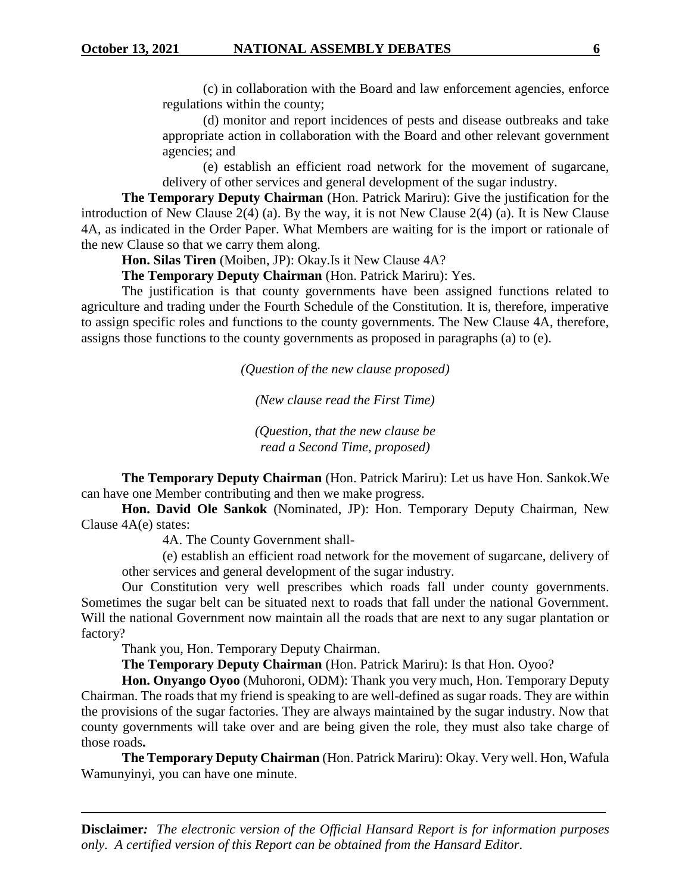(c) in collaboration with the Board and law enforcement agencies, enforce regulations within the county;

(d) monitor and report incidences of pests and disease outbreaks and take appropriate action in collaboration with the Board and other relevant government agencies; and

(e) establish an efficient road network for the movement of sugarcane, delivery of other services and general development of the sugar industry.

**The Temporary Deputy Chairman** (Hon. Patrick Mariru): Give the justification for the introduction of New Clause 2(4) (a). By the way, it is not New Clause 2(4) (a). It is New Clause 4A, as indicated in the Order Paper. What Members are waiting for is the import or rationale of the new Clause so that we carry them along.

**Hon. Silas Tiren** (Moiben, JP): Okay.Is it New Clause 4A?

**The Temporary Deputy Chairman** (Hon. Patrick Mariru): Yes.

The justification is that county governments have been assigned functions related to agriculture and trading under the Fourth Schedule of the Constitution. It is, therefore, imperative to assign specific roles and functions to the county governments. The New Clause 4A, therefore, assigns those functions to the county governments as proposed in paragraphs (a) to (e).

*(Question of the new clause proposed)*

*(New clause read the First Time)*

*(Question, that the new clause be read a Second Time, proposed)*

**The Temporary Deputy Chairman** (Hon. Patrick Mariru): Let us have Hon. Sankok.We can have one Member contributing and then we make progress.

**Hon. David Ole Sankok** (Nominated, JP): Hon. Temporary Deputy Chairman, New Clause 4A(e) states:

4A. The County Government shall-

(e) establish an efficient road network for the movement of sugarcane, delivery of other services and general development of the sugar industry.

Our Constitution very well prescribes which roads fall under county governments. Sometimes the sugar belt can be situated next to roads that fall under the national Government. Will the national Government now maintain all the roads that are next to any sugar plantation or factory?

Thank you, Hon. Temporary Deputy Chairman.

**The Temporary Deputy Chairman** (Hon. Patrick Mariru): Is that Hon. Oyoo?

**Hon. Onyango Oyoo** (Muhoroni, ODM): Thank you very much, Hon. Temporary Deputy Chairman. The roads that my friend is speaking to are well-defined as sugar roads. They are within the provisions of the sugar factories. They are always maintained by the sugar industry. Now that county governments will take over and are being given the role, they must also take charge of those roads**.**

**The Temporary Deputy Chairman** (Hon. Patrick Mariru): Okay. Very well. Hon, Wafula Wamunyinyi, you can have one minute.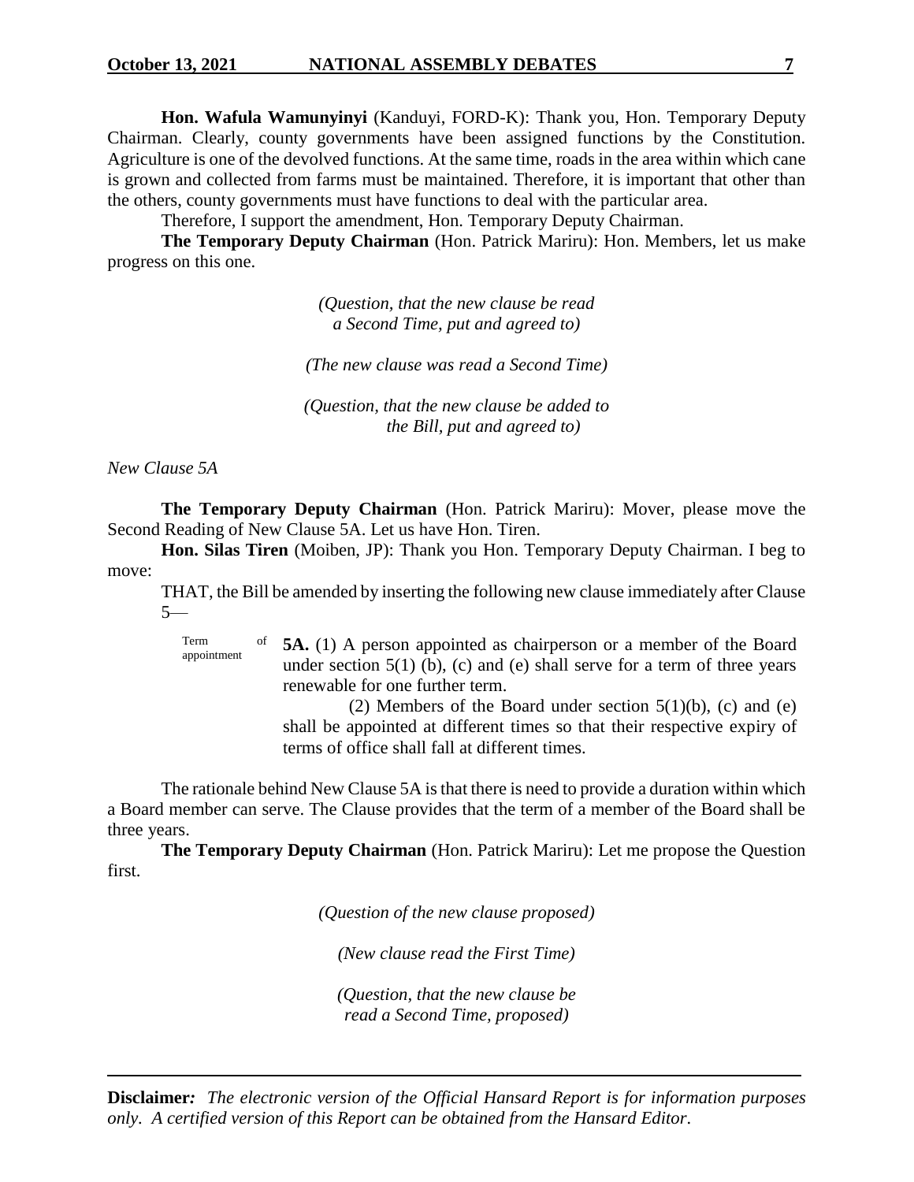**Hon. Wafula Wamunyinyi** (Kanduyi, FORD-K): Thank you, Hon. Temporary Deputy Chairman. Clearly, county governments have been assigned functions by the Constitution. Agriculture is one of the devolved functions. At the same time, roads in the area within which cane is grown and collected from farms must be maintained. Therefore, it is important that other than the others, county governments must have functions to deal with the particular area.

Therefore, I support the amendment, Hon. Temporary Deputy Chairman.

**The Temporary Deputy Chairman** (Hon. Patrick Mariru): Hon. Members, let us make progress on this one.

*(Question, that the new clause be read a Second Time, put and agreed to)*

*(The new clause was read a Second Time)*

*(Question, that the new clause be added to the Bill, put and agreed to)*

*New Clause 5A*

**The Temporary Deputy Chairman** (Hon. Patrick Mariru): Mover, please move the Second Reading of New Clause 5A. Let us have Hon. Tiren.

**Hon. Silas Tiren** (Moiben, JP): Thank you Hon. Temporary Deputy Chairman. I beg to move:

THAT, the Bill be amended by inserting the following new clause immediately after Clause 5—

Term of appointment

**5A.** (1) A person appointed as chairperson or a member of the Board under section 5(1) (b), (c) and (e) shall serve for a term of three years renewable for one further term.

(2) Members of the Board under section 5(1)(b), (c) and (e) shall be appointed at different times so that their respective expiry of terms of office shall fall at different times.

The rationale behind New Clause 5A is that there is need to provide a duration within which a Board member can serve. The Clause provides that the term of a member of the Board shall be three years.

**The Temporary Deputy Chairman** (Hon. Patrick Mariru): Let me propose the Question first.

*(Question of the new clause proposed)*

*(New clause read the First Time)*

*(Question, that the new clause be read a Second Time, proposed)*

**Disclaimer***:* *The electronic version of the Official Hansard Report is for information purposes only. A certified version of this Report can be obtained from the Hansard Editor.*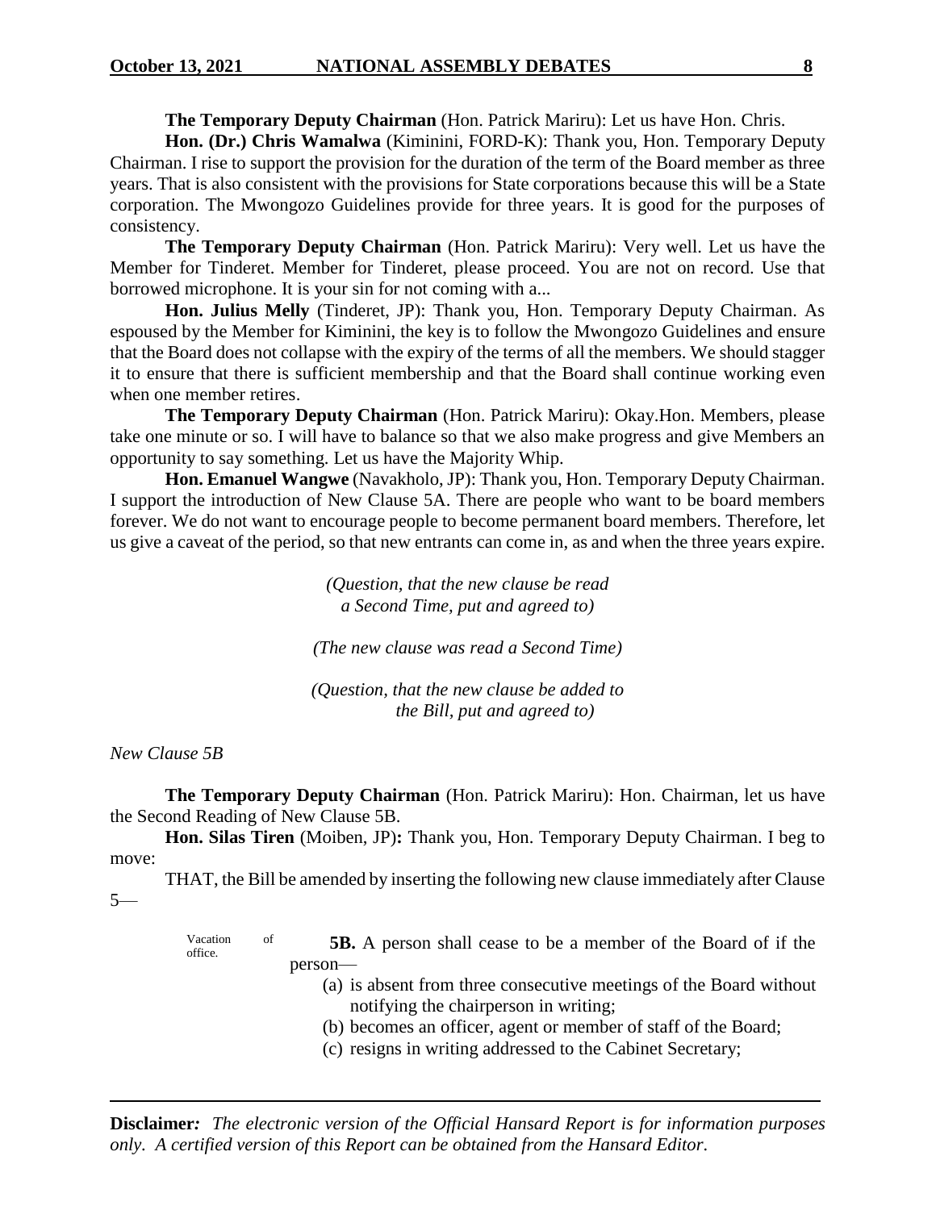**The Temporary Deputy Chairman** (Hon. Patrick Mariru): Let us have Hon. Chris.

**Hon. (Dr.) Chris Wamalwa** (Kiminini, FORD-K): Thank you, Hon. Temporary Deputy Chairman. I rise to support the provision for the duration of the term of the Board member as three years. That is also consistent with the provisions for State corporations because this will be a State corporation. The Mwongozo Guidelines provide for three years. It is good for the purposes of consistency.

**The Temporary Deputy Chairman** (Hon. Patrick Mariru): Very well. Let us have the Member for Tinderet. Member for Tinderet, please proceed. You are not on record. Use that borrowed microphone. It is your sin for not coming with a...

**Hon. Julius Melly** (Tinderet, JP): Thank you, Hon. Temporary Deputy Chairman. As espoused by the Member for Kiminini, the key is to follow the Mwongozo Guidelines and ensure that the Board does not collapse with the expiry of the terms of all the members. We should stagger it to ensure that there is sufficient membership and that the Board shall continue working even when one member retires.

**The Temporary Deputy Chairman** (Hon. Patrick Mariru): Okay.Hon. Members, please take one minute or so. I will have to balance so that we also make progress and give Members an opportunity to say something. Let us have the Majority Whip.

**Hon. Emanuel Wangwe** (Navakholo, JP): Thank you, Hon. Temporary Deputy Chairman. I support the introduction of New Clause 5A. There are people who want to be board members forever. We do not want to encourage people to become permanent board members. Therefore, let us give a caveat of the period, so that new entrants can come in, as and when the three years expire.

*(Question, that the new clause be read a Second Time, put and agreed to)*

*(The new clause was read a Second Time)*

*(Question, that the new clause be added to the Bill, put and agreed to)*

*New Clause 5B*

**The Temporary Deputy Chairman** (Hon. Patrick Mariru): Hon. Chairman, let us have the Second Reading of New Clause 5B.

**Hon. Silas Tiren** (Moiben, JP)**:** Thank you, Hon. Temporary Deputy Chairman. I beg to move:

THAT, the Bill be amended by inserting the following new clause immediately after Clause 5—

Vacation of office.

**5B.** A person shall cease to be a member of the Board of if the person—

(a) is absent from three consecutive meetings of the Board without notifying the chairperson in writing;

(b) becomes an officer, agent or member of staff of the Board;

(c) resigns in writing addressed to the Cabinet Secretary;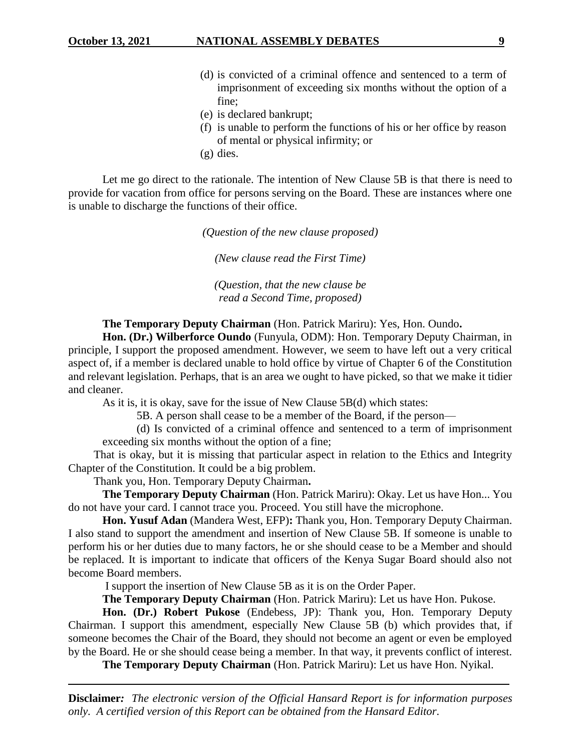(d) is convicted of a criminal offence and sentenced to a term of imprisonment of exceeding six months without the option of a fine;

(e) is declared bankrupt;

(f) is unable to perform the functions of his or her office by reason of mental or physical infirmity; or

(g) dies.

Let me go direct to the rationale. The intention of New Clause 5B is that there is need to provide for vacation from office for persons serving on the Board. These are instances where one is unable to discharge the functions of their office.

*(Question of the new clause proposed)*

*(New clause read the First Time)*

*(Question, that the new clause be read a Second Time, proposed)*

**The Temporary Deputy Chairman** (Hon. Patrick Mariru): Yes, Hon. Oundo**.**

**Hon. (Dr.) Wilberforce Oundo** (Funyula, ODM): Hon. Temporary Deputy Chairman, in principle, I support the proposed amendment. However, we seem to have left out a very critical aspect of, if a member is declared unable to hold office by virtue of Chapter 6 of the Constitution and relevant legislation. Perhaps, that is an area we ought to have picked, so that we make it tidier and cleaner.

As it is, it is okay, save for the issue of New Clause 5B(d) which states:

5B. A person shall cease to be a member of the Board, if the person—

(d) Is convicted of a criminal offence and sentenced to a term of imprisonment exceeding six months without the option of a fine;

That is okay, but it is missing that particular aspect in relation to the Ethics and Integrity Chapter of the Constitution. It could be a big problem.

Thank you, Hon. Temporary Deputy Chairman**.**

**The Temporary Deputy Chairman** (Hon. Patrick Mariru): Okay. Let us have Hon... You do not have your card. I cannot trace you. Proceed. You still have the microphone.

**Hon. Yusuf Adan** (Mandera West, EFP)**:** Thank you, Hon. Temporary Deputy Chairman. I also stand to support the amendment and insertion of New Clause 5B. If someone is unable to perform his or her duties due to many factors, he or she should cease to be a Member and should be replaced. It is important to indicate that officers of the Kenya Sugar Board should also not become Board members.

I support the insertion of New Clause 5B as it is on the Order Paper.

**The Temporary Deputy Chairman** (Hon. Patrick Mariru): Let us have Hon. Pukose.

**Hon. (Dr.) Robert Pukose** (Endebess, JP): Thank you, Hon. Temporary Deputy Chairman. I support this amendment, especially New Clause 5B (b) which provides that, if someone becomes the Chair of the Board, they should not become an agent or even be employed by the Board. He or she should cease being a member. In that way, it prevents conflict of interest.

**The Temporary Deputy Chairman** (Hon. Patrick Mariru): Let us have Hon. Nyikal.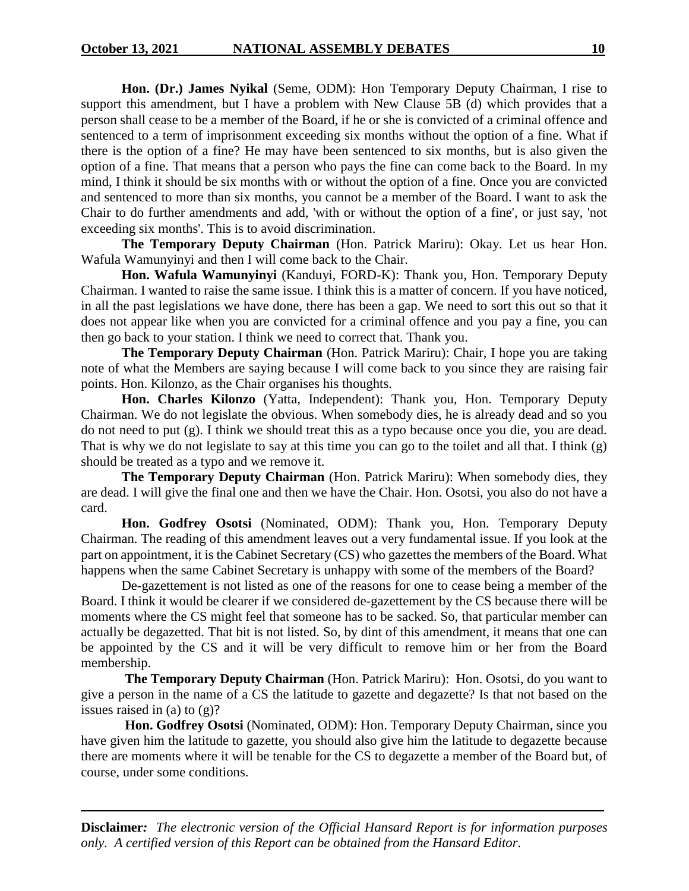**Hon. (Dr.) James Nyikal** (Seme, ODM): Hon Temporary Deputy Chairman, I rise to support this amendment, but I have a problem with New Clause 5B (d) which provides that a person shall cease to be a member of the Board, if he or she is convicted of a criminal offence and sentenced to a term of imprisonment exceeding six months without the option of a fine. What if there is the option of a fine? He may have been sentenced to six months, but is also given the option of a fine. That means that a person who pays the fine can come back to the Board. In my mind, I think it should be six months with or without the option of a fine. Once you are convicted and sentenced to more than six months, you cannot be a member of the Board. I want to ask the Chair to do further amendments and add, 'with or without the option of a fine', or just say, 'not exceeding six months'. This is to avoid discrimination.

**The Temporary Deputy Chairman** (Hon. Patrick Mariru): Okay. Let us hear Hon. Wafula Wamunyinyi and then I will come back to the Chair.

**Hon. Wafula Wamunyinyi** (Kanduyi, FORD-K): Thank you, Hon. Temporary Deputy Chairman. I wanted to raise the same issue. I think this is a matter of concern. If you have noticed, in all the past legislations we have done, there has been a gap. We need to sort this out so that it does not appear like when you are convicted for a criminal offence and you pay a fine, you can then go back to your station. I think we need to correct that. Thank you.

**The Temporary Deputy Chairman** (Hon. Patrick Mariru): Chair, I hope you are taking note of what the Members are saying because I will come back to you since they are raising fair points. Hon. Kilonzo, as the Chair organises his thoughts.

**Hon. Charles Kilonzo** (Yatta, Independent): Thank you, Hon. Temporary Deputy Chairman. We do not legislate the obvious. When somebody dies, he is already dead and so you do not need to put (g). I think we should treat this as a typo because once you die, you are dead. That is why we do not legislate to say at this time you can go to the toilet and all that. I think (g) should be treated as a typo and we remove it.

**The Temporary Deputy Chairman** (Hon. Patrick Mariru): When somebody dies, they are dead. I will give the final one and then we have the Chair. Hon. Osotsi, you also do not have a card.

**Hon. Godfrey Osotsi** (Nominated, ODM): Thank you, Hon. Temporary Deputy Chairman. The reading of this amendment leaves out a very fundamental issue. If you look at the part on appointment, it is the Cabinet Secretary (CS) who gazettes the members of the Board. What happens when the same Cabinet Secretary is unhappy with some of the members of the Board?

De-gazettement is not listed as one of the reasons for one to cease being a member of the Board. I think it would be clearer if we considered de-gazettement by the CS because there will be moments where the CS might feel that someone has to be sacked. So, that particular member can actually be degazetted. That bit is not listed. So, by dint of this amendment, it means that one can be appointed by the CS and it will be very difficult to remove him or her from the Board membership.

**The Temporary Deputy Chairman** (Hon. Patrick Mariru): Hon. Osotsi, do you want to give a person in the name of a CS the latitude to gazette and degazette? Is that not based on the issues raised in (a) to (g)?

**Hon. Godfrey Osotsi** (Nominated, ODM): Hon. Temporary Deputy Chairman, since you have given him the latitude to gazette, you should also give him the latitude to degazette because there are moments where it will be tenable for the CS to degazette a member of the Board but, of course, under some conditions.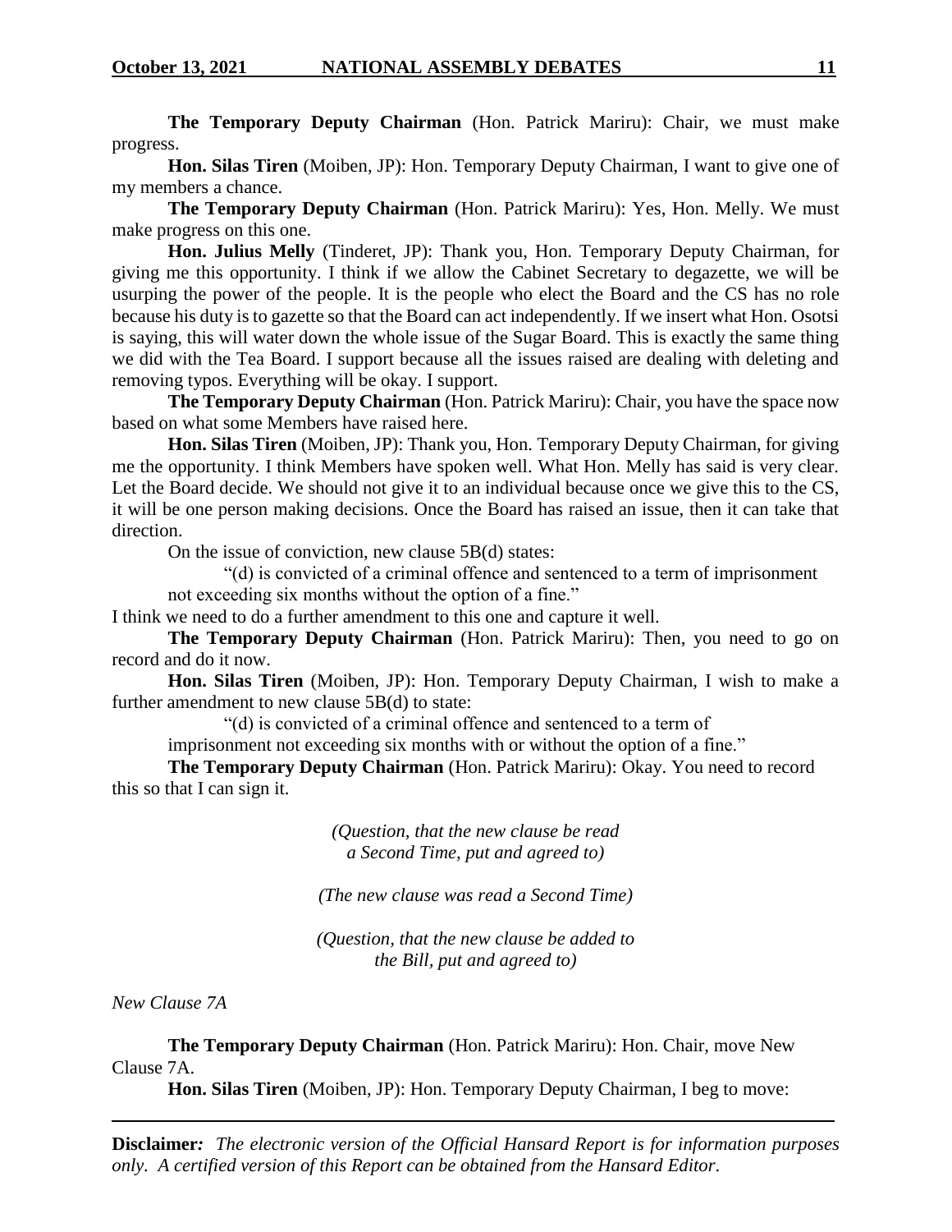**The Temporary Deputy Chairman** (Hon. Patrick Mariru): Chair, we must make progress.

**Hon. Silas Tiren** (Moiben, JP): Hon. Temporary Deputy Chairman, I want to give one of my members a chance.

**The Temporary Deputy Chairman** (Hon. Patrick Mariru): Yes, Hon. Melly. We must make progress on this one.

**Hon. Julius Melly** (Tinderet, JP): Thank you, Hon. Temporary Deputy Chairman, for giving me this opportunity. I think if we allow the Cabinet Secretary to degazette, we will be usurping the power of the people. It is the people who elect the Board and the CS has no role because his duty is to gazette so that the Board can act independently. If we insert what Hon. Osotsi is saying, this will water down the whole issue of the Sugar Board. This is exactly the same thing we did with the Tea Board. I support because all the issues raised are dealing with deleting and removing typos. Everything will be okay. I support.

**The Temporary Deputy Chairman** (Hon. Patrick Mariru): Chair, you have the space now based on what some Members have raised here.

**Hon. Silas Tiren** (Moiben, JP): Thank you, Hon. Temporary Deputy Chairman, for giving me the opportunity. I think Members have spoken well. What Hon. Melly has said is very clear. Let the Board decide. We should not give it to an individual because once we give this to the CS, it will be one person making decisions. Once the Board has raised an issue, then it can take that direction.

On the issue of conviction, new clause 5B(d) states:

> "(d) is convicted of a criminal offence and sentenced to a term of imprisonment not exceeding six months without the option of a fine."

I think we need to do a further amendment to this one and capture it well.

**The Temporary Deputy Chairman** (Hon. Patrick Mariru): Then, you need to go on record and do it now.

**Hon. Silas Tiren** (Moiben, JP): Hon. Temporary Deputy Chairman, I wish to make a further amendment to new clause 5B(d) to state:

> "(d) is convicted of a criminal offence and sentenced to a term of imprisonment not exceeding six months with or without the option of a fine."

**The Temporary Deputy Chairman** (Hon. Patrick Mariru): Okay. You need to record this so that I can sign it.

*(Question, that the new clause be read a Second Time, put and agreed to)*

*(The new clause was read a Second Time)*

*(Question, that the new clause be added to the Bill, put and agreed to)*

*New Clause 7A*

**The Temporary Deputy Chairman** (Hon. Patrick Mariru): Hon. Chair, move New Clause 7A.

**Hon. Silas Tiren** (Moiben, JP): Hon. Temporary Deputy Chairman, I beg to move:

**Disclaimer***: The electronic version of the Official Hansard Report is for information purposes only. A certified version of this Report can be obtained from the Hansard Editor.*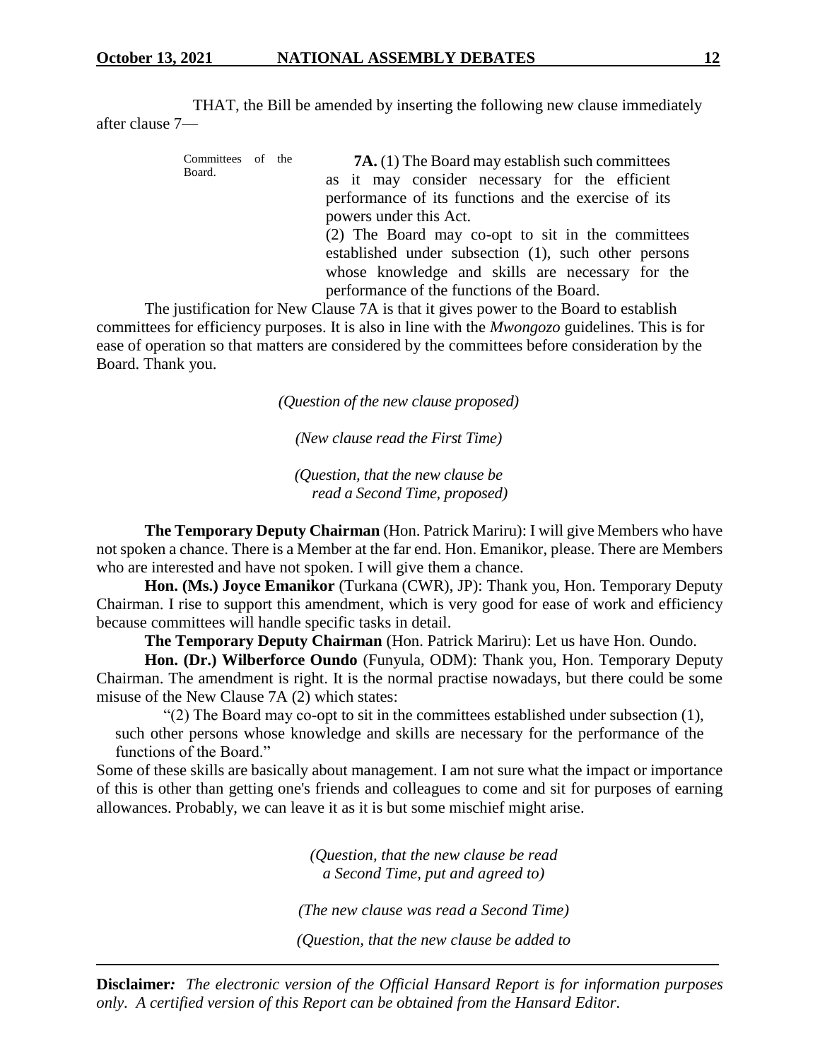THAT, the Bill be amended by inserting the following new clause immediately after clause 7—

Committees of the Board.

**7A.** (1) The Board may establish such committees as it may consider necessary for the efficient performance of its functions and the exercise of its powers under this Act.

(2) The Board may co-opt to sit in the committees established under subsection (1), such other persons whose knowledge and skills are necessary for the performance of the functions of the Board.

The justification for New Clause 7A is that it gives power to the Board to establish committees for efficiency purposes. It is also in line with the *Mwongozo* guidelines. This is for ease of operation so that matters are considered by the committees before consideration by the Board. Thank you.

*(Question of the new clause proposed)*

*(New clause read the First Time)*

*(Question, that the new clause be read a Second Time, proposed)*

**The Temporary Deputy Chairman** (Hon. Patrick Mariru): I will give Members who have not spoken a chance. There is a Member at the far end. Hon. Emanikor, please. There are Members who are interested and have not spoken. I will give them a chance.

**Hon. (Ms.) Joyce Emanikor** (Turkana (CWR), JP): Thank you, Hon. Temporary Deputy Chairman. I rise to support this amendment, which is very good for ease of work and efficiency because committees will handle specific tasks in detail.

**The Temporary Deputy Chairman** (Hon. Patrick Mariru): Let us have Hon. Oundo.

**Hon. (Dr.) Wilberforce Oundo** (Funyula, ODM): Thank you, Hon. Temporary Deputy Chairman. The amendment is right. It is the normal practise nowadays, but there could be some misuse of the New Clause 7A (2) which states:

> "(2) The Board may co-opt to sit in the committees established under subsection (1), such other persons whose knowledge and skills are necessary for the performance of the functions of the Board."

Some of these skills are basically about management. I am not sure what the impact or importance of this is other than getting one's friends and colleagues to come and sit for purposes of earning allowances. Probably, we can leave it as it is but some mischief might arise.

*(Question, that the new clause be read a Second Time, put and agreed to)*

*(The new clause was read a Second Time)*

*(Question, that the new clause be added to*

**Disclaimer***: The electronic version of the Official Hansard Report is for information purposes only. A certified version of this Report can be obtained from the Hansard Editor.*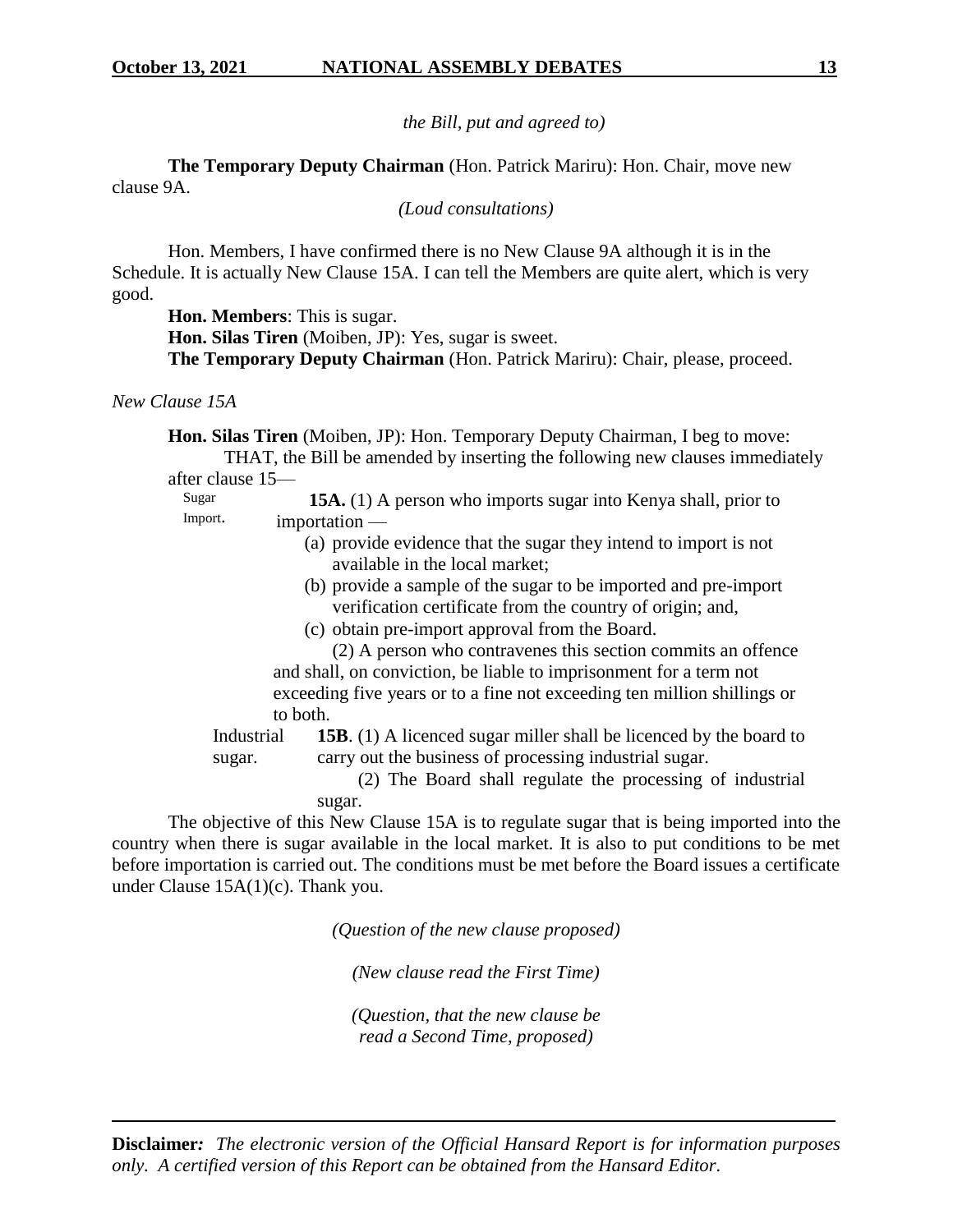*the Bill, put and agreed to)*

**The Temporary Deputy Chairman** (Hon. Patrick Mariru): Hon. Chair, move new clause 9A.

*(Loud consultations)*

Hon. Members, I have confirmed there is no New Clause 9A although it is in the Schedule. It is actually New Clause 15A. I can tell the Members are quite alert, which is very good.

**Hon. Members**: This is sugar.

**Hon. Silas Tiren** (Moiben, JP): Yes, sugar is sweet.

**The Temporary Deputy Chairman** (Hon. Patrick Mariru): Chair, please, proceed.

*New Clause 15A*

**Hon. Silas Tiren** (Moiben, JP): Hon. Temporary Deputy Chairman, I beg to move:

THAT, the Bill be amended by inserting the following new clauses immediately after clause 15—

Sugar Import.

**15A.** (1) A person who imports sugar into Kenya shall, prior to importation —

(a) provide evidence that the sugar they intend to import is not available in the local market;

(b) provide a sample of the sugar to be imported and pre-import verification certificate from the country of origin; and,

(c) obtain pre-import approval from the Board.

(2) A person who contravenes this section commits an offence and shall, on conviction, be liable to imprisonment for a term not exceeding five years or to a fine not exceeding ten million shillings or to both.

Industrial sugar.

**15B**. (1) A licenced sugar miller shall be licenced by the board to carry out the business of processing industrial sugar.

(2) The Board shall regulate the processing of industrial sugar.

The objective of this New Clause 15A is to regulate sugar that is being imported into the country when there is sugar available in the local market. It is also to put conditions to be met before importation is carried out. The conditions must be met before the Board issues a certificate under Clause 15A(1)(c). Thank you.

*(Question of the new clause proposed)*

*(New clause read the First Time)*

*(Question, that the new clause be read a Second Time, proposed)*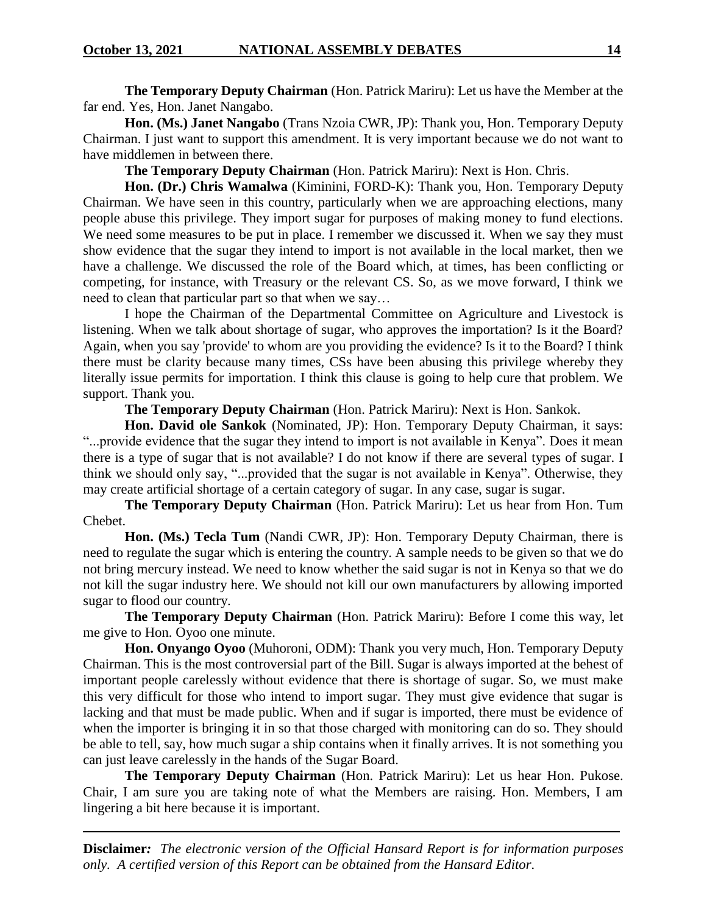**The Temporary Deputy Chairman** (Hon. Patrick Mariru): Let us have the Member at the far end. Yes, Hon. Janet Nangabo.

**Hon. (Ms.) Janet Nangabo** (Trans Nzoia CWR, JP): Thank you, Hon. Temporary Deputy Chairman. I just want to support this amendment. It is very important because we do not want to have middlemen in between there.

**The Temporary Deputy Chairman** (Hon. Patrick Mariru): Next is Hon. Chris.

**Hon. (Dr.) Chris Wamalwa** (Kiminini, FORD-K): Thank you, Hon. Temporary Deputy Chairman. We have seen in this country, particularly when we are approaching elections, many people abuse this privilege. They import sugar for purposes of making money to fund elections. We need some measures to be put in place. I remember we discussed it. When we say they must show evidence that the sugar they intend to import is not available in the local market, then we have a challenge. We discussed the role of the Board which, at times, has been conflicting or competing, for instance, with Treasury or the relevant CS. So, as we move forward, I think we need to clean that particular part so that when we say…

I hope the Chairman of the Departmental Committee on Agriculture and Livestock is listening. When we talk about shortage of sugar, who approves the importation? Is it the Board? Again, when you say 'provide' to whom are you providing the evidence? Is it to the Board? I think there must be clarity because many times, CSs have been abusing this privilege whereby they literally issue permits for importation. I think this clause is going to help cure that problem. We support. Thank you.

**The Temporary Deputy Chairman** (Hon. Patrick Mariru): Next is Hon. Sankok.

**Hon. David ole Sankok** (Nominated, JP): Hon. Temporary Deputy Chairman, it says: "...provide evidence that the sugar they intend to import is not available in Kenya". Does it mean there is a type of sugar that is not available? I do not know if there are several types of sugar. I think we should only say, "...provided that the sugar is not available in Kenya". Otherwise, they may create artificial shortage of a certain category of sugar. In any case, sugar is sugar.

**The Temporary Deputy Chairman** (Hon. Patrick Mariru): Let us hear from Hon. Tum Chebet.

**Hon. (Ms.) Tecla Tum** (Nandi CWR, JP): Hon. Temporary Deputy Chairman, there is need to regulate the sugar which is entering the country. A sample needs to be given so that we do not bring mercury instead. We need to know whether the said sugar is not in Kenya so that we do not kill the sugar industry here. We should not kill our own manufacturers by allowing imported sugar to flood our country.

**The Temporary Deputy Chairman** (Hon. Patrick Mariru): Before I come this way, let me give to Hon. Oyoo one minute.

**Hon. Onyango Oyoo** (Muhoroni, ODM): Thank you very much, Hon. Temporary Deputy Chairman. This is the most controversial part of the Bill. Sugar is always imported at the behest of important people carelessly without evidence that there is shortage of sugar. So, we must make this very difficult for those who intend to import sugar. They must give evidence that sugar is lacking and that must be made public. When and if sugar is imported, there must be evidence of when the importer is bringing it in so that those charged with monitoring can do so. They should be able to tell, say, how much sugar a ship contains when it finally arrives. It is not something you can just leave carelessly in the hands of the Sugar Board.

**The Temporary Deputy Chairman** (Hon. Patrick Mariru): Let us hear Hon. Pukose. Chair, I am sure you are taking note of what the Members are raising. Hon. Members, I am lingering a bit here because it is important.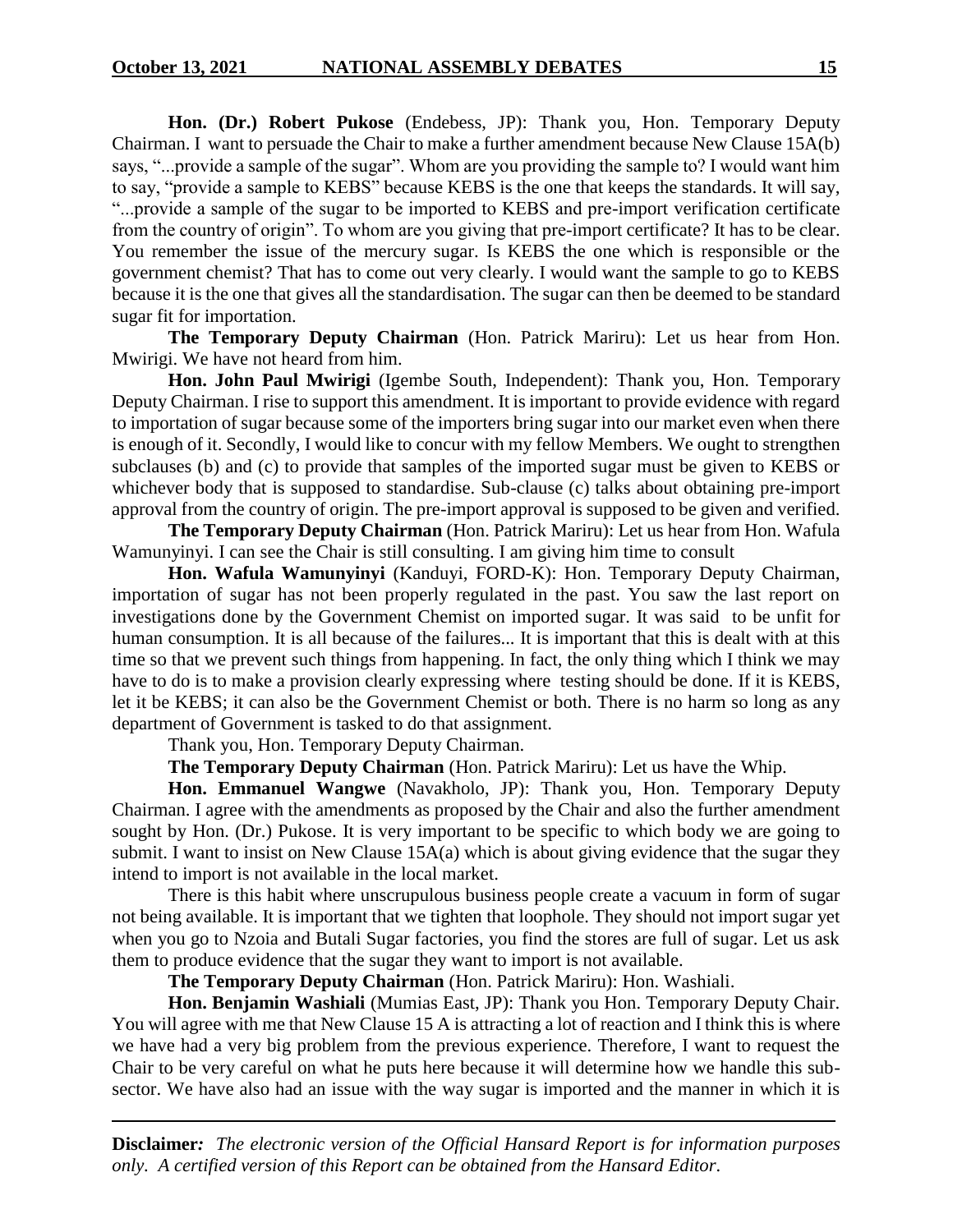**Hon. (Dr.) Robert Pukose** (Endebess, JP): Thank you, Hon. Temporary Deputy Chairman. I want to persuade the Chair to make a further amendment because New Clause 15A(b) says, "...provide a sample of the sugar". Whom are you providing the sample to? I would want him to say, "provide a sample to KEBS" because KEBS is the one that keeps the standards. It will say, "...provide a sample of the sugar to be imported to KEBS and pre-import verification certificate from the country of origin". To whom are you giving that pre-import certificate? It has to be clear. You remember the issue of the mercury sugar. Is KEBS the one which is responsible or the government chemist? That has to come out very clearly. I would want the sample to go to KEBS because it is the one that gives all the standardisation. The sugar can then be deemed to be standard sugar fit for importation.

**The Temporary Deputy Chairman** (Hon. Patrick Mariru): Let us hear from Hon. Mwirigi. We have not heard from him.

**Hon. John Paul Mwirigi** (Igembe South, Independent): Thank you, Hon. Temporary Deputy Chairman. I rise to support this amendment. It is important to provide evidence with regard to importation of sugar because some of the importers bring sugar into our market even when there is enough of it. Secondly, I would like to concur with my fellow Members. We ought to strengthen subclauses (b) and (c) to provide that samples of the imported sugar must be given to KEBS or whichever body that is supposed to standardise. Sub-clause (c) talks about obtaining pre-import approval from the country of origin. The pre-import approval is supposed to be given and verified.

**The Temporary Deputy Chairman** (Hon. Patrick Mariru): Let us hear from Hon. Wafula Wamunyinyi. I can see the Chair is still consulting. I am giving him time to consult

**Hon. Wafula Wamunyinyi** (Kanduyi, FORD-K): Hon. Temporary Deputy Chairman, importation of sugar has not been properly regulated in the past. You saw the last report on investigations done by the Government Chemist on imported sugar. It was said to be unfit for human consumption. It is all because of the failures... It is important that this is dealt with at this time so that we prevent such things from happening. In fact, the only thing which I think we may have to do is to make a provision clearly expressing where testing should be done. If it is KEBS, let it be KEBS; it can also be the Government Chemist or both. There is no harm so long as any department of Government is tasked to do that assignment.

Thank you, Hon. Temporary Deputy Chairman.

**The Temporary Deputy Chairman** (Hon. Patrick Mariru): Let us have the Whip.

**Hon. Emmanuel Wangwe** (Navakholo, JP): Thank you, Hon. Temporary Deputy Chairman. I agree with the amendments as proposed by the Chair and also the further amendment sought by Hon. (Dr.) Pukose. It is very important to be specific to which body we are going to submit. I want to insist on New Clause 15A(a) which is about giving evidence that the sugar they intend to import is not available in the local market.

There is this habit where unscrupulous business people create a vacuum in form of sugar not being available. It is important that we tighten that loophole. They should not import sugar yet when you go to Nzoia and Butali Sugar factories, you find the stores are full of sugar. Let us ask them to produce evidence that the sugar they want to import is not available.

**The Temporary Deputy Chairman** (Hon. Patrick Mariru): Hon. Washiali.

**Hon. Benjamin Washiali** (Mumias East, JP): Thank you Hon. Temporary Deputy Chair. You will agree with me that New Clause 15 A is attracting a lot of reaction and I think this is where we have had a very big problem from the previous experience. Therefore, I want to request the Chair to be very careful on what he puts here because it will determine how we handle this sub-sector. We have also had an issue with the way sugar is imported and the manner in which it is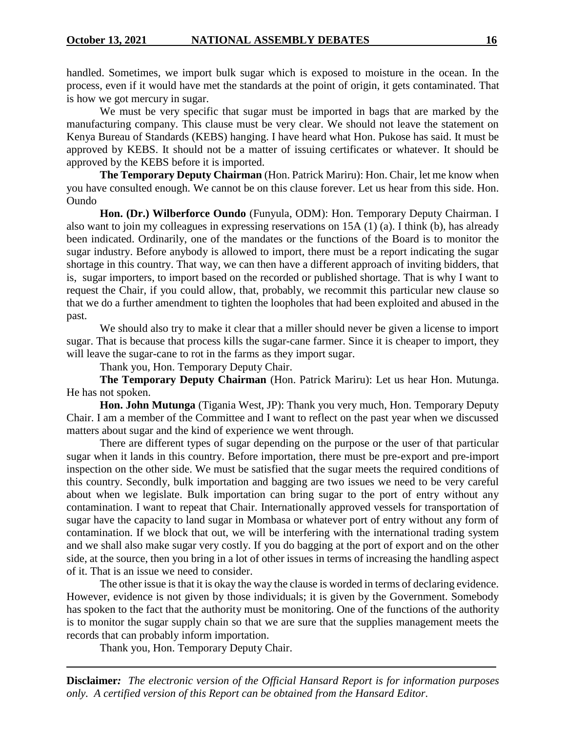handled. Sometimes, we import bulk sugar which is exposed to moisture in the ocean. In the process, even if it would have met the standards at the point of origin, it gets contaminated. That is how we got mercury in sugar.

We must be very specific that sugar must be imported in bags that are marked by the manufacturing company. This clause must be very clear. We should not leave the statement on Kenya Bureau of Standards (KEBS) hanging. I have heard what Hon. Pukose has said. It must be approved by KEBS. It should not be a matter of issuing certificates or whatever. It should be approved by the KEBS before it is imported.

**The Temporary Deputy Chairman** (Hon. Patrick Mariru): Hon. Chair, let me know when you have consulted enough. We cannot be on this clause forever. Let us hear from this side. Hon. Oundo

**Hon. (Dr.) Wilberforce Oundo** (Funyula, ODM): Hon. Temporary Deputy Chairman. I also want to join my colleagues in expressing reservations on 15A (1) (a). I think (b), has already been indicated. Ordinarily, one of the mandates or the functions of the Board is to monitor the sugar industry. Before anybody is allowed to import, there must be a report indicating the sugar shortage in this country. That way, we can then have a different approach of inviting bidders, that is, sugar importers, to import based on the recorded or published shortage. That is why I want to request the Chair, if you could allow, that, probably, we recommit this particular new clause so that we do a further amendment to tighten the loopholes that had been exploited and abused in the past.

We should also try to make it clear that a miller should never be given a license to import sugar. That is because that process kills the sugar-cane farmer. Since it is cheaper to import, they will leave the sugar-cane to rot in the farms as they import sugar.

Thank you, Hon. Temporary Deputy Chair.

**The Temporary Deputy Chairman** (Hon. Patrick Mariru): Let us hear Hon. Mutunga. He has not spoken.

**Hon. John Mutunga** (Tigania West, JP): Thank you very much, Hon. Temporary Deputy Chair. I am a member of the Committee and I want to reflect on the past year when we discussed matters about sugar and the kind of experience we went through.

There are different types of sugar depending on the purpose or the user of that particular sugar when it lands in this country. Before importation, there must be pre-export and pre-import inspection on the other side. We must be satisfied that the sugar meets the required conditions of this country. Secondly, bulk importation and bagging are two issues we need to be very careful about when we legislate. Bulk importation can bring sugar to the port of entry without any contamination. I want to repeat that Chair. Internationally approved vessels for transportation of sugar have the capacity to land sugar in Mombasa or whatever port of entry without any form of contamination. If we block that out, we will be interfering with the international trading system and we shall also make sugar very costly. If you do bagging at the port of export and on the other side, at the source, then you bring in a lot of other issues in terms of increasing the handling aspect of it. That is an issue we need to consider.

The other issue is that it is okay the way the clause is worded in terms of declaring evidence. However, evidence is not given by those individuals; it is given by the Government. Somebody has spoken to the fact that the authority must be monitoring. One of the functions of the authority is to monitor the sugar supply chain so that we are sure that the supplies management meets the records that can probably inform importation.

Thank you, Hon. Temporary Deputy Chair.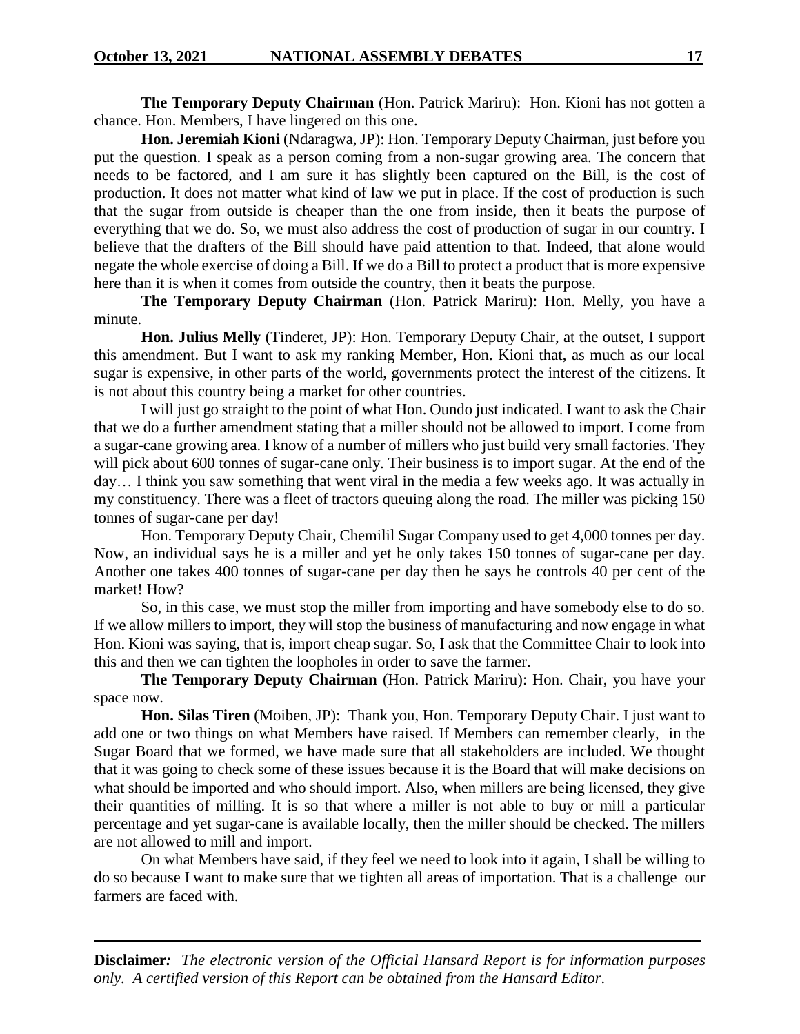**The Temporary Deputy Chairman** (Hon. Patrick Mariru): Hon. Kioni has not gotten a chance. Hon. Members, I have lingered on this one.

**Hon. Jeremiah Kioni** (Ndaragwa, JP): Hon. Temporary Deputy Chairman, just before you put the question. I speak as a person coming from a non-sugar growing area. The concern that needs to be factored, and I am sure it has slightly been captured on the Bill, is the cost of production. It does not matter what kind of law we put in place. If the cost of production is such that the sugar from outside is cheaper than the one from inside, then it beats the purpose of everything that we do. So, we must also address the cost of production of sugar in our country. I believe that the drafters of the Bill should have paid attention to that. Indeed, that alone would negate the whole exercise of doing a Bill. If we do a Bill to protect a product that is more expensive here than it is when it comes from outside the country, then it beats the purpose.

**The Temporary Deputy Chairman** (Hon. Patrick Mariru): Hon. Melly, you have a minute.

**Hon. Julius Melly** (Tinderet, JP): Hon. Temporary Deputy Chair, at the outset, I support this amendment. But I want to ask my ranking Member, Hon. Kioni that, as much as our local sugar is expensive, in other parts of the world, governments protect the interest of the citizens. It is not about this country being a market for other countries.

I will just go straight to the point of what Hon. Oundo just indicated. I want to ask the Chair that we do a further amendment stating that a miller should not be allowed to import. I come from a sugar-cane growing area. I know of a number of millers who just build very small factories. They will pick about 600 tonnes of sugar-cane only. Their business is to import sugar. At the end of the day… I think you saw something that went viral in the media a few weeks ago. It was actually in my constituency. There was a fleet of tractors queuing along the road. The miller was picking 150 tonnes of sugar-cane per day!

Hon. Temporary Deputy Chair, Chemilil Sugar Company used to get 4,000 tonnes per day. Now, an individual says he is a miller and yet he only takes 150 tonnes of sugar-cane per day. Another one takes 400 tonnes of sugar-cane per day then he says he controls 40 per cent of the market! How?

So, in this case, we must stop the miller from importing and have somebody else to do so. If we allow millers to import, they will stop the business of manufacturing and now engage in what Hon. Kioni was saying, that is, import cheap sugar. So, I ask that the Committee Chair to look into this and then we can tighten the loopholes in order to save the farmer.

**The Temporary Deputy Chairman** (Hon. Patrick Mariru): Hon. Chair, you have your space now.

**Hon. Silas Tiren** (Moiben, JP): Thank you, Hon. Temporary Deputy Chair. I just want to add one or two things on what Members have raised. If Members can remember clearly, in the Sugar Board that we formed, we have made sure that all stakeholders are included. We thought that it was going to check some of these issues because it is the Board that will make decisions on what should be imported and who should import. Also, when millers are being licensed, they give their quantities of milling. It is so that where a miller is not able to buy or mill a particular percentage and yet sugar-cane is available locally, then the miller should be checked. The millers are not allowed to mill and import.

On what Members have said, if they feel we need to look into it again, I shall be willing to do so because I want to make sure that we tighten all areas of importation. That is a challenge our farmers are faced with.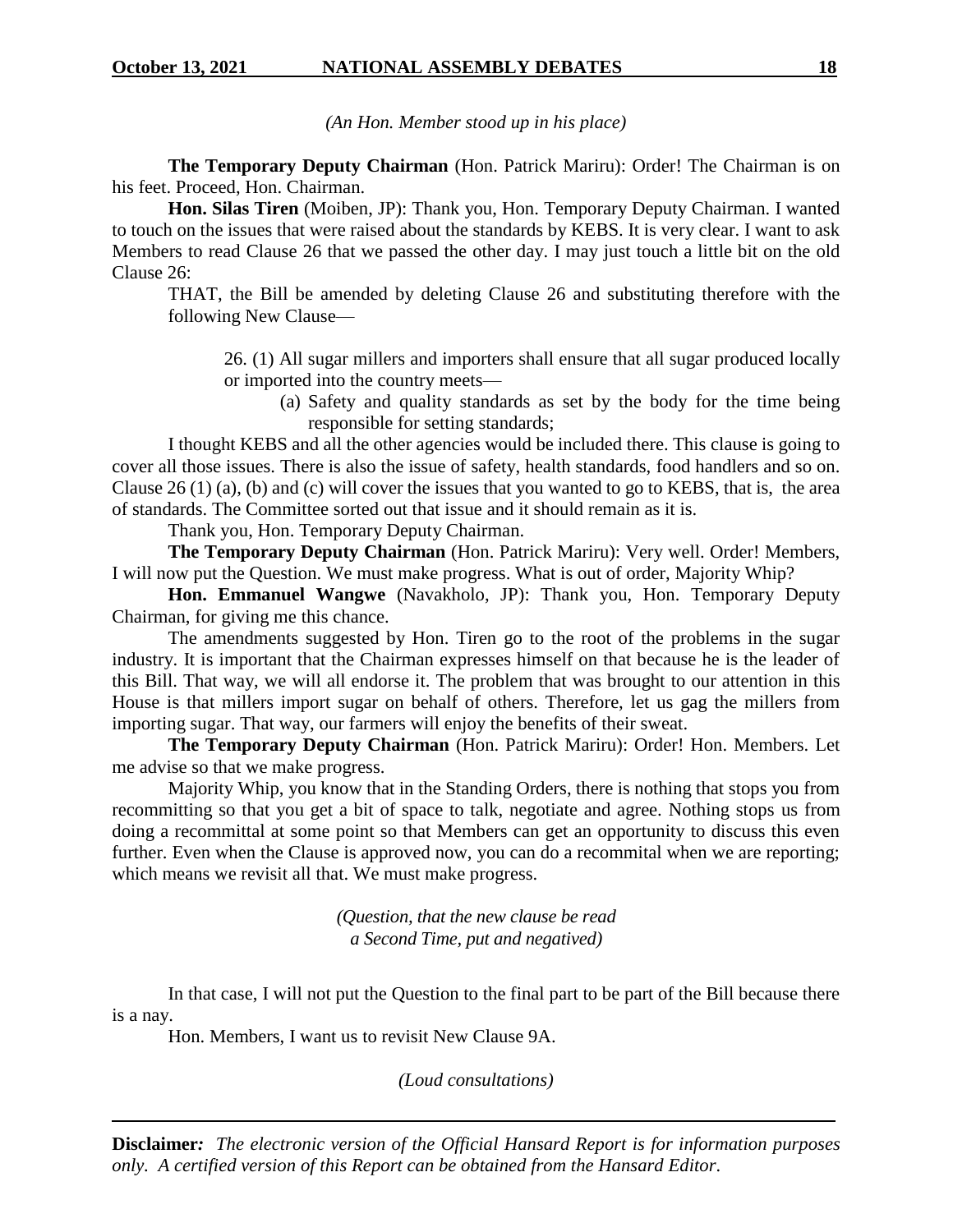*(An Hon. Member stood up in his place)*

**The Temporary Deputy Chairman** (Hon. Patrick Mariru): Order! The Chairman is on his feet. Proceed, Hon. Chairman.

**Hon. Silas Tiren** (Moiben, JP): Thank you, Hon. Temporary Deputy Chairman. I wanted to touch on the issues that were raised about the standards by KEBS. It is very clear. I want to ask Members to read Clause 26 that we passed the other day. I may just touch a little bit on the old Clause 26:

> THAT, the Bill be amended by deleting Clause 26 and substituting therefore with the following New Clause—
>
> > 26. (1) All sugar millers and importers shall ensure that all sugar produced locally or imported into the country meets—
> >
> > > (a) Safety and quality standards as set by the body for the time being responsible for setting standards;

I thought KEBS and all the other agencies would be included there. This clause is going to cover all those issues. There is also the issue of safety, health standards, food handlers and so on. Clause 26 (1) (a), (b) and (c) will cover the issues that you wanted to go to KEBS, that is, the area of standards. The Committee sorted out that issue and it should remain as it is.

Thank you, Hon. Temporary Deputy Chairman.

**The Temporary Deputy Chairman** (Hon. Patrick Mariru): Very well. Order! Members, I will now put the Question. We must make progress. What is out of order, Majority Whip?

**Hon. Emmanuel Wangwe** (Navakholo, JP): Thank you, Hon. Temporary Deputy Chairman, for giving me this chance.

The amendments suggested by Hon. Tiren go to the root of the problems in the sugar industry. It is important that the Chairman expresses himself on that because he is the leader of this Bill. That way, we will all endorse it. The problem that was brought to our attention in this House is that millers import sugar on behalf of others. Therefore, let us gag the millers from importing sugar. That way, our farmers will enjoy the benefits of their sweat.

**The Temporary Deputy Chairman** (Hon. Patrick Mariru): Order! Hon. Members. Let me advise so that we make progress.

Majority Whip, you know that in the Standing Orders, there is nothing that stops you from recommitting so that you get a bit of space to talk, negotiate and agree. Nothing stops us from doing a recommittal at some point so that Members can get an opportunity to discuss this even further. Even when the Clause is approved now, you can do a recommital when we are reporting; which means we revisit all that. We must make progress.

*(Question, that the new clause be read a Second Time, put and negatived)*

In that case, I will not put the Question to the final part to be part of the Bill because there is a nay.

Hon. Members, I want us to revisit New Clause 9A.

*(Loud consultations)*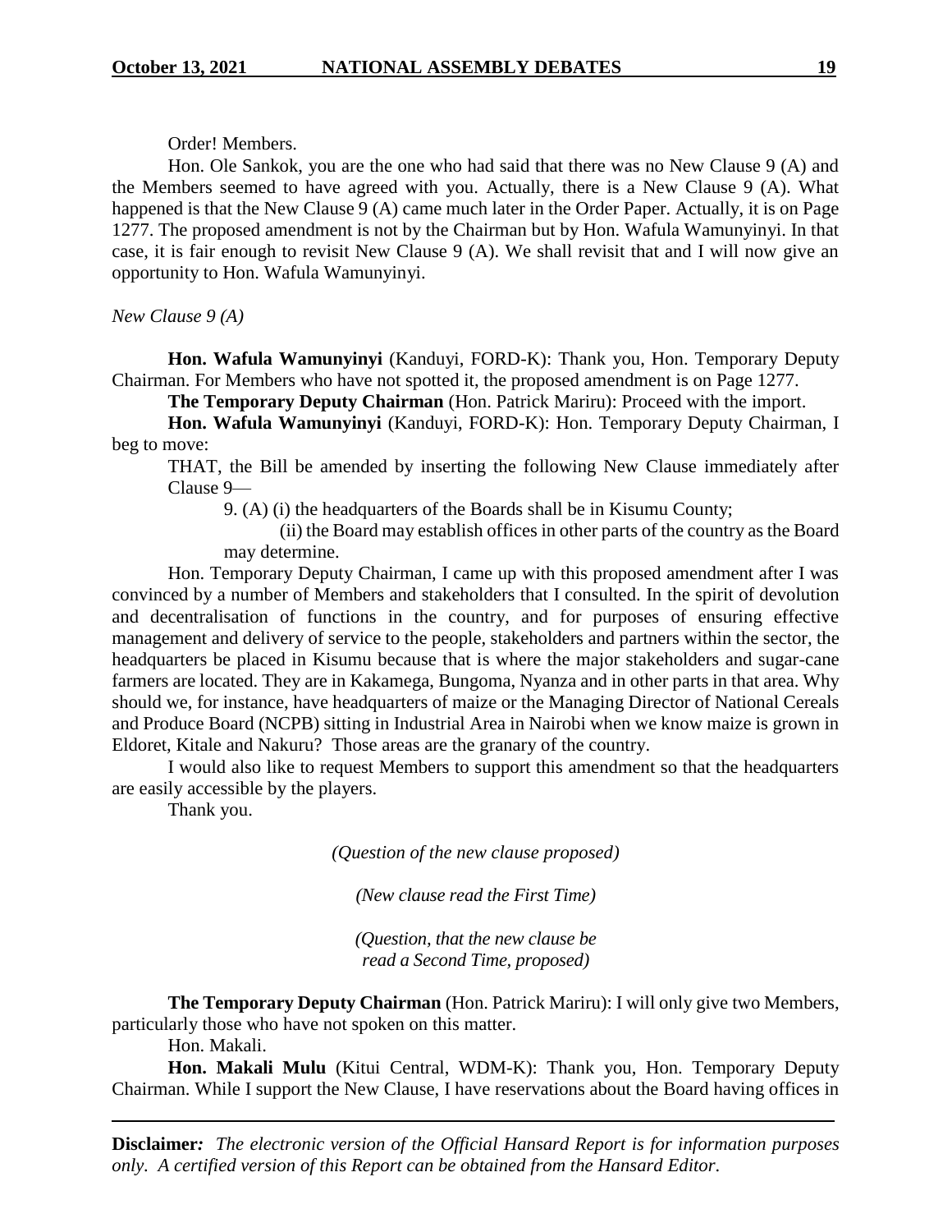Order! Members.

Hon. Ole Sankok, you are the one who had said that there was no New Clause 9 (A) and the Members seemed to have agreed with you. Actually, there is a New Clause 9 (A). What happened is that the New Clause 9 (A) came much later in the Order Paper. Actually, it is on Page 1277. The proposed amendment is not by the Chairman but by Hon. Wafula Wamunyinyi. In that case, it is fair enough to revisit New Clause 9 (A). We shall revisit that and I will now give an opportunity to Hon. Wafula Wamunyinyi.

*New Clause 9 (A)*

**Hon. Wafula Wamunyinyi** (Kanduyi, FORD-K): Thank you, Hon. Temporary Deputy Chairman. For Members who have not spotted it, the proposed amendment is on Page 1277.

**The Temporary Deputy Chairman** (Hon. Patrick Mariru): Proceed with the import.

**Hon. Wafula Wamunyinyi** (Kanduyi, FORD-K): Hon. Temporary Deputy Chairman, I beg to move:

> THAT, the Bill be amended by inserting the following New Clause immediately after Clause 9—
>
> 9. (A) (i) the headquarters of the Boards shall be in Kisumu County;
>
> (ii) the Board may establish offices in other parts of the country as the Board may determine.

Hon. Temporary Deputy Chairman, I came up with this proposed amendment after I was convinced by a number of Members and stakeholders that I consulted. In the spirit of devolution and decentralisation of functions in the country, and for purposes of ensuring effective management and delivery of service to the people, stakeholders and partners within the sector, the headquarters be placed in Kisumu because that is where the major stakeholders and sugar-cane farmers are located. They are in Kakamega, Bungoma, Nyanza and in other parts in that area. Why should we, for instance, have headquarters of maize or the Managing Director of National Cereals and Produce Board (NCPB) sitting in Industrial Area in Nairobi when we know maize is grown in Eldoret, Kitale and Nakuru? Those areas are the granary of the country.

I would also like to request Members to support this amendment so that the headquarters are easily accessible by the players.

Thank you.

*(Question of the new clause proposed)*

*(New clause read the First Time)*

*(Question, that the new clause be read a Second Time, proposed)*

**The Temporary Deputy Chairman** (Hon. Patrick Mariru): I will only give two Members, particularly those who have not spoken on this matter.

Hon. Makali.

**Hon. Makali Mulu** (Kitui Central, WDM-K): Thank you, Hon. Temporary Deputy Chairman. While I support the New Clause, I have reservations about the Board having offices in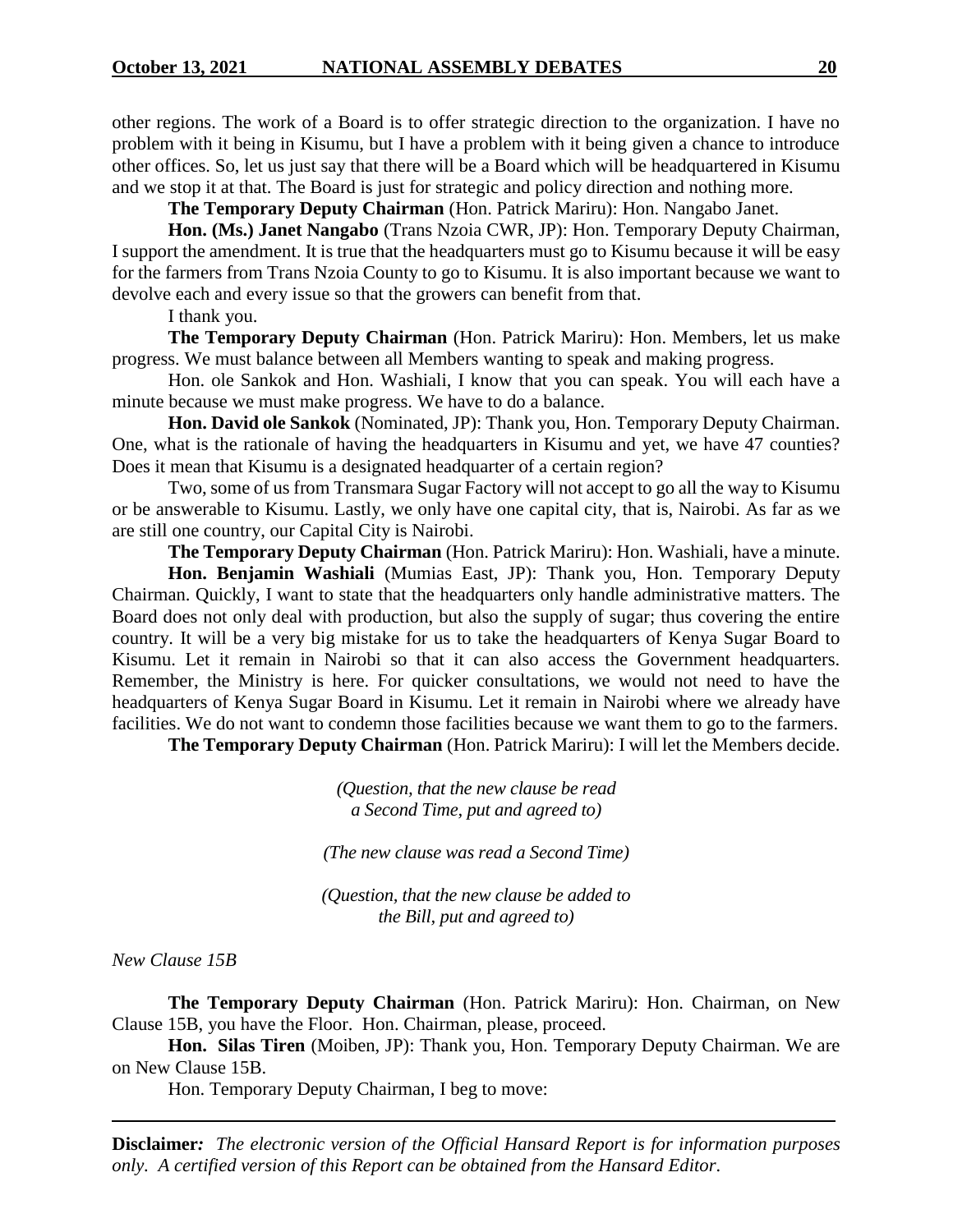other regions. The work of a Board is to offer strategic direction to the organization. I have no problem with it being in Kisumu, but I have a problem with it being given a chance to introduce other offices. So, let us just say that there will be a Board which will be headquartered in Kisumu and we stop it at that. The Board is just for strategic and policy direction and nothing more.

**The Temporary Deputy Chairman** (Hon. Patrick Mariru): Hon. Nangabo Janet.

**Hon. (Ms.) Janet Nangabo** (Trans Nzoia CWR, JP): Hon. Temporary Deputy Chairman, I support the amendment. It is true that the headquarters must go to Kisumu because it will be easy for the farmers from Trans Nzoia County to go to Kisumu. It is also important because we want to devolve each and every issue so that the growers can benefit from that.

I thank you.

**The Temporary Deputy Chairman** (Hon. Patrick Mariru): Hon. Members, let us make progress. We must balance between all Members wanting to speak and making progress.

Hon. ole Sankok and Hon. Washiali, I know that you can speak. You will each have a minute because we must make progress. We have to do a balance.

**Hon. David ole Sankok** (Nominated, JP): Thank you, Hon. Temporary Deputy Chairman. One, what is the rationale of having the headquarters in Kisumu and yet, we have 47 counties? Does it mean that Kisumu is a designated headquarter of a certain region?

Two, some of us from Transmara Sugar Factory will not accept to go all the way to Kisumu or be answerable to Kisumu. Lastly, we only have one capital city, that is, Nairobi. As far as we are still one country, our Capital City is Nairobi.

**The Temporary Deputy Chairman** (Hon. Patrick Mariru): Hon. Washiali, have a minute.

**Hon. Benjamin Washiali** (Mumias East, JP): Thank you, Hon. Temporary Deputy Chairman. Quickly, I want to state that the headquarters only handle administrative matters. The Board does not only deal with production, but also the supply of sugar; thus covering the entire country. It will be a very big mistake for us to take the headquarters of Kenya Sugar Board to Kisumu. Let it remain in Nairobi so that it can also access the Government headquarters. Remember, the Ministry is here. For quicker consultations, we would not need to have the headquarters of Kenya Sugar Board in Kisumu. Let it remain in Nairobi where we already have facilities. We do not want to condemn those facilities because we want them to go to the farmers.

**The Temporary Deputy Chairman** (Hon. Patrick Mariru): I will let the Members decide.

*(Question, that the new clause be read a Second Time, put and agreed to)*

*(The new clause was read a Second Time)*

*(Question, that the new clause be added to the Bill, put and agreed to)*

*New Clause 15B*

**The Temporary Deputy Chairman** (Hon. Patrick Mariru): Hon. Chairman, on New Clause 15B, you have the Floor. Hon. Chairman, please, proceed.

**Hon. Silas Tiren** (Moiben, JP): Thank you, Hon. Temporary Deputy Chairman. We are on New Clause 15B.

Hon. Temporary Deputy Chairman, I beg to move: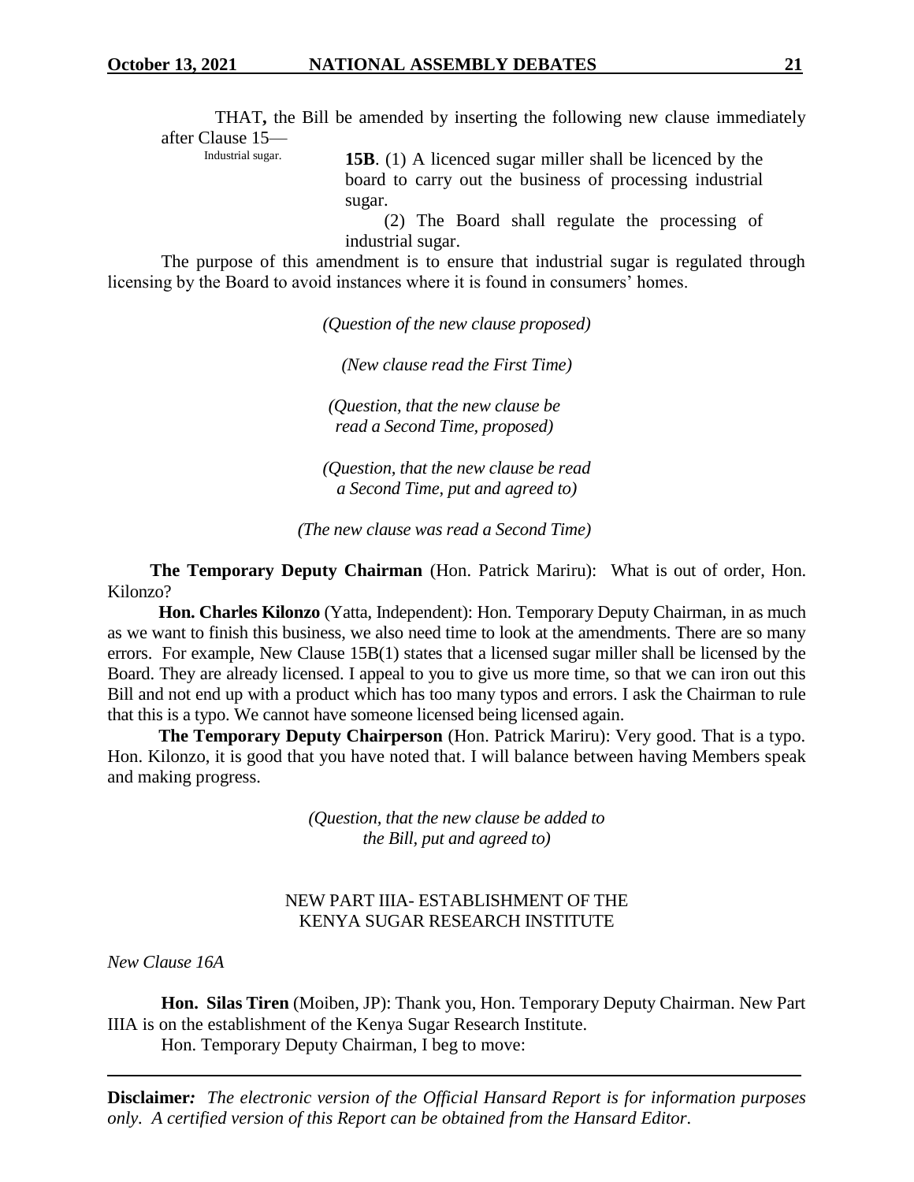THAT**,** the Bill be amended by inserting the following new clause immediately after Clause 15—

Industrial sugar.

**15B**. (1) A licenced sugar miller shall be licenced by the board to carry out the business of processing industrial sugar.

(2) The Board shall regulate the processing of industrial sugar.

The purpose of this amendment is to ensure that industrial sugar is regulated through licensing by the Board to avoid instances where it is found in consumers' homes.

*(Question of the new clause proposed)*

*(New clause read the First Time)*

*(Question, that the new clause be read a Second Time, proposed)*

*(Question, that the new clause be read a Second Time, put and agreed to)*

*(The new clause was read a Second Time)*

**The Temporary Deputy Chairman** (Hon. Patrick Mariru): What is out of order, Hon. Kilonzo?

**Hon. Charles Kilonzo** (Yatta, Independent): Hon. Temporary Deputy Chairman, in as much as we want to finish this business, we also need time to look at the amendments. There are so many errors. For example, New Clause 15B(1) states that a licensed sugar miller shall be licensed by the Board. They are already licensed. I appeal to you to give us more time, so that we can iron out this Bill and not end up with a product which has too many typos and errors. I ask the Chairman to rule that this is a typo. We cannot have someone licensed being licensed again.

**The Temporary Deputy Chairperson** (Hon. Patrick Mariru): Very good. That is a typo. Hon. Kilonzo, it is good that you have noted that. I will balance between having Members speak and making progress.

*(Question, that the new clause be added to the Bill, put and agreed to)*

NEW PART IIIA- ESTABLISHMENT OF THE KENYA SUGAR RESEARCH INSTITUTE

*New Clause 16A*

**Hon. Silas Tiren** (Moiben, JP): Thank you, Hon. Temporary Deputy Chairman. New Part IIIA is on the establishment of the Kenya Sugar Research Institute.

Hon. Temporary Deputy Chairman, I beg to move: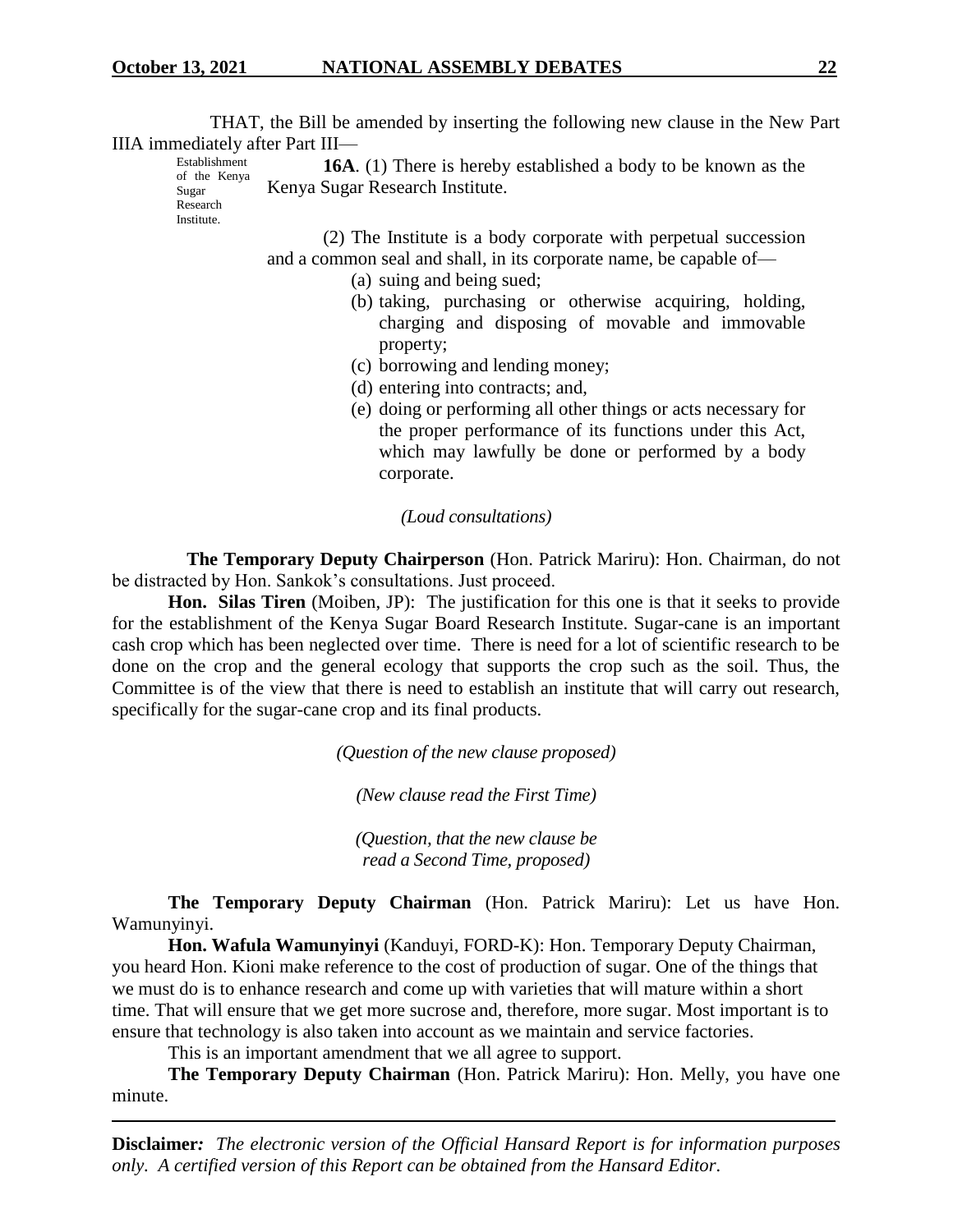THAT, the Bill be amended by inserting the following new clause in the New Part IIIA immediately after Part III—

Establishment of the Kenya Sugar Research Institute.

**16A**. (1) There is hereby established a body to be known as the Kenya Sugar Research Institute.

(2) The Institute is a body corporate with perpetual succession and a common seal and shall, in its corporate name, be capable of—

(a) suing and being sued;

(b) taking, purchasing or otherwise acquiring, holding, charging and disposing of movable and immovable property;

(c) borrowing and lending money;

(d) entering into contracts; and,

(e) doing or performing all other things or acts necessary for the proper performance of its functions under this Act, which may lawfully be done or performed by a body corporate.

*(Loud consultations)*

**The Temporary Deputy Chairperson** (Hon. Patrick Mariru): Hon. Chairman, do not be distracted by Hon. Sankok's consultations. Just proceed.

**Hon. Silas Tiren** (Moiben, JP): The justification for this one is that it seeks to provide for the establishment of the Kenya Sugar Board Research Institute. Sugar-cane is an important cash crop which has been neglected over time. There is need for a lot of scientific research to be done on the crop and the general ecology that supports the crop such as the soil. Thus, the Committee is of the view that there is need to establish an institute that will carry out research, specifically for the sugar-cane crop and its final products.

*(Question of the new clause proposed)*

*(New clause read the First Time)*

*(Question, that the new clause be read a Second Time, proposed)*

**The Temporary Deputy Chairman** (Hon. Patrick Mariru): Let us have Hon. Wamunyinyi.

**Hon. Wafula Wamunyinyi** (Kanduyi, FORD-K): Hon. Temporary Deputy Chairman, you heard Hon. Kioni make reference to the cost of production of sugar. One of the things that we must do is to enhance research and come up with varieties that will mature within a short time. That will ensure that we get more sucrose and, therefore, more sugar. Most important is to ensure that technology is also taken into account as we maintain and service factories.

This is an important amendment that we all agree to support.

**The Temporary Deputy Chairman** (Hon. Patrick Mariru): Hon. Melly, you have one minute.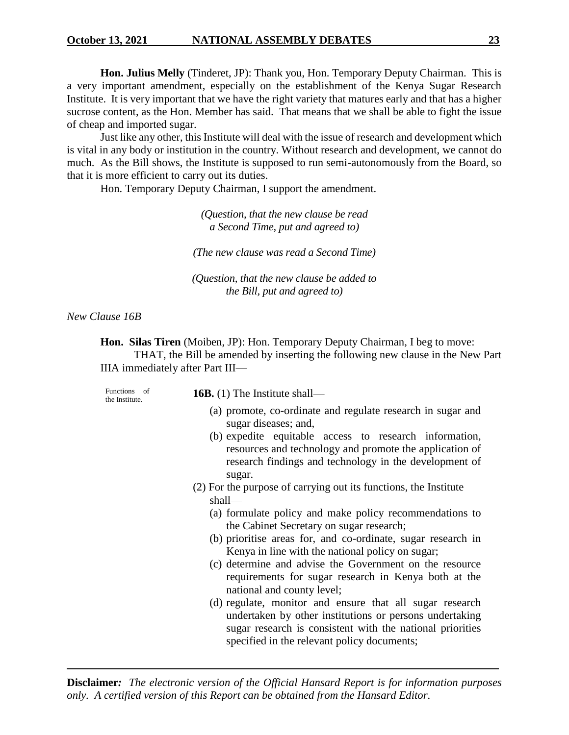**Hon. Julius Melly** (Tinderet, JP): Thank you, Hon. Temporary Deputy Chairman. This is a very important amendment, especially on the establishment of the Kenya Sugar Research Institute. It is very important that we have the right variety that matures early and that has a higher sucrose content, as the Hon. Member has said. That means that we shall be able to fight the issue of cheap and imported sugar.

Just like any other, this Institute will deal with the issue of research and development which is vital in any body or institution in the country. Without research and development, we cannot do much. As the Bill shows, the Institute is supposed to run semi-autonomously from the Board, so that it is more efficient to carry out its duties.

Hon. Temporary Deputy Chairman, I support the amendment.

*(Question, that the new clause be read a Second Time, put and agreed to)*

*(The new clause was read a Second Time)*

*(Question, that the new clause be added to the Bill, put and agreed to)*

*New Clause 16B*

**Hon. Silas Tiren** (Moiben, JP): Hon. Temporary Deputy Chairman, I beg to move:

THAT, the Bill be amended by inserting the following new clause in the New Part IIIA immediately after Part III—

Functions of the Institute.

**16B.** (1) The Institute shall—

(a) promote, co-ordinate and regulate research in sugar and sugar diseases; and,

(b) expedite equitable access to research information, resources and technology and promote the application of research findings and technology in the development of sugar.

(2) For the purpose of carrying out its functions, the Institute shall—

(a) formulate policy and make policy recommendations to the Cabinet Secretary on sugar research;

(b) prioritise areas for, and co-ordinate, sugar research in Kenya in line with the national policy on sugar;

(c) determine and advise the Government on the resource requirements for sugar research in Kenya both at the national and county level;

(d) regulate, monitor and ensure that all sugar research undertaken by other institutions or persons undertaking sugar research is consistent with the national priorities specified in the relevant policy documents;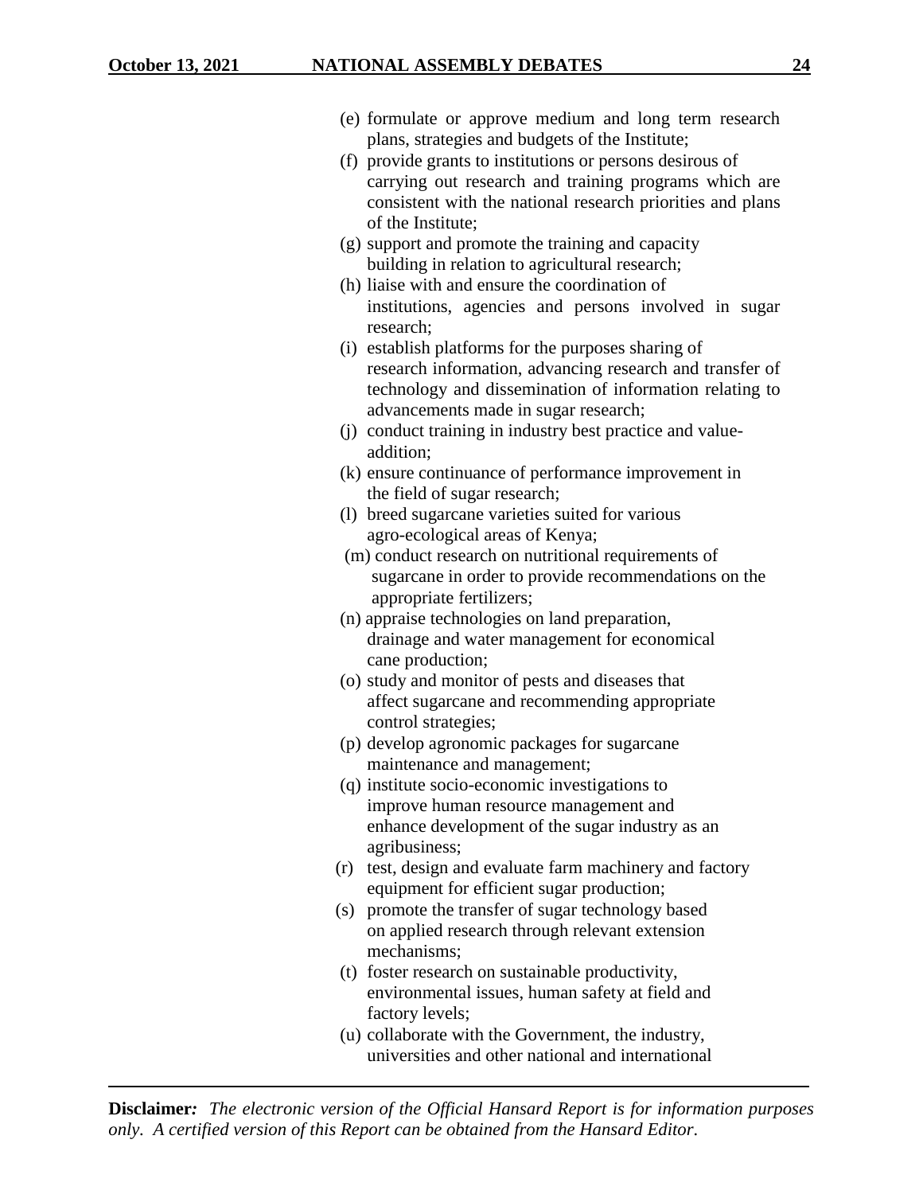(e) formulate or approve medium and long term research plans, strategies and budgets of the Institute;

(f) provide grants to institutions or persons desirous of carrying out research and training programs which are consistent with the national research priorities and plans of the Institute;

(g) support and promote the training and capacity building in relation to agricultural research;

(h) liaise with and ensure the coordination of institutions, agencies and persons involved in sugar research;

(i) establish platforms for the purposes sharing of research information, advancing research and transfer of technology and dissemination of information relating to advancements made in sugar research;

(j) conduct training in industry best practice and value-addition;

(k) ensure continuance of performance improvement in the field of sugar research;

(l) breed sugarcane varieties suited for various agro-ecological areas of Kenya;

(m) conduct research on nutritional requirements of sugarcane in order to provide recommendations on the appropriate fertilizers;

(n) appraise technologies on land preparation, drainage and water management for economical cane production;

(o) study and monitor of pests and diseases that affect sugarcane and recommending appropriate control strategies;

(p) develop agronomic packages for sugarcane maintenance and management;

(q) institute socio-economic investigations to improve human resource management and enhance development of the sugar industry as an agribusiness;

(r) test, design and evaluate farm machinery and factory equipment for efficient sugar production;

(s) promote the transfer of sugar technology based on applied research through relevant extension mechanisms;

(t) foster research on sustainable productivity, environmental issues, human safety at field and factory levels;

(u) collaborate with the Government, the industry, universities and other national and international

**Disclaimer***:* *The electronic version of the Official Hansard Report is for information purposes only. A certified version of this Report can be obtained from the Hansard Editor.*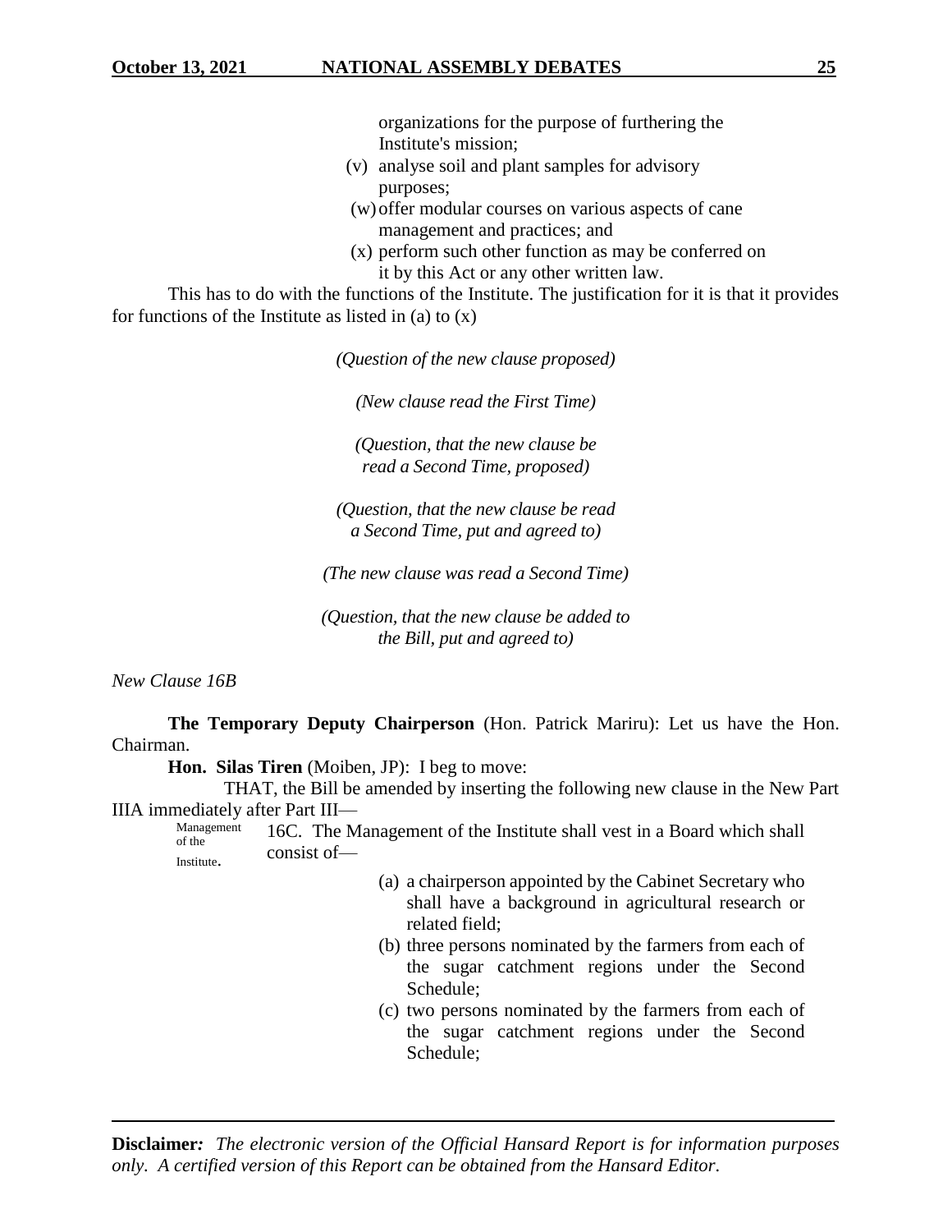organizations for the purpose of furthering the Institute's mission;

(v) analyse soil and plant samples for advisory purposes;

(w) offer modular courses on various aspects of cane management and practices; and

(x) perform such other function as may be conferred on it by this Act or any other written law.

This has to do with the functions of the Institute. The justification for it is that it provides for functions of the Institute as listed in (a) to (x)

*(Question of the new clause proposed)*

*(New clause read the First Time)*

*(Question, that the new clause be read a Second Time, proposed)*

*(Question, that the new clause be read a Second Time, put and agreed to)*

*(The new clause was read a Second Time)*

*(Question, that the new clause be added to the Bill, put and agreed to)*

*New Clause 16B*

**The Temporary Deputy Chairperson** (Hon. Patrick Mariru): Let us have the Hon. Chairman.

**Hon. Silas Tiren** (Moiben, JP): I beg to move:

THAT, the Bill be amended by inserting the following new clause in the New Part IIIA immediately after Part III—

Management of the Institute.

16C. The Management of the Institute shall vest in a Board which shall consist of—

(a) a chairperson appointed by the Cabinet Secretary who shall have a background in agricultural research or related field;

(b) three persons nominated by the farmers from each of the sugar catchment regions under the Second Schedule;

(c) two persons nominated by the farmers from each of the sugar catchment regions under the Second Schedule;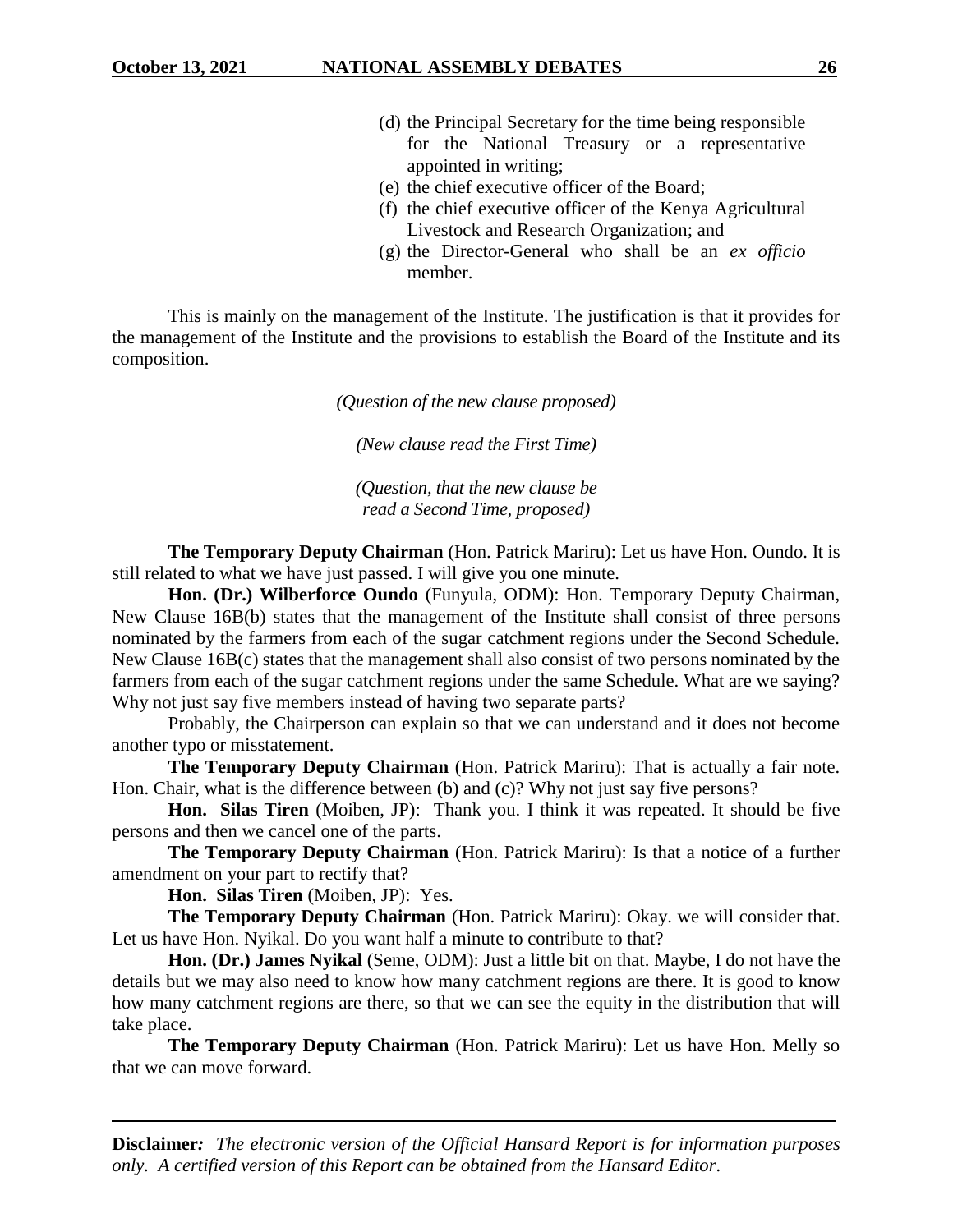(d) the Principal Secretary for the time being responsible for the National Treasury or a representative appointed in writing;

(e) the chief executive officer of the Board;

(f) the chief executive officer of the Kenya Agricultural Livestock and Research Organization; and

(g) the Director-General who shall be an *ex officio* member.

This is mainly on the management of the Institute. The justification is that it provides for the management of the Institute and the provisions to establish the Board of the Institute and its composition.

*(Question of the new clause proposed)*

*(New clause read the First Time)*

*(Question, that the new clause be read a Second Time, proposed)*

**The Temporary Deputy Chairman** (Hon. Patrick Mariru): Let us have Hon. Oundo. It is still related to what we have just passed. I will give you one minute.

**Hon. (Dr.) Wilberforce Oundo** (Funyula, ODM): Hon. Temporary Deputy Chairman, New Clause 16B(b) states that the management of the Institute shall consist of three persons nominated by the farmers from each of the sugar catchment regions under the Second Schedule. New Clause 16B(c) states that the management shall also consist of two persons nominated by the farmers from each of the sugar catchment regions under the same Schedule. What are we saying? Why not just say five members instead of having two separate parts?

Probably, the Chairperson can explain so that we can understand and it does not become another typo or misstatement.

**The Temporary Deputy Chairman** (Hon. Patrick Mariru): That is actually a fair note. Hon. Chair, what is the difference between (b) and (c)? Why not just say five persons?

**Hon. Silas Tiren** (Moiben, JP): Thank you. I think it was repeated. It should be five persons and then we cancel one of the parts.

**The Temporary Deputy Chairman** (Hon. Patrick Mariru): Is that a notice of a further amendment on your part to rectify that?

**Hon. Silas Tiren** (Moiben, JP): Yes.

**The Temporary Deputy Chairman** (Hon. Patrick Mariru): Okay. we will consider that. Let us have Hon. Nyikal. Do you want half a minute to contribute to that?

**Hon. (Dr.) James Nyikal** (Seme, ODM): Just a little bit on that. Maybe, I do not have the details but we may also need to know how many catchment regions are there. It is good to know how many catchment regions are there, so that we can see the equity in the distribution that will take place.

**The Temporary Deputy Chairman** (Hon. Patrick Mariru): Let us have Hon. Melly so that we can move forward.

**Disclaimer***: The electronic version of the Official Hansard Report is for information purposes only. A certified version of this Report can be obtained from the Hansard Editor.*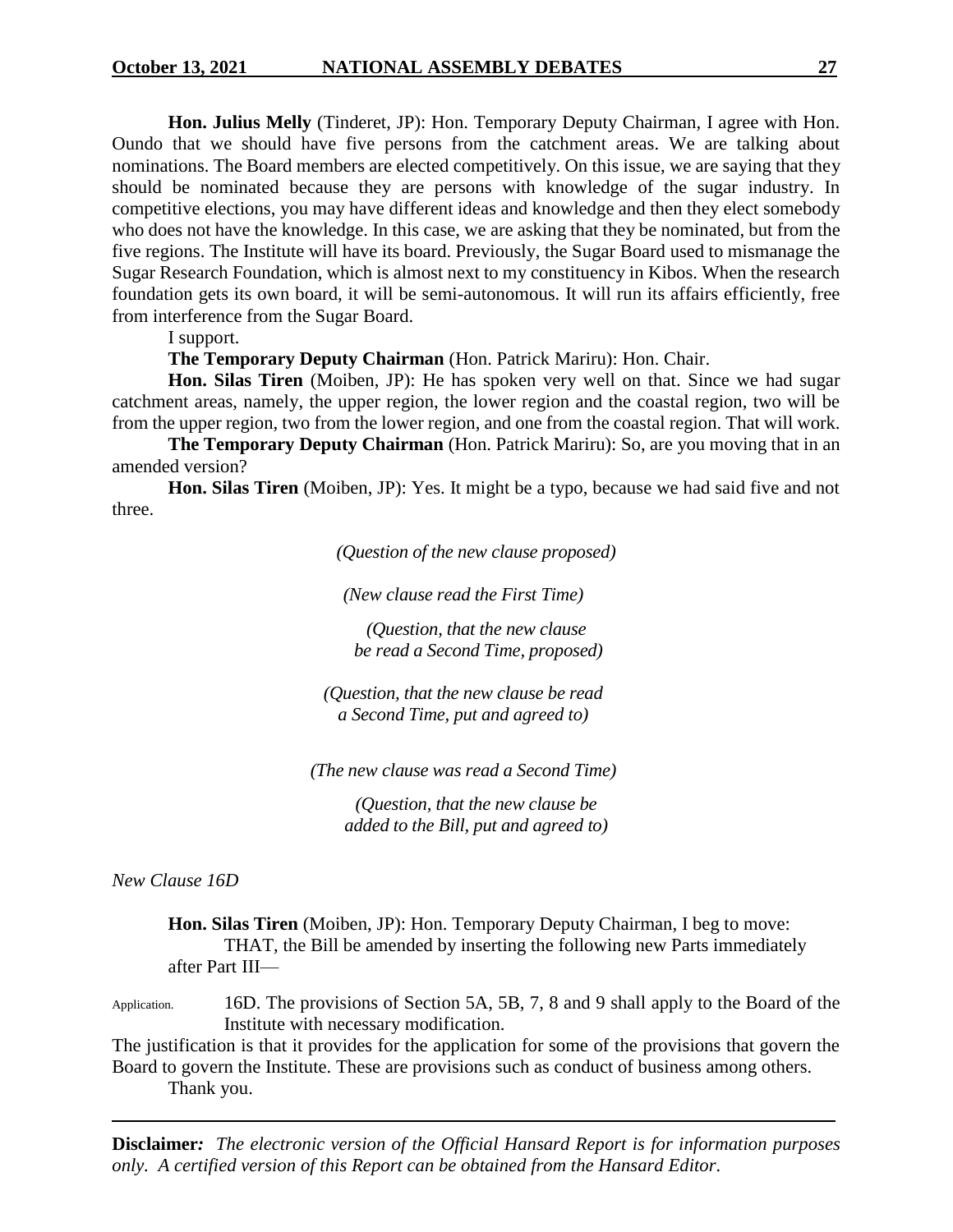**Hon. Julius Melly** (Tinderet, JP): Hon. Temporary Deputy Chairman, I agree with Hon. Oundo that we should have five persons from the catchment areas. We are talking about nominations. The Board members are elected competitively. On this issue, we are saying that they should be nominated because they are persons with knowledge of the sugar industry. In competitive elections, you may have different ideas and knowledge and then they elect somebody who does not have the knowledge. In this case, we are asking that they be nominated, but from the five regions. The Institute will have its board. Previously, the Sugar Board used to mismanage the Sugar Research Foundation, which is almost next to my constituency in Kibos. When the research foundation gets its own board, it will be semi-autonomous. It will run its affairs efficiently, free from interference from the Sugar Board.

I support.

**The Temporary Deputy Chairman** (Hon. Patrick Mariru): Hon. Chair.

**Hon. Silas Tiren** (Moiben, JP): He has spoken very well on that. Since we had sugar catchment areas, namely, the upper region, the lower region and the coastal region, two will be from the upper region, two from the lower region, and one from the coastal region. That will work.

**The Temporary Deputy Chairman** (Hon. Patrick Mariru): So, are you moving that in an amended version?

**Hon. Silas Tiren** (Moiben, JP): Yes. It might be a typo, because we had said five and not three.

*(Question of the new clause proposed)*

*(New clause read the First Time)*

*(Question, that the new clause be read a Second Time, proposed)*

*(Question, that the new clause be read a Second Time, put and agreed to)*

*(The new clause was read a Second Time)*

*(Question, that the new clause be added to the Bill, put and agreed to)*

*New Clause 16D*

**Hon. Silas Tiren** (Moiben, JP): Hon. Temporary Deputy Chairman, I beg to move:

THAT, the Bill be amended by inserting the following new Parts immediately after Part III—

Application. 16D. The provisions of Section 5A, 5B, 7, 8 and 9 shall apply to the Board of the Institute with necessary modification.

The justification is that it provides for the application for some of the provisions that govern the Board to govern the Institute. These are provisions such as conduct of business among others.

Thank you.

**Disclaimer***:* *The electronic version of the Official Hansard Report is for information purposes only. A certified version of this Report can be obtained from the Hansard Editor.*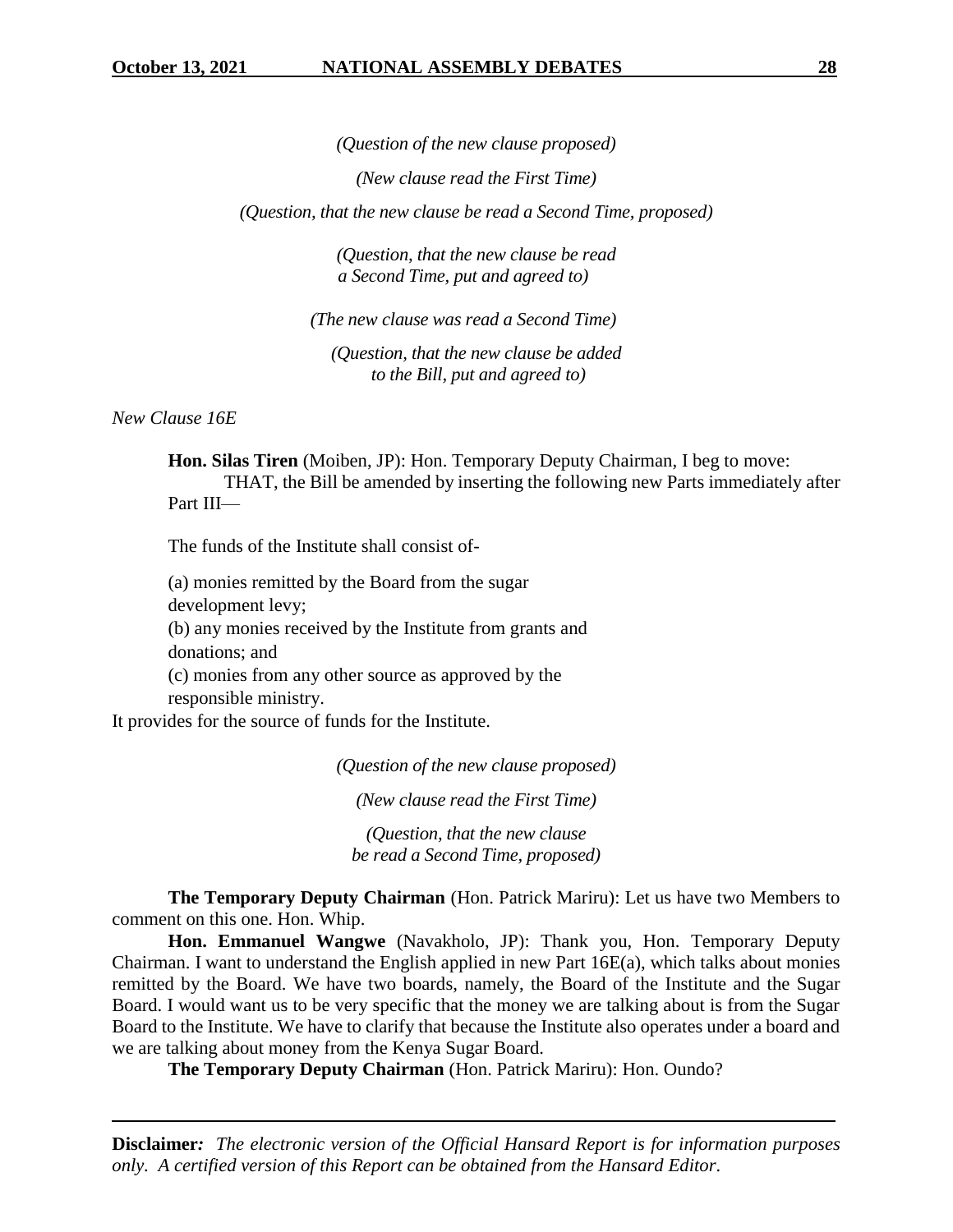*(Question of the new clause proposed)*

*(New clause read the First Time)*

*(Question, that the new clause be read a Second Time, proposed)*

*(Question, that the new clause be read a Second Time, put and agreed to)*

*(The new clause was read a Second Time)*

*(Question, that the new clause be added to the Bill, put and agreed to)*

*New Clause 16E*

**Hon. Silas Tiren** (Moiben, JP): Hon. Temporary Deputy Chairman, I beg to move:

THAT, the Bill be amended by inserting the following new Parts immediately after Part III—

The funds of the Institute shall consist of-

(a) monies remitted by the Board from the sugar development levy;
(b) any monies received by the Institute from grants and donations; and
(c) monies from any other source as approved by the responsible ministry.

It provides for the source of funds for the Institute.

*(Question of the new clause proposed)*

*(New clause read the First Time)*

*(Question, that the new clause be read a Second Time, proposed)*

**The Temporary Deputy Chairman** (Hon. Patrick Mariru): Let us have two Members to comment on this one. Hon. Whip.

**Hon. Emmanuel Wangwe** (Navakholo, JP): Thank you, Hon. Temporary Deputy Chairman. I want to understand the English applied in new Part 16E(a), which talks about monies remitted by the Board. We have two boards, namely, the Board of the Institute and the Sugar Board. I would want us to be very specific that the money we are talking about is from the Sugar Board to the Institute. We have to clarify that because the Institute also operates under a board and we are talking about money from the Kenya Sugar Board.

**The Temporary Deputy Chairman** (Hon. Patrick Mariru): Hon. Oundo?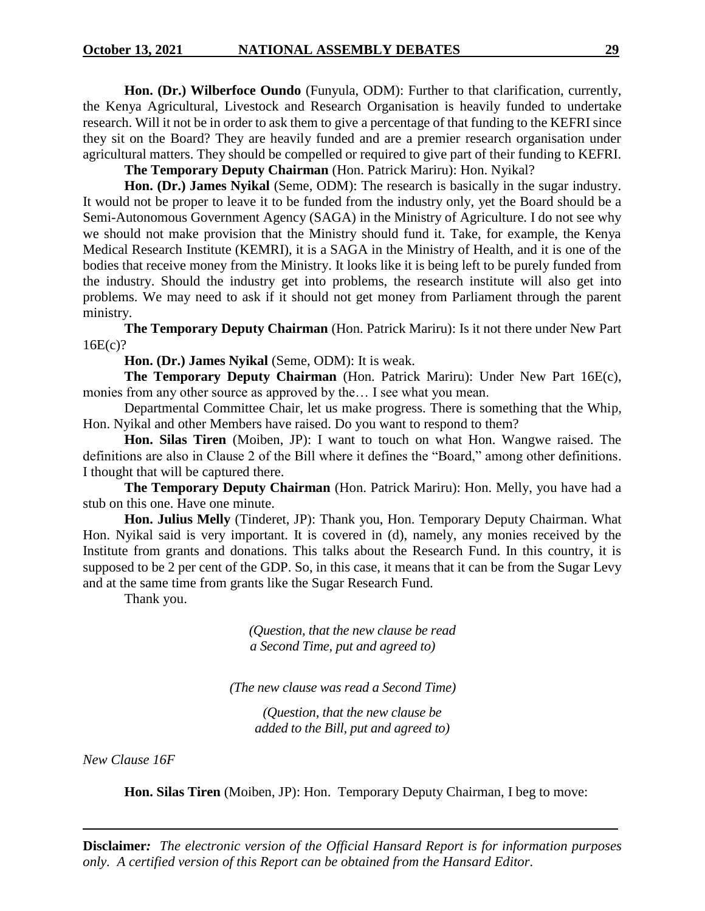**Hon. (Dr.) Wilberfoce Oundo** (Funyula, ODM): Further to that clarification, currently, the Kenya Agricultural, Livestock and Research Organisation is heavily funded to undertake research. Will it not be in order to ask them to give a percentage of that funding to the KEFRI since they sit on the Board? They are heavily funded and are a premier research organisation under agricultural matters. They should be compelled or required to give part of their funding to KEFRI.

**The Temporary Deputy Chairman** (Hon. Patrick Mariru): Hon. Nyikal?

**Hon. (Dr.) James Nyikal** (Seme, ODM): The research is basically in the sugar industry. It would not be proper to leave it to be funded from the industry only, yet the Board should be a Semi-Autonomous Government Agency (SAGA) in the Ministry of Agriculture. I do not see why we should not make provision that the Ministry should fund it. Take, for example, the Kenya Medical Research Institute (KEMRI), it is a SAGA in the Ministry of Health, and it is one of the bodies that receive money from the Ministry. It looks like it is being left to be purely funded from the industry. Should the industry get into problems, the research institute will also get into problems. We may need to ask if it should not get money from Parliament through the parent ministry.

**The Temporary Deputy Chairman** (Hon. Patrick Mariru): Is it not there under New Part 16E(c)?

**Hon. (Dr.) James Nyikal** (Seme, ODM): It is weak.

**The Temporary Deputy Chairman** (Hon. Patrick Mariru): Under New Part 16E(c), monies from any other source as approved by the… I see what you mean.

Departmental Committee Chair, let us make progress. There is something that the Whip, Hon. Nyikal and other Members have raised. Do you want to respond to them?

**Hon. Silas Tiren** (Moiben, JP): I want to touch on what Hon. Wangwe raised. The definitions are also in Clause 2 of the Bill where it defines the "Board," among other definitions. I thought that will be captured there.

**The Temporary Deputy Chairman** (Hon. Patrick Mariru): Hon. Melly, you have had a stub on this one. Have one minute.

**Hon. Julius Melly** (Tinderet, JP): Thank you, Hon. Temporary Deputy Chairman. What Hon. Nyikal said is very important. It is covered in (d), namely, any monies received by the Institute from grants and donations. This talks about the Research Fund. In this country, it is supposed to be 2 per cent of the GDP. So, in this case, it means that it can be from the Sugar Levy and at the same time from grants like the Sugar Research Fund.

Thank you.

*(Question, that the new clause be read a Second Time, put and agreed to)*

*(The new clause was read a Second Time)*

*(Question, that the new clause be added to the Bill, put and agreed to)*

*New Clause 16F*

**Hon. Silas Tiren** (Moiben, JP): Hon. Temporary Deputy Chairman, I beg to move: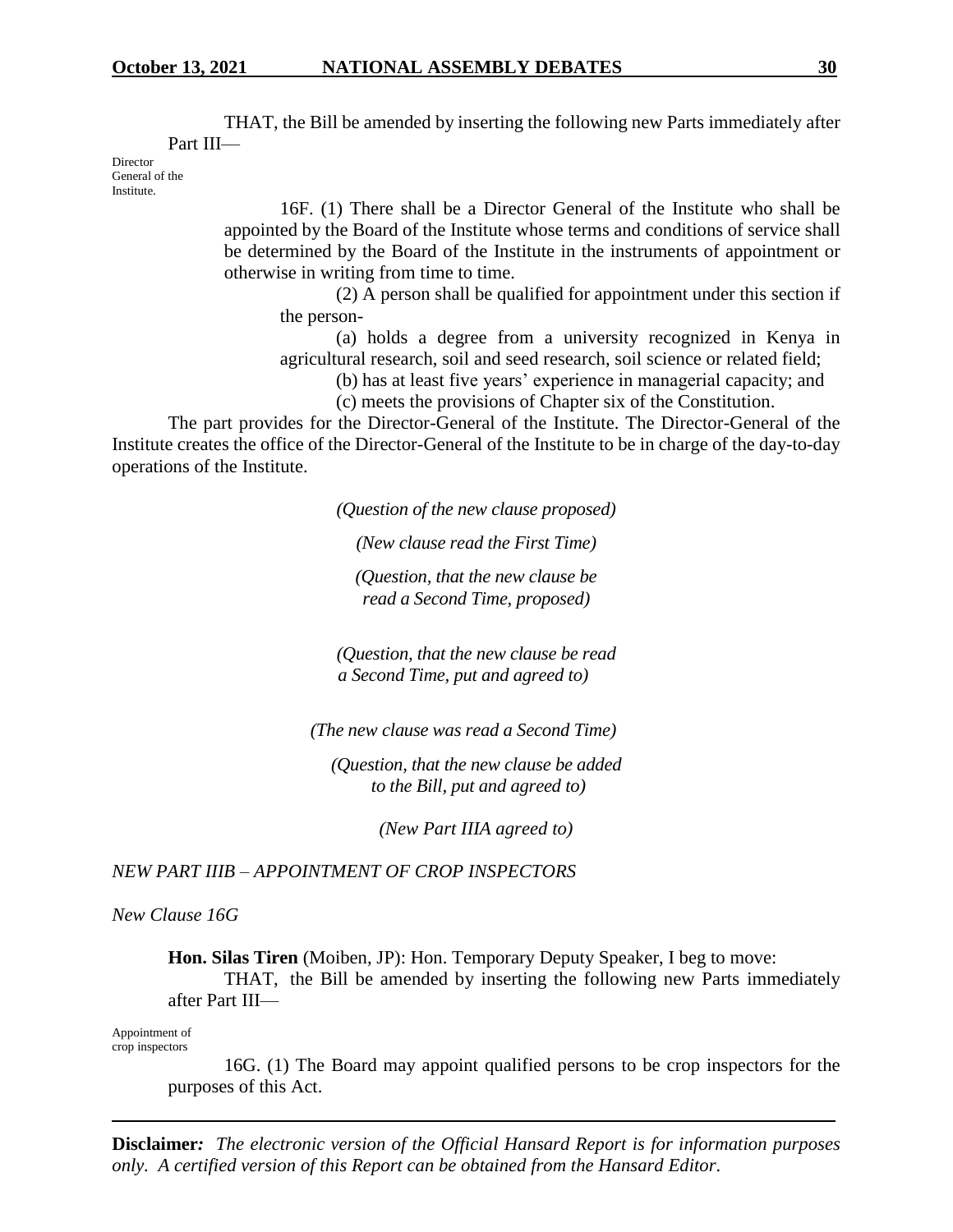THAT, the Bill be amended by inserting the following new Parts immediately after Part III—

Director General of the Institute.

16F. (1) There shall be a Director General of the Institute who shall be appointed by the Board of the Institute whose terms and conditions of service shall be determined by the Board of the Institute in the instruments of appointment or otherwise in writing from time to time.

(2) A person shall be qualified for appointment under this section if the person-

(a) holds a degree from a university recognized in Kenya in agricultural research, soil and seed research, soil science or related field;

(b) has at least five years' experience in managerial capacity; and

(c) meets the provisions of Chapter six of the Constitution.

The part provides for the Director-General of the Institute. The Director-General of the Institute creates the office of the Director-General of the Institute to be in charge of the day-to-day operations of the Institute.

*(Question of the new clause proposed)*

*(New clause read the First Time)*

*(Question, that the new clause be read a Second Time, proposed)*

*(Question, that the new clause be read a Second Time, put and agreed to)*

*(The new clause was read a Second Time)*

*(Question, that the new clause be added to the Bill, put and agreed to)*

*(New Part IIIA agreed to)*

*NEW PART IIIB – APPOINTMENT OF CROP INSPECTORS*

*New Clause 16G*

**Hon. Silas Tiren** (Moiben, JP): Hon. Temporary Deputy Speaker, I beg to move:

THAT, the Bill be amended by inserting the following new Parts immediately after Part III—

Appointment of crop inspectors

16G. (1) The Board may appoint qualified persons to be crop inspectors for the purposes of this Act.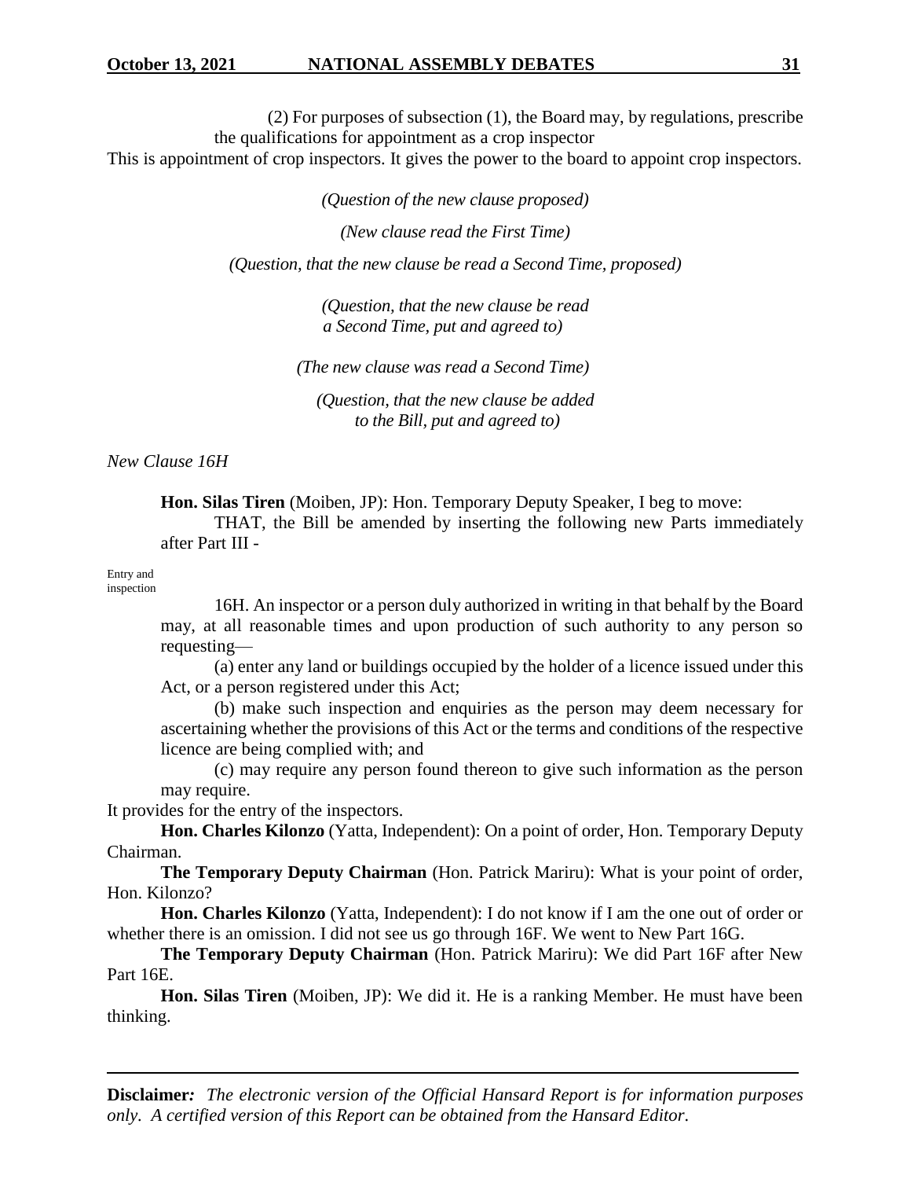(2) For purposes of subsection (1), the Board may, by regulations, prescribe the qualifications for appointment as a crop inspector

This is appointment of crop inspectors. It gives the power to the board to appoint crop inspectors.

*(Question of the new clause proposed)*

*(New clause read the First Time)*

*(Question, that the new clause be read a Second Time, proposed)*

*(Question, that the new clause be read a Second Time, put and agreed to)*

*(The new clause was read a Second Time)*

*(Question, that the new clause be added to the Bill, put and agreed to)*

*New Clause 16H*

**Hon. Silas Tiren** (Moiben, JP): Hon. Temporary Deputy Speaker, I beg to move:

THAT, the Bill be amended by inserting the following new Parts immediately after Part III -

Entry and inspection

16H. An inspector or a person duly authorized in writing in that behalf by the Board may, at all reasonable times and upon production of such authority to any person so requesting—

(a) enter any land or buildings occupied by the holder of a licence issued under this Act, or a person registered under this Act;

(b) make such inspection and enquiries as the person may deem necessary for ascertaining whether the provisions of this Act or the terms and conditions of the respective licence are being complied with; and

(c) may require any person found thereon to give such information as the person may require.

It provides for the entry of the inspectors.

**Hon. Charles Kilonzo** (Yatta, Independent): On a point of order, Hon. Temporary Deputy Chairman.

**The Temporary Deputy Chairman** (Hon. Patrick Mariru): What is your point of order, Hon. Kilonzo?

**Hon. Charles Kilonzo** (Yatta, Independent): I do not know if I am the one out of order or whether there is an omission. I did not see us go through 16F. We went to New Part 16G.

**The Temporary Deputy Chairman** (Hon. Patrick Mariru): We did Part 16F after New Part 16E.

**Hon. Silas Tiren** (Moiben, JP): We did it. He is a ranking Member. He must have been thinking.

**Disclaimer***:* *The electronic version of the Official Hansard Report is for information purposes only. A certified version of this Report can be obtained from the Hansard Editor.*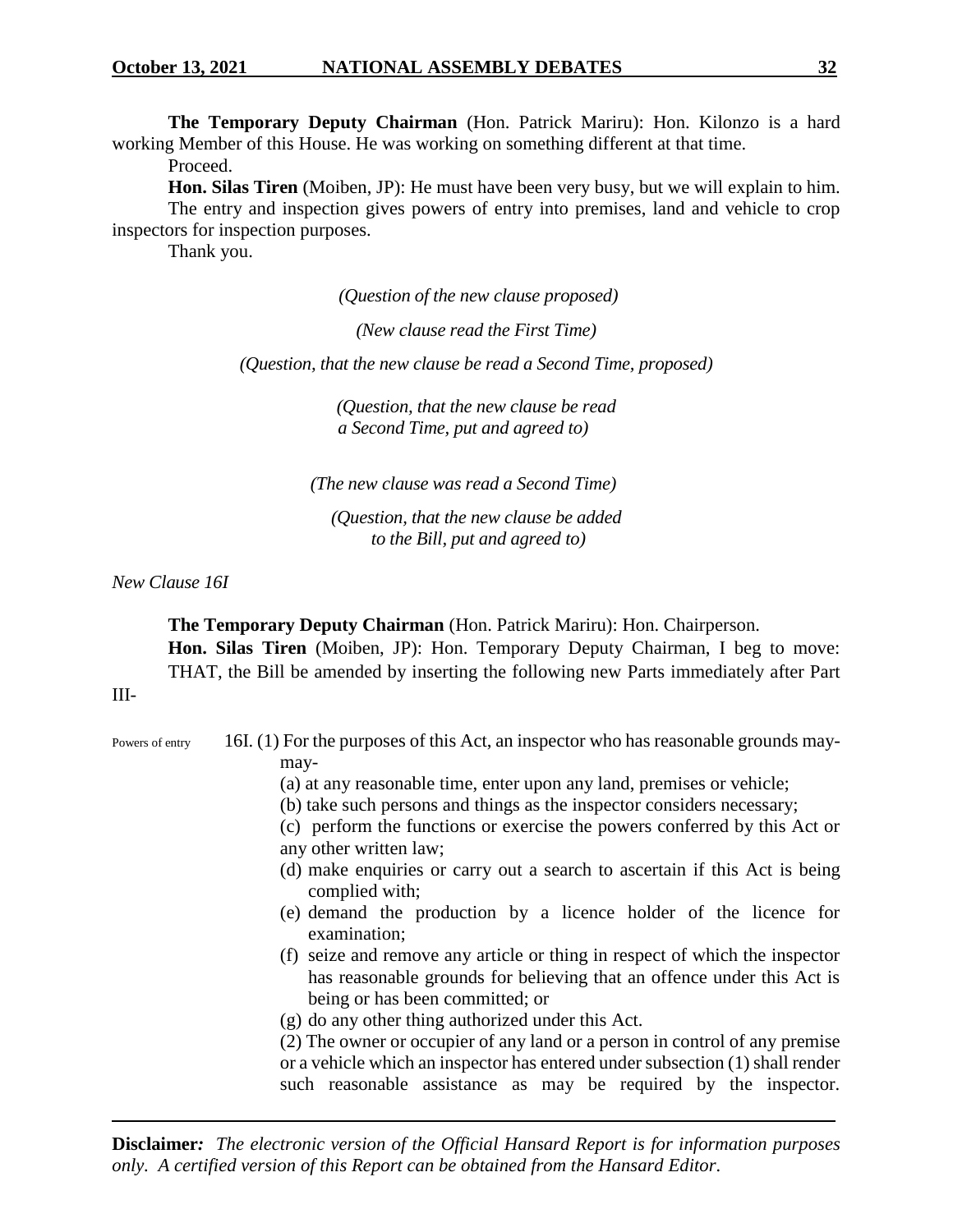**The Temporary Deputy Chairman** (Hon. Patrick Mariru): Hon. Kilonzo is a hard working Member of this House. He was working on something different at that time.

Proceed.

**Hon. Silas Tiren** (Moiben, JP): He must have been very busy, but we will explain to him.

The entry and inspection gives powers of entry into premises, land and vehicle to crop inspectors for inspection purposes.

Thank you.

*(Question of the new clause proposed)*

*(New clause read the First Time)*

*(Question, that the new clause be read a Second Time, proposed)*

*(Question, that the new clause be read a Second Time, put and agreed to)*

*(The new clause was read a Second Time)*

*(Question, that the new clause be added to the Bill, put and agreed to)*

*New Clause 16I*

**The Temporary Deputy Chairman** (Hon. Patrick Mariru): Hon. Chairperson.

**Hon. Silas Tiren** (Moiben, JP): Hon. Temporary Deputy Chairman, I beg to move:

THAT, the Bill be amended by inserting the following new Parts immediately after Part III-

Powers of entry

16I. (1) For the purposes of this Act, an inspector who has reasonable grounds may-may-

(a) at any reasonable time, enter upon any land, premises or vehicle;

(b) take such persons and things as the inspector considers necessary;

(c) perform the functions or exercise the powers conferred by this Act or any other written law;

(d) make enquiries or carry out a search to ascertain if this Act is being complied with;

(e) demand the production by a licence holder of the licence for examination;

(f) seize and remove any article or thing in respect of which the inspector has reasonable grounds for believing that an offence under this Act is being or has been committed; or

(g) do any other thing authorized under this Act.

(2) The owner or occupier of any land or a person in control of any premise or a vehicle which an inspector has entered under subsection (1) shall render such reasonable assistance as may be required by the inspector.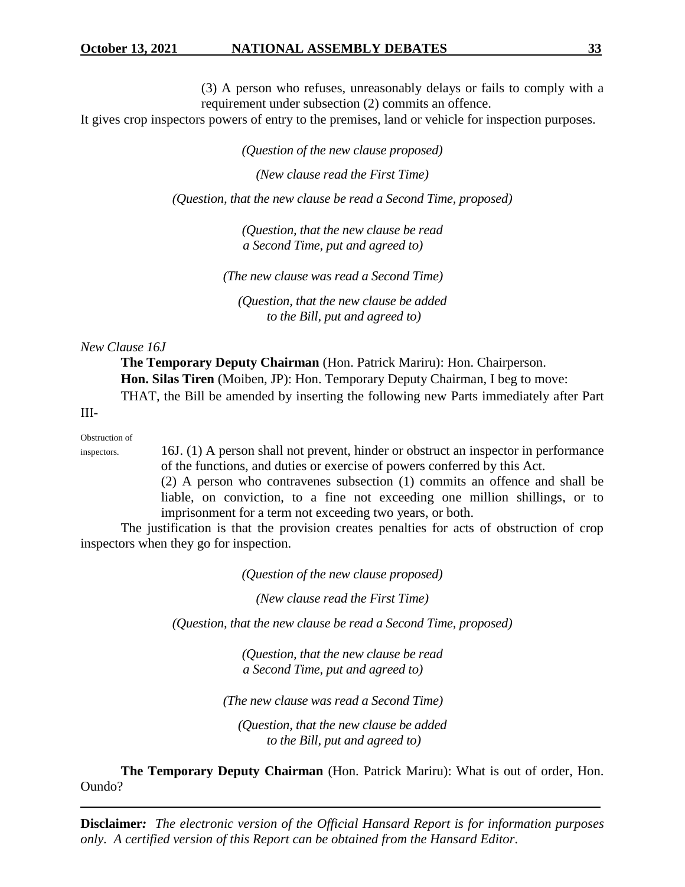(3) A person who refuses, unreasonably delays or fails to comply with a requirement under subsection (2) commits an offence.

It gives crop inspectors powers of entry to the premises, land or vehicle for inspection purposes.

*(Question of the new clause proposed)*

*(New clause read the First Time)*

*(Question, that the new clause be read a Second Time, proposed)*

*(Question, that the new clause be read a Second Time, put and agreed to)*

*(The new clause was read a Second Time)*

*(Question, that the new clause be added to the Bill, put and agreed to)*

*New Clause 16J*

**The Temporary Deputy Chairman** (Hon. Patrick Mariru): Hon. Chairperson.

**Hon. Silas Tiren** (Moiben, JP): Hon. Temporary Deputy Chairman, I beg to move:

THAT, the Bill be amended by inserting the following new Parts immediately after Part III-

Obstruction of inspectors.

16J. (1) A person shall not prevent, hinder or obstruct an inspector in performance of the functions, and duties or exercise of powers conferred by this Act.

(2) A person who contravenes subsection (1) commits an offence and shall be liable, on conviction, to a fine not exceeding one million shillings, or to imprisonment for a term not exceeding two years, or both.

The justification is that the provision creates penalties for acts of obstruction of crop inspectors when they go for inspection.

*(Question of the new clause proposed)*

*(New clause read the First Time)*

*(Question, that the new clause be read a Second Time, proposed)*

*(Question, that the new clause be read a Second Time, put and agreed to)*

*(The new clause was read a Second Time)*

*(Question, that the new clause be added to the Bill, put and agreed to)*

**The Temporary Deputy Chairman** (Hon. Patrick Mariru): What is out of order, Hon. Oundo?

**Disclaimer***:* *The electronic version of the Official Hansard Report is for information purposes only. A certified version of this Report can be obtained from the Hansard Editor.*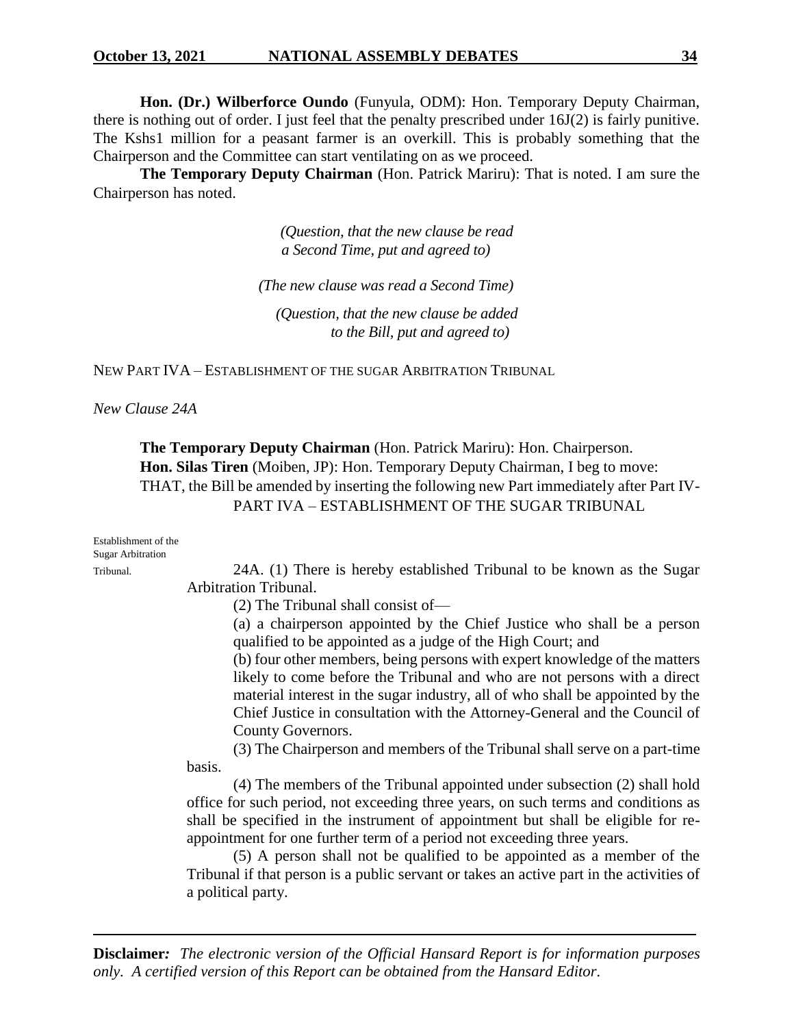**Hon. (Dr.) Wilberforce Oundo** (Funyula, ODM): Hon. Temporary Deputy Chairman, there is nothing out of order. I just feel that the penalty prescribed under 16J(2) is fairly punitive. The Kshs1 million for a peasant farmer is an overkill. This is probably something that the Chairperson and the Committee can start ventilating on as we proceed.

**The Temporary Deputy Chairman** (Hon. Patrick Mariru): That is noted. I am sure the Chairperson has noted.

*(Question, that the new clause be read a Second Time, put and agreed to)*

*(The new clause was read a Second Time)*

*(Question, that the new clause be added to the Bill, put and agreed to)*

NEW PART IVA – ESTABLISHMENT OF THE SUGAR ARBITRATION TRIBUNAL

*New Clause 24A*

**The Temporary Deputy Chairman** (Hon. Patrick Mariru): Hon. Chairperson.

**Hon. Silas Tiren** (Moiben, JP): Hon. Temporary Deputy Chairman, I beg to move:

THAT, the Bill be amended by inserting the following new Part immediately after Part IV-

PART IVA – ESTABLISHMENT OF THE SUGAR TRIBUNAL

Establishment of the Sugar Arbitration Tribunal.

24A. (1) There is hereby established Tribunal to be known as the Sugar Arbitration Tribunal.

(2) The Tribunal shall consist of—

(a) a chairperson appointed by the Chief Justice who shall be a person qualified to be appointed as a judge of the High Court; and

(b) four other members, being persons with expert knowledge of the matters likely to come before the Tribunal and who are not persons with a direct material interest in the sugar industry, all of who shall be appointed by the Chief Justice in consultation with the Attorney-General and the Council of County Governors.

(3) The Chairperson and members of the Tribunal shall serve on a part-time basis.

(4) The members of the Tribunal appointed under subsection (2) shall hold office for such period, not exceeding three years, on such terms and conditions as shall be specified in the instrument of appointment but shall be eligible for re-appointment for one further term of a period not exceeding three years.

(5) A person shall not be qualified to be appointed as a member of the Tribunal if that person is a public servant or takes an active part in the activities of a political party.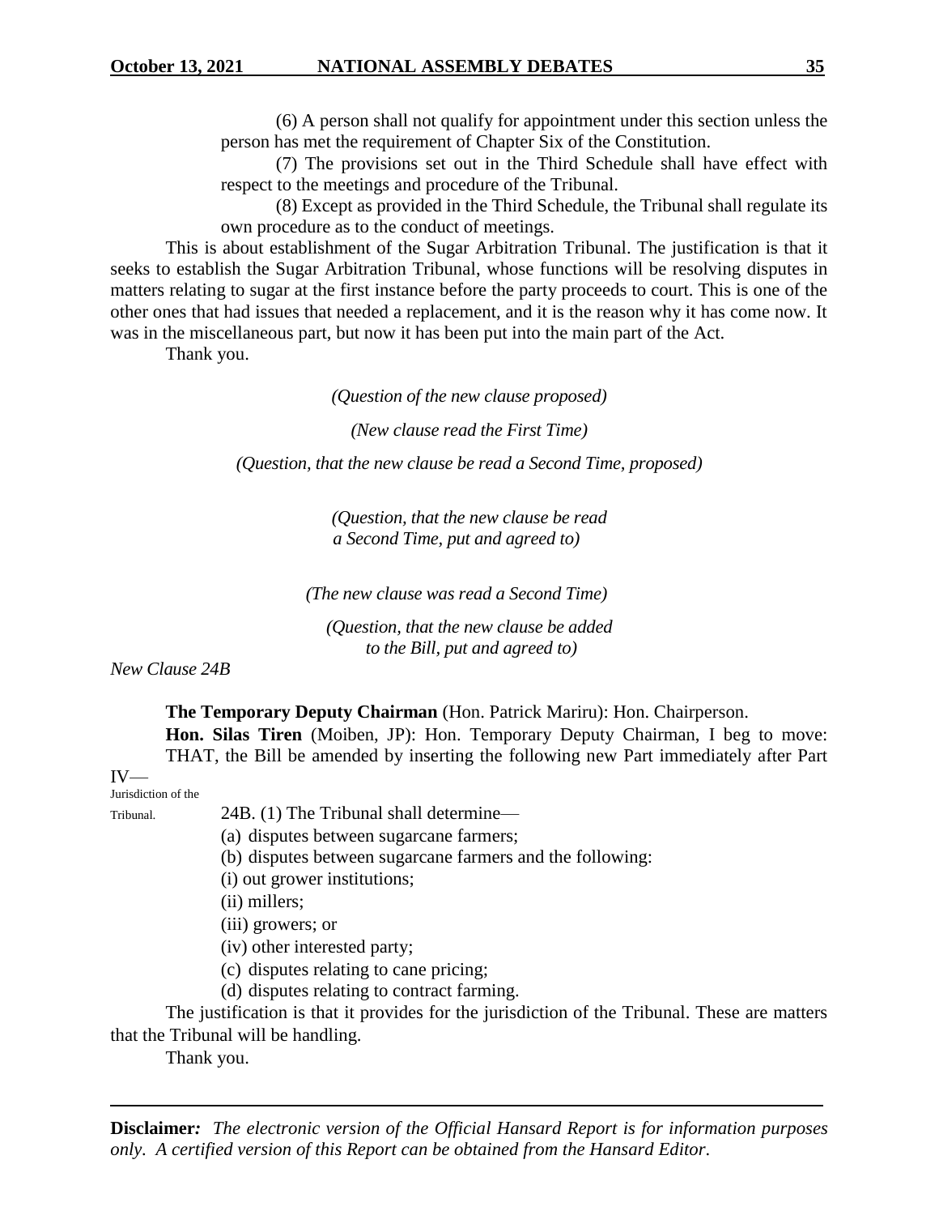(6) A person shall not qualify for appointment under this section unless the person has met the requirement of Chapter Six of the Constitution.

(7) The provisions set out in the Third Schedule shall have effect with respect to the meetings and procedure of the Tribunal.

(8) Except as provided in the Third Schedule, the Tribunal shall regulate its own procedure as to the conduct of meetings.

This is about establishment of the Sugar Arbitration Tribunal. The justification is that it seeks to establish the Sugar Arbitration Tribunal, whose functions will be resolving disputes in matters relating to sugar at the first instance before the party proceeds to court. This is one of the other ones that had issues that needed a replacement, and it is the reason why it has come now. It was in the miscellaneous part, but now it has been put into the main part of the Act.

Thank you.

*(Question of the new clause proposed)*

*(New clause read the First Time)*

*(Question, that the new clause be read a Second Time, proposed)*

*(Question, that the new clause be read a Second Time, put and agreed to)*

*(The new clause was read a Second Time)*

*(Question, that the new clause be added to the Bill, put and agreed to)*

*New Clause 24B*

**The Temporary Deputy Chairman** (Hon. Patrick Mariru): Hon. Chairperson.

**Hon. Silas Tiren** (Moiben, JP): Hon. Temporary Deputy Chairman, I beg to move:

THAT, the Bill be amended by inserting the following new Part immediately after Part IV—

Jurisdiction of the Tribunal.

24B. (1) The Tribunal shall determine—

(a) disputes between sugarcane farmers;

(b) disputes between sugarcane farmers and the following:

(i) out grower institutions;

(ii) millers;

(iii) growers; or

(iv) other interested party;

(c) disputes relating to cane pricing;

(d) disputes relating to contract farming.

The justification is that it provides for the jurisdiction of the Tribunal. These are matters that the Tribunal will be handling.

Thank you.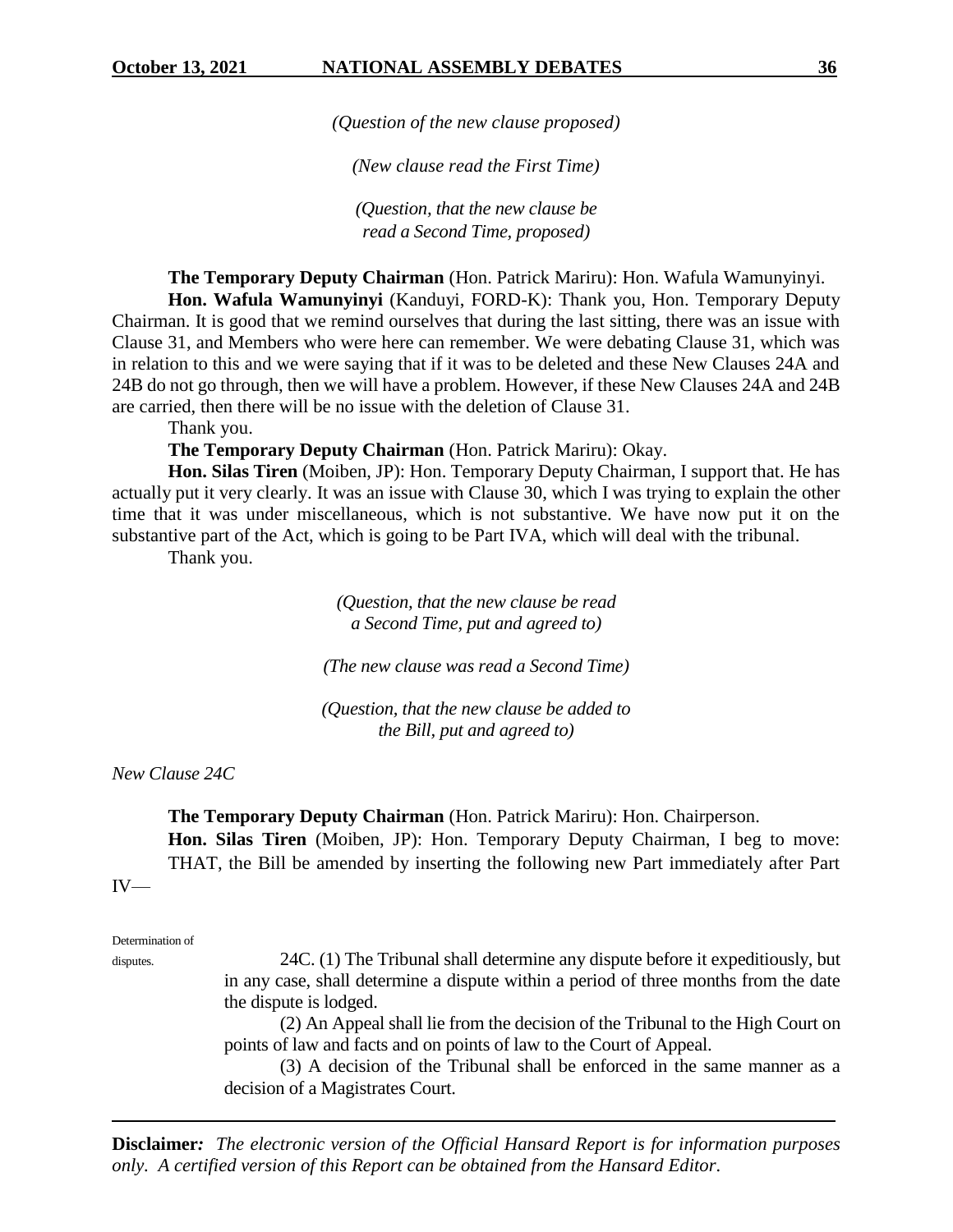*(Question of the new clause proposed)*

*(New clause read the First Time)*

*(Question, that the new clause be read a Second Time, proposed)*

**The Temporary Deputy Chairman** (Hon. Patrick Mariru): Hon. Wafula Wamunyinyi.

**Hon. Wafula Wamunyinyi** (Kanduyi, FORD-K): Thank you, Hon. Temporary Deputy Chairman. It is good that we remind ourselves that during the last sitting, there was an issue with Clause 31, and Members who were here can remember. We were debating Clause 31, which was in relation to this and we were saying that if it was to be deleted and these New Clauses 24A and 24B do not go through, then we will have a problem. However, if these New Clauses 24A and 24B are carried, then there will be no issue with the deletion of Clause 31.

Thank you.

**The Temporary Deputy Chairman** (Hon. Patrick Mariru): Okay.

**Hon. Silas Tiren** (Moiben, JP): Hon. Temporary Deputy Chairman, I support that. He has actually put it very clearly. It was an issue with Clause 30, which I was trying to explain the other time that it was under miscellaneous, which is not substantive. We have now put it on the substantive part of the Act, which is going to be Part IVA, which will deal with the tribunal.

Thank you.

*(Question, that the new clause be read a Second Time, put and agreed to)*

*(The new clause was read a Second Time)*

*(Question, that the new clause be added to the Bill, put and agreed to)*

*New Clause 24C*

**The Temporary Deputy Chairman** (Hon. Patrick Mariru): Hon. Chairperson.

**Hon. Silas Tiren** (Moiben, JP): Hon. Temporary Deputy Chairman, I beg to move:

THAT, the Bill be amended by inserting the following new Part immediately after Part IV—

Determination of disputes.

24C. (1) The Tribunal shall determine any dispute before it expeditiously, but in any case, shall determine a dispute within a period of three months from the date the dispute is lodged.

(2) An Appeal shall lie from the decision of the Tribunal to the High Court on points of law and facts and on points of law to the Court of Appeal.

(3) A decision of the Tribunal shall be enforced in the same manner as a decision of a Magistrates Court.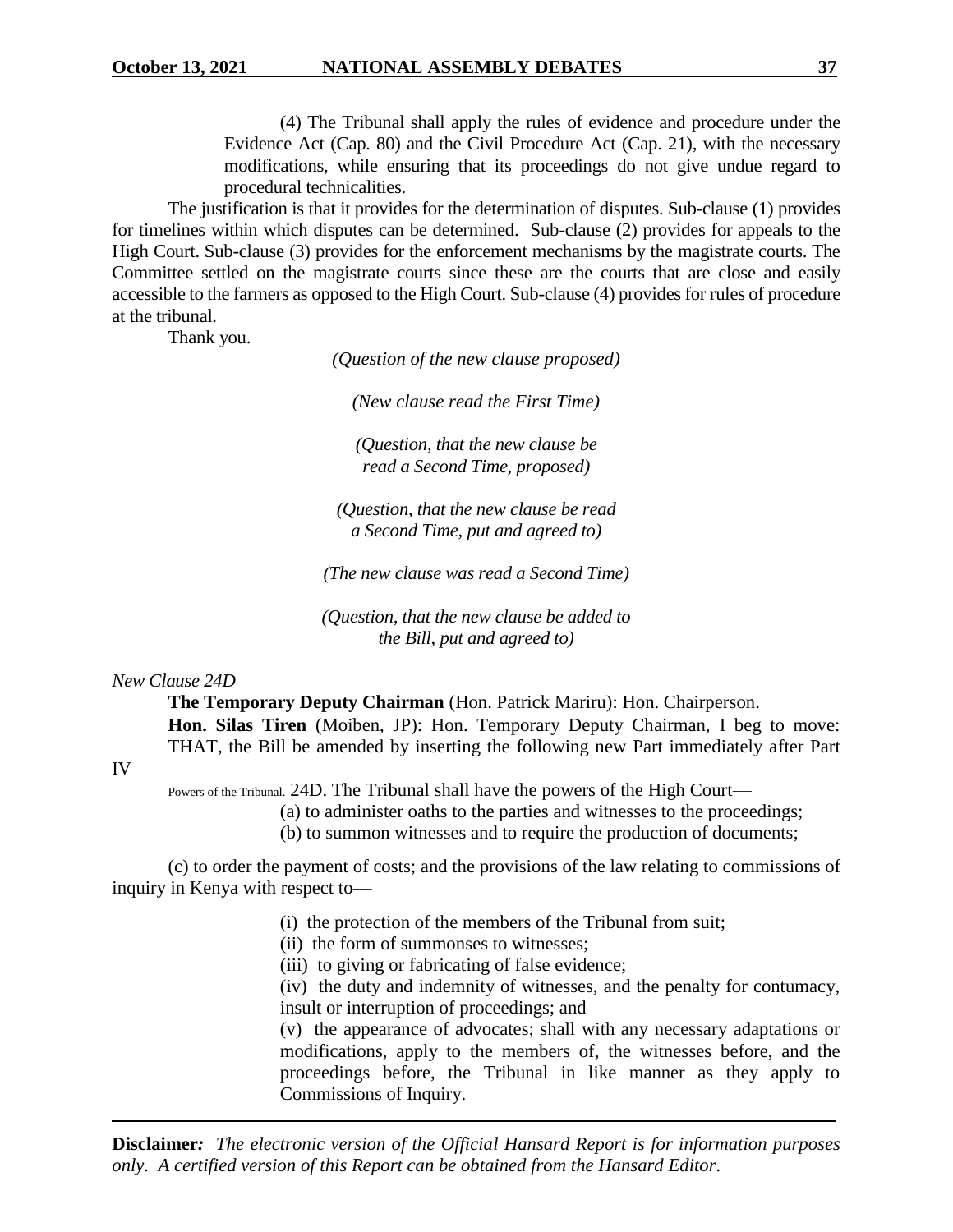(4) The Tribunal shall apply the rules of evidence and procedure under the Evidence Act (Cap. 80) and the Civil Procedure Act (Cap. 21), with the necessary modifications, while ensuring that its proceedings do not give undue regard to procedural technicalities.

The justification is that it provides for the determination of disputes. Sub-clause (1) provides for timelines within which disputes can be determined. Sub-clause (2) provides for appeals to the High Court. Sub-clause (3) provides for the enforcement mechanisms by the magistrate courts. The Committee settled on the magistrate courts since these are the courts that are close and easily accessible to the farmers as opposed to the High Court. Sub-clause (4) provides for rules of procedure at the tribunal.

Thank you.

*(Question of the new clause proposed)*

*(New clause read the First Time)*

*(Question, that the new clause be read a Second Time, proposed)*

*(Question, that the new clause be read a Second Time, put and agreed to)*

*(The new clause was read a Second Time)*

*(Question, that the new clause be added to the Bill, put and agreed to)*

*New Clause 24D*

**The Temporary Deputy Chairman** (Hon. Patrick Mariru): Hon. Chairperson.

**Hon. Silas Tiren** (Moiben, JP): Hon. Temporary Deputy Chairman, I beg to move:

THAT, the Bill be amended by inserting the following new Part immediately after Part IV—

Powers of the Tribunal. 24D. The Tribunal shall have the powers of the High Court—

(a) to administer oaths to the parties and witnesses to the proceedings;

(b) to summon witnesses and to require the production of documents;

(c) to order the payment of costs; and the provisions of the law relating to commissions of inquiry in Kenya with respect to—

(i) the protection of the members of the Tribunal from suit;

(ii) the form of summonses to witnesses;

(iii) to giving or fabricating of false evidence;

(iv) the duty and indemnity of witnesses, and the penalty for contumacy, insult or interruption of proceedings; and

(v) the appearance of advocates; shall with any necessary adaptations or modifications, apply to the members of, the witnesses before, and the proceedings before, the Tribunal in like manner as they apply to Commissions of Inquiry.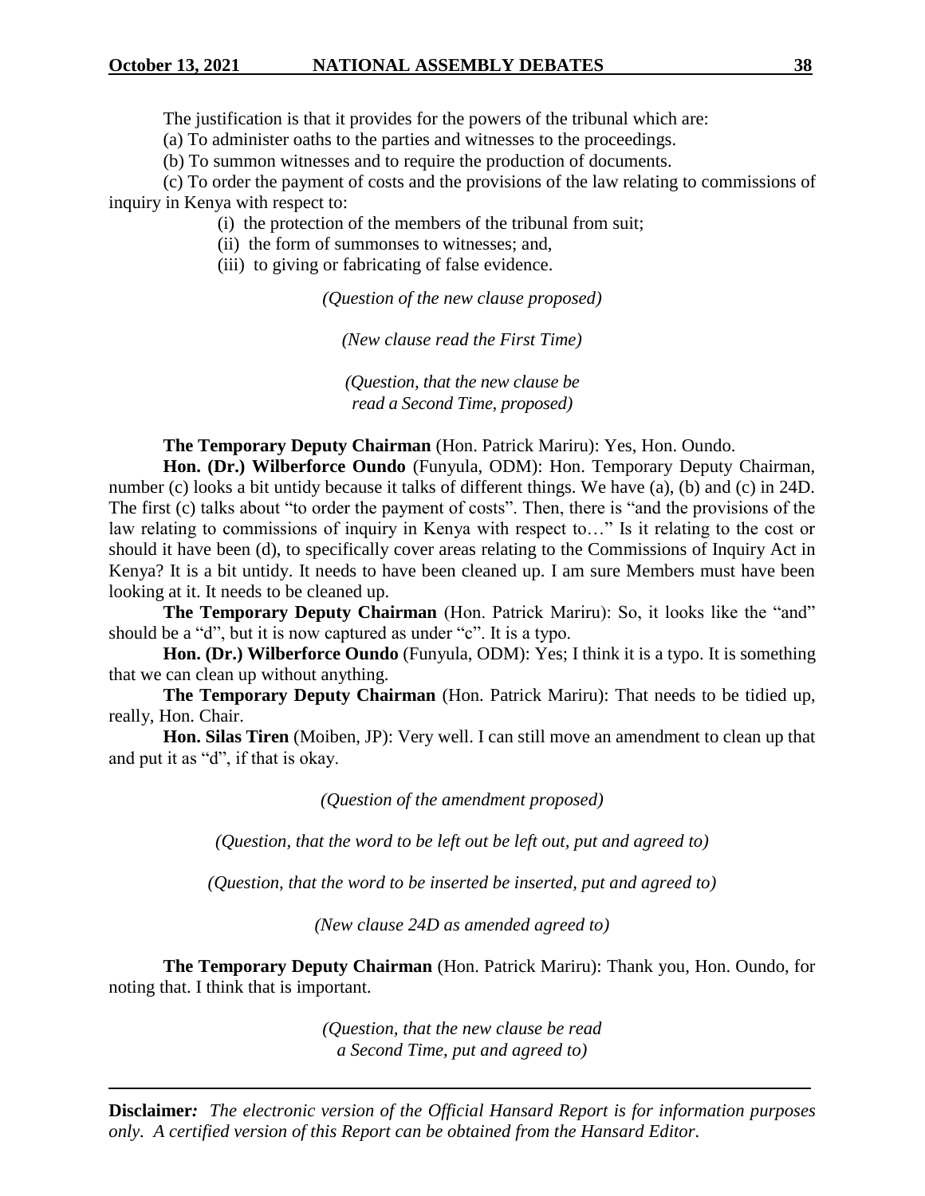The justification is that it provides for the powers of the tribunal which are:

(a) To administer oaths to the parties and witnesses to the proceedings.

(b) To summon witnesses and to require the production of documents.

(c) To order the payment of costs and the provisions of the law relating to commissions of inquiry in Kenya with respect to:

(i) the protection of the members of the tribunal from suit;

(ii) the form of summonses to witnesses; and,

(iii) to giving or fabricating of false evidence.

*(Question of the new clause proposed)*

*(New clause read the First Time)*

*(Question, that the new clause be read a Second Time, proposed)*

**The Temporary Deputy Chairman** (Hon. Patrick Mariru): Yes, Hon. Oundo.

**Hon. (Dr.) Wilberforce Oundo** (Funyula, ODM): Hon. Temporary Deputy Chairman, number (c) looks a bit untidy because it talks of different things. We have (a), (b) and (c) in 24D. The first (c) talks about "to order the payment of costs". Then, there is "and the provisions of the law relating to commissions of inquiry in Kenya with respect to…" Is it relating to the cost or should it have been (d), to specifically cover areas relating to the Commissions of Inquiry Act in Kenya? It is a bit untidy. It needs to have been cleaned up. I am sure Members must have been looking at it. It needs to be cleaned up.

**The Temporary Deputy Chairman** (Hon. Patrick Mariru): So, it looks like the "and" should be a "d", but it is now captured as under "c". It is a typo.

**Hon. (Dr.) Wilberforce Oundo** (Funyula, ODM): Yes; I think it is a typo. It is something that we can clean up without anything.

**The Temporary Deputy Chairman** (Hon. Patrick Mariru): That needs to be tidied up, really, Hon. Chair.

**Hon. Silas Tiren** (Moiben, JP): Very well. I can still move an amendment to clean up that and put it as "d", if that is okay.

*(Question of the amendment proposed)*

*(Question, that the word to be left out be left out, put and agreed to)*

*(Question, that the word to be inserted be inserted, put and agreed to)*

*(New clause 24D as amended agreed to)*

**The Temporary Deputy Chairman** (Hon. Patrick Mariru): Thank you, Hon. Oundo, for noting that. I think that is important.

*(Question, that the new clause be read a Second Time, put and agreed to)*

**Disclaimer***:* *The electronic version of the Official Hansard Report is for information purposes only. A certified version of this Report can be obtained from the Hansard Editor.*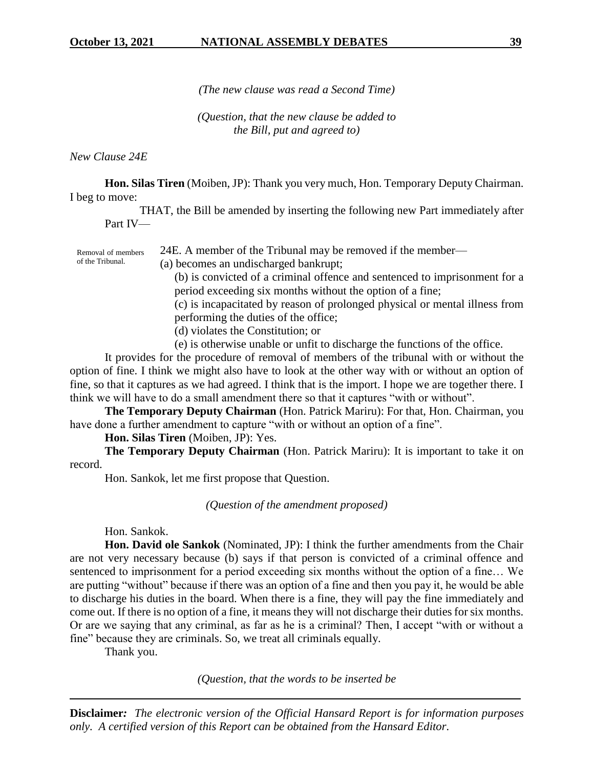*(The new clause was read a Second Time)*

*(Question, that the new clause be added to the Bill, put and agreed to)*

*New Clause 24E*

**Hon. Silas Tiren** (Moiben, JP): Thank you very much, Hon. Temporary Deputy Chairman. I beg to move:

THAT, the Bill be amended by inserting the following new Part immediately after Part IV—

Removal of members of the Tribunal.

24E. A member of the Tribunal may be removed if the member—

(a) becomes an undischarged bankrupt;

(b) is convicted of a criminal offence and sentenced to imprisonment for a period exceeding six months without the option of a fine;

(c) is incapacitated by reason of prolonged physical or mental illness from performing the duties of the office;

(d) violates the Constitution; or

(e) is otherwise unable or unfit to discharge the functions of the office.

It provides for the procedure of removal of members of the tribunal with or without the option of fine. I think we might also have to look at the other way with or without an option of fine, so that it captures as we had agreed. I think that is the import. I hope we are together there. I think we will have to do a small amendment there so that it captures "with or without".

**The Temporary Deputy Chairman** (Hon. Patrick Mariru): For that, Hon. Chairman, you have done a further amendment to capture "with or without an option of a fine".

**Hon. Silas Tiren** (Moiben, JP): Yes.

**The Temporary Deputy Chairman** (Hon. Patrick Mariru): It is important to take it on record.

Hon. Sankok, let me first propose that Question.

*(Question of the amendment proposed)*

Hon. Sankok.

**Hon. David ole Sankok** (Nominated, JP): I think the further amendments from the Chair are not very necessary because (b) says if that person is convicted of a criminal offence and sentenced to imprisonment for a period exceeding six months without the option of a fine… We are putting "without" because if there was an option of a fine and then you pay it, he would be able to discharge his duties in the board. When there is a fine, they will pay the fine immediately and come out. If there is no option of a fine, it means they will not discharge their duties for six months. Or are we saying that any criminal, as far as he is a criminal? Then, I accept "with or without a fine" because they are criminals. So, we treat all criminals equally.

Thank you.

*(Question, that the words to be inserted be*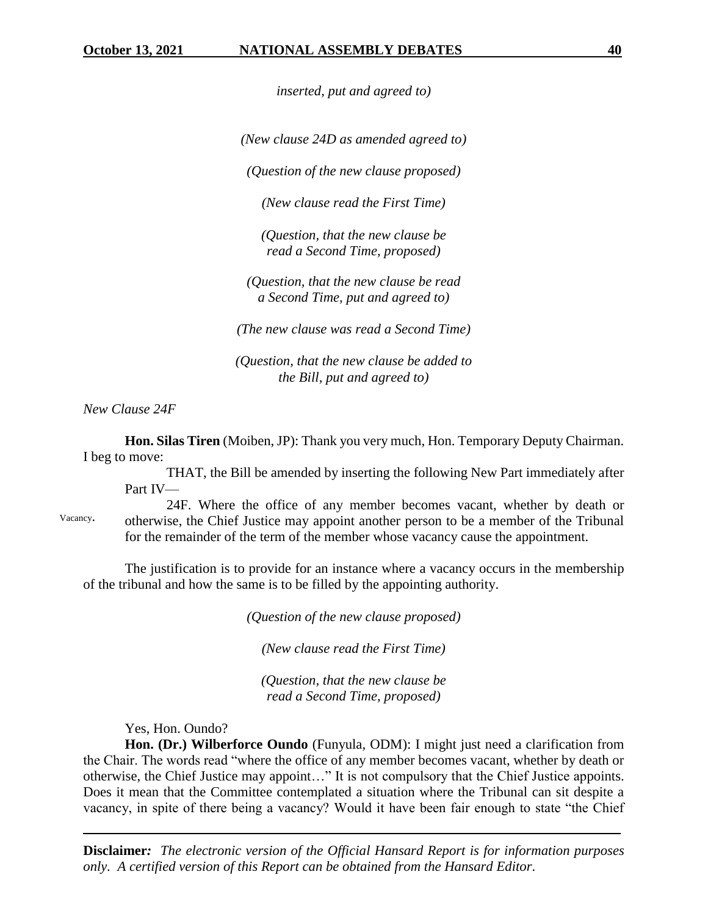*inserted, put and agreed to)*

*(New clause 24D as amended agreed to)*

*(Question of the new clause proposed)*

*(New clause read the First Time)*

*(Question, that the new clause be read a Second Time, proposed)*

*(Question, that the new clause be read a Second Time, put and agreed to)*

*(The new clause was read a Second Time)*

*(Question, that the new clause be added to the Bill, put and agreed to)*

*New Clause 24F*

**Hon. Silas Tiren** (Moiben, JP): Thank you very much, Hon. Temporary Deputy Chairman. I beg to move:

> THAT, the Bill be amended by inserting the following New Part immediately after Part IV—
>
> Vacancy. 24F. Where the office of any member becomes vacant, whether by death or otherwise, the Chief Justice may appoint another person to be a member of the Tribunal for the remainder of the term of the member whose vacancy cause the appointment.

The justification is to provide for an instance where a vacancy occurs in the membership of the tribunal and how the same is to be filled by the appointing authority.

*(Question of the new clause proposed)*

*(New clause read the First Time)*

*(Question, that the new clause be read a Second Time, proposed)*

Yes, Hon. Oundo?

**Hon. (Dr.) Wilberforce Oundo** (Funyula, ODM): I might just need a clarification from the Chair. The words read "where the office of any member becomes vacant, whether by death or otherwise, the Chief Justice may appoint…" It is not compulsory that the Chief Justice appoints. Does it mean that the Committee contemplated a situation where the Tribunal can sit despite a vacancy, in spite of there being a vacancy? Would it have been fair enough to state "the Chief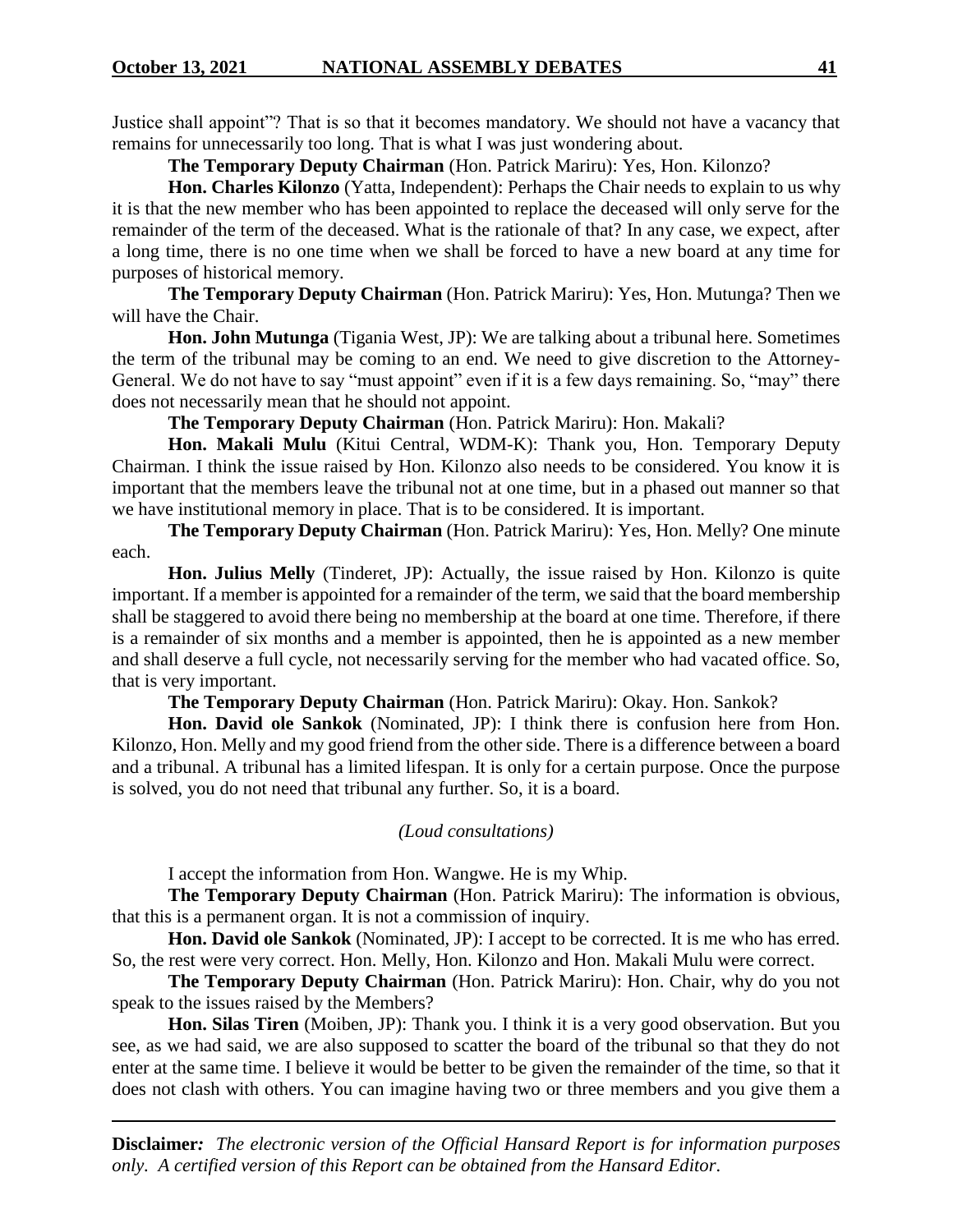Justice shall appoint"? That is so that it becomes mandatory. We should not have a vacancy that remains for unnecessarily too long. That is what I was just wondering about.

**The Temporary Deputy Chairman** (Hon. Patrick Mariru): Yes, Hon. Kilonzo?

**Hon. Charles Kilonzo** (Yatta, Independent): Perhaps the Chair needs to explain to us why it is that the new member who has been appointed to replace the deceased will only serve for the remainder of the term of the deceased. What is the rationale of that? In any case, we expect, after a long time, there is no one time when we shall be forced to have a new board at any time for purposes of historical memory.

**The Temporary Deputy Chairman** (Hon. Patrick Mariru): Yes, Hon. Mutunga? Then we will have the Chair.

**Hon. John Mutunga** (Tigania West, JP): We are talking about a tribunal here. Sometimes the term of the tribunal may be coming to an end. We need to give discretion to the Attorney-General. We do not have to say "must appoint" even if it is a few days remaining. So, "may" there does not necessarily mean that he should not appoint.

**The Temporary Deputy Chairman** (Hon. Patrick Mariru): Hon. Makali?

**Hon. Makali Mulu** (Kitui Central, WDM-K): Thank you, Hon. Temporary Deputy Chairman. I think the issue raised by Hon. Kilonzo also needs to be considered. You know it is important that the members leave the tribunal not at one time, but in a phased out manner so that we have institutional memory in place. That is to be considered. It is important.

**The Temporary Deputy Chairman** (Hon. Patrick Mariru): Yes, Hon. Melly? One minute each.

**Hon. Julius Melly** (Tinderet, JP): Actually, the issue raised by Hon. Kilonzo is quite important. If a member is appointed for a remainder of the term, we said that the board membership shall be staggered to avoid there being no membership at the board at one time. Therefore, if there is a remainder of six months and a member is appointed, then he is appointed as a new member and shall deserve a full cycle, not necessarily serving for the member who had vacated office. So, that is very important.

**The Temporary Deputy Chairman** (Hon. Patrick Mariru): Okay. Hon. Sankok?

**Hon. David ole Sankok** (Nominated, JP): I think there is confusion here from Hon. Kilonzo, Hon. Melly and my good friend from the other side. There is a difference between a board and a tribunal. A tribunal has a limited lifespan. It is only for a certain purpose. Once the purpose is solved, you do not need that tribunal any further. So, it is a board.

*(Loud consultations)*

I accept the information from Hon. Wangwe. He is my Whip.

**The Temporary Deputy Chairman** (Hon. Patrick Mariru): The information is obvious, that this is a permanent organ. It is not a commission of inquiry.

**Hon. David ole Sankok** (Nominated, JP): I accept to be corrected. It is me who has erred. So, the rest were very correct. Hon. Melly, Hon. Kilonzo and Hon. Makali Mulu were correct.

**The Temporary Deputy Chairman** (Hon. Patrick Mariru): Hon. Chair, why do you not speak to the issues raised by the Members?

**Hon. Silas Tiren** (Moiben, JP): Thank you. I think it is a very good observation. But you see, as we had said, we are also supposed to scatter the board of the tribunal so that they do not enter at the same time. I believe it would be better to be given the remainder of the time, so that it does not clash with others. You can imagine having two or three members and you give them a

---

**Disclaimer***:* *The electronic version of the Official Hansard Report is for information purposes only. A certified version of this Report can be obtained from the Hansard Editor.*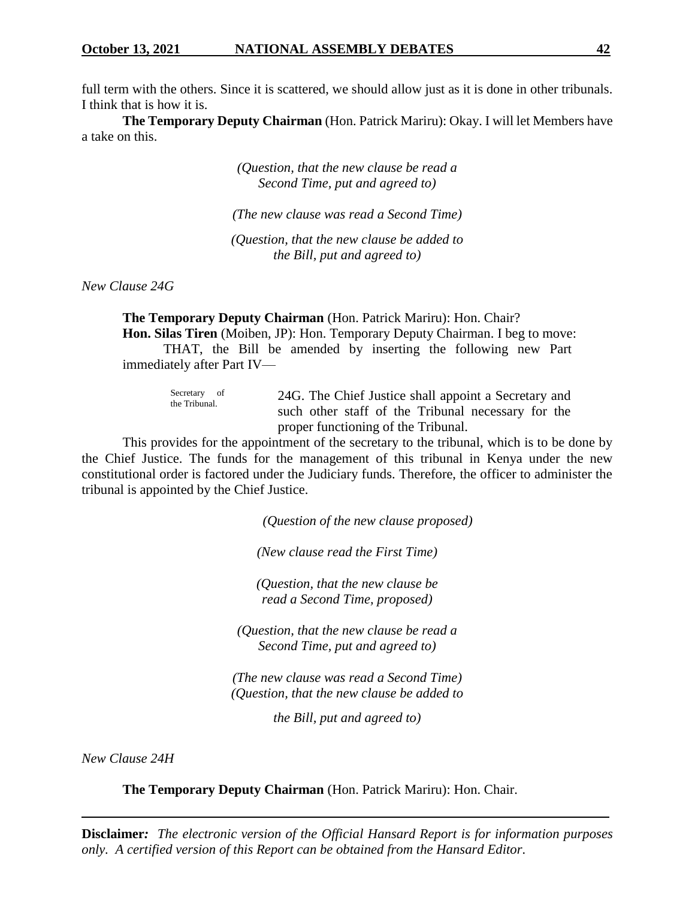full term with the others. Since it is scattered, we should allow just as it is done in other tribunals. I think that is how it is.

**The Temporary Deputy Chairman** (Hon. Patrick Mariru): Okay. I will let Members have a take on this.

*(Question, that the new clause be read a Second Time, put and agreed to)*

*(The new clause was read a Second Time)*

*(Question, that the new clause be added to the Bill, put and agreed to)*

*New Clause 24G*

**The Temporary Deputy Chairman** (Hon. Patrick Mariru): Hon. Chair?

**Hon. Silas Tiren** (Moiben, JP): Hon. Temporary Deputy Chairman. I beg to move:

THAT, the Bill be amended by inserting the following new Part immediately after Part IV—

Secretary of the Tribunal.

24G. The Chief Justice shall appoint a Secretary and such other staff of the Tribunal necessary for the proper functioning of the Tribunal.

This provides for the appointment of the secretary to the tribunal, which is to be done by the Chief Justice. The funds for the management of this tribunal in Kenya under the new constitutional order is factored under the Judiciary funds. Therefore, the officer to administer the tribunal is appointed by the Chief Justice.

*(Question of the new clause proposed)*

*(New clause read the First Time)*

*(Question, that the new clause be read a Second Time, proposed)*

*(Question, that the new clause be read a Second Time, put and agreed to)*

*(The new clause was read a Second Time)*
*(Question, that the new clause be added to the Bill, put and agreed to)*

*New Clause 24H*

**The Temporary Deputy Chairman** (Hon. Patrick Mariru): Hon. Chair.

**Disclaimer***: The electronic version of the Official Hansard Report is for information purposes only. A certified version of this Report can be obtained from the Hansard Editor.*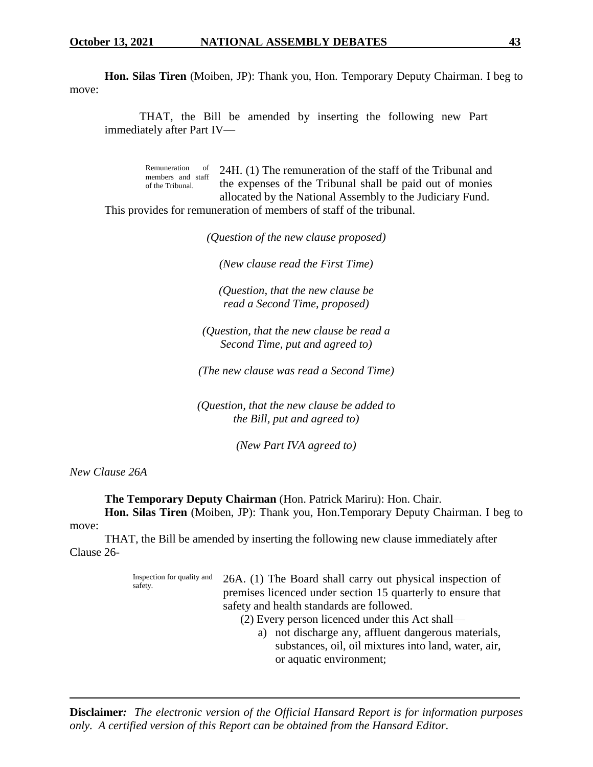**Hon. Silas Tiren** (Moiben, JP): Thank you, Hon. Temporary Deputy Chairman. I beg to move:

THAT, the Bill be amended by inserting the following new Part immediately after Part IV—

Remuneration of members and staff of the Tribunal.

24H. (1) The remuneration of the staff of the Tribunal and the expenses of the Tribunal shall be paid out of monies allocated by the National Assembly to the Judiciary Fund.

This provides for remuneration of members of staff of the tribunal.

*(Question of the new clause proposed)*

*(New clause read the First Time)*

*(Question, that the new clause be read a Second Time, proposed)*

*(Question, that the new clause be read a Second Time, put and agreed to)*

*(The new clause was read a Second Time)*

*(Question, that the new clause be added to the Bill, put and agreed to)*

*(New Part IVA agreed to)*

*New Clause 26A*

**The Temporary Deputy Chairman** (Hon. Patrick Mariru): Hon. Chair.

**Hon. Silas Tiren** (Moiben, JP): Thank you, Hon.Temporary Deputy Chairman. I beg to move:

THAT, the Bill be amended by inserting the following new clause immediately after Clause 26-

Inspection for quality and safety.

26A. (1) The Board shall carry out physical inspection of premises licenced under section 15 quarterly to ensure that safety and health standards are followed.

(2) Every person licenced under this Act shall—

a) not discharge any, affluent dangerous materials, substances, oil, oil mixtures into land, water, air, or aquatic environment;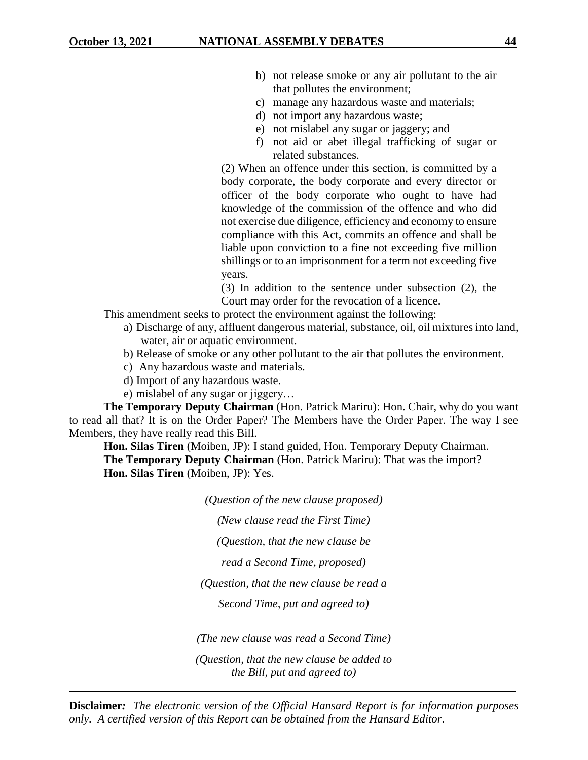b) not release smoke or any air pollutant to the air that pollutes the environment;

c) manage any hazardous waste and materials;

d) not import any hazardous waste;

e) not mislabel any sugar or jaggery; and

f) not aid or abet illegal trafficking of sugar or related substances.

(2) When an offence under this section, is committed by a body corporate, the body corporate and every director or officer of the body corporate who ought to have had knowledge of the commission of the offence and who did not exercise due diligence, efficiency and economy to ensure compliance with this Act, commits an offence and shall be liable upon conviction to a fine not exceeding five million shillings or to an imprisonment for a term not exceeding five years.

(3) In addition to the sentence under subsection (2), the Court may order for the revocation of a licence.

This amendment seeks to protect the environment against the following:

a) Discharge of any, affluent dangerous material, substance, oil, oil mixtures into land, water, air or aquatic environment.

b) Release of smoke or any other pollutant to the air that pollutes the environment.

c) Any hazardous waste and materials.

d) Import of any hazardous waste.

e) mislabel of any sugar or jiggery…

**The Temporary Deputy Chairman** (Hon. Patrick Mariru): Hon. Chair, why do you want to read all that? It is on the Order Paper? The Members have the Order Paper. The way I see Members, they have really read this Bill.

**Hon. Silas Tiren** (Moiben, JP): I stand guided, Hon. Temporary Deputy Chairman.

**The Temporary Deputy Chairman** (Hon. Patrick Mariru): That was the import?

**Hon. Silas Tiren** (Moiben, JP): Yes.

*(Question of the new clause proposed)*

*(New clause read the First Time)*

*(Question, that the new clause be read a Second Time, proposed)*

*(Question, that the new clause be read a Second Time, put and agreed to)*

*(The new clause was read a Second Time)*

*(Question, that the new clause be added to the Bill, put and agreed to)*

**Disclaimer***:* *The electronic version of the Official Hansard Report is for information purposes only. A certified version of this Report can be obtained from the Hansard Editor.*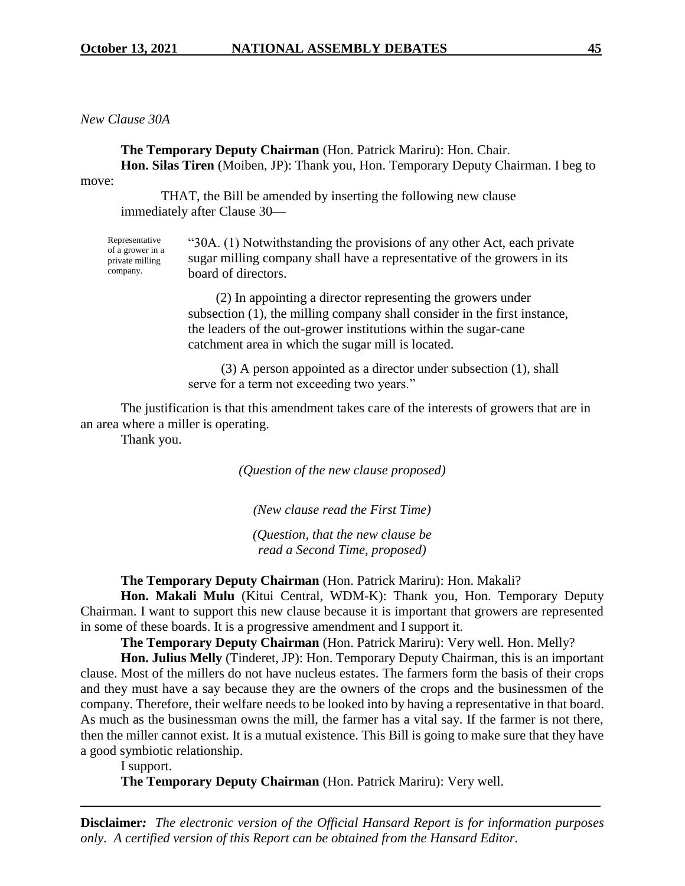*New Clause 30A*

**The Temporary Deputy Chairman** (Hon. Patrick Mariru): Hon. Chair.

**Hon. Silas Tiren** (Moiben, JP): Thank you, Hon. Temporary Deputy Chairman. I beg to move:

THAT, the Bill be amended by inserting the following new clause immediately after Clause 30—

Representative of a grower in a private milling company.

"30A. (1) Notwithstanding the provisions of any other Act, each private sugar milling company shall have a representative of the growers in its board of directors.

(2) In appointing a director representing the growers under subsection (1), the milling company shall consider in the first instance, the leaders of the out-grower institutions within the sugar-cane catchment area in which the sugar mill is located.

(3) A person appointed as a director under subsection (1), shall serve for a term not exceeding two years."

The justification is that this amendment takes care of the interests of growers that are in an area where a miller is operating.

Thank you.

*(Question of the new clause proposed)*

*(New clause read the First Time)*

*(Question, that the new clause be read a Second Time, proposed)*

**The Temporary Deputy Chairman** (Hon. Patrick Mariru): Hon. Makali?

**Hon. Makali Mulu** (Kitui Central, WDM-K): Thank you, Hon. Temporary Deputy Chairman. I want to support this new clause because it is important that growers are represented in some of these boards. It is a progressive amendment and I support it.

**The Temporary Deputy Chairman** (Hon. Patrick Mariru): Very well. Hon. Melly?

**Hon. Julius Melly** (Tinderet, JP): Hon. Temporary Deputy Chairman, this is an important clause. Most of the millers do not have nucleus estates. The farmers form the basis of their crops and they must have a say because they are the owners of the crops and the businessmen of the company. Therefore, their welfare needs to be looked into by having a representative in that board. As much as the businessman owns the mill, the farmer has a vital say. If the farmer is not there, then the miller cannot exist. It is a mutual existence. This Bill is going to make sure that they have a good symbiotic relationship.

I support.

**The Temporary Deputy Chairman** (Hon. Patrick Mariru): Very well.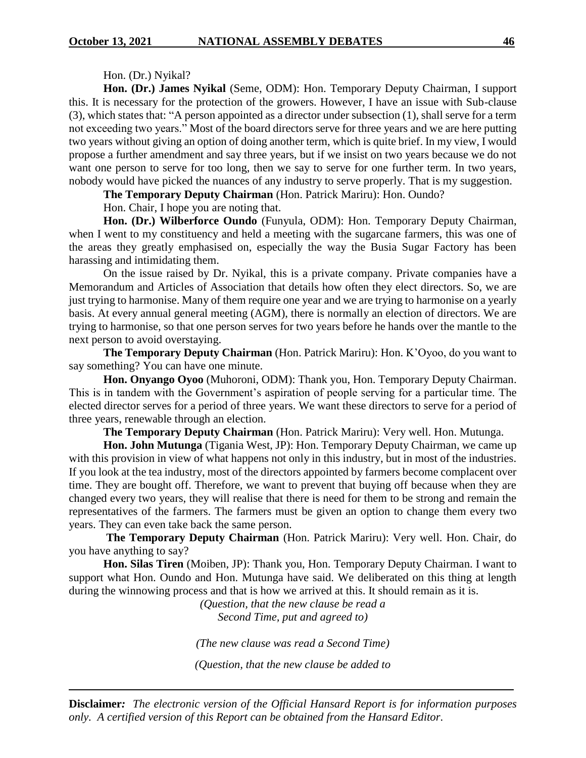Hon. (Dr.) Nyikal?

**Hon. (Dr.) James Nyikal** (Seme, ODM): Hon. Temporary Deputy Chairman, I support this. It is necessary for the protection of the growers. However, I have an issue with Sub-clause (3), which states that: "A person appointed as a director under subsection (1), shall serve for a term not exceeding two years." Most of the board directors serve for three years and we are here putting two years without giving an option of doing another term, which is quite brief. In my view, I would propose a further amendment and say three years, but if we insist on two years because we do not want one person to serve for too long, then we say to serve for one further term. In two years, nobody would have picked the nuances of any industry to serve properly. That is my suggestion.

**The Temporary Deputy Chairman** (Hon. Patrick Mariru): Hon. Oundo?

Hon. Chair, I hope you are noting that.

**Hon. (Dr.) Wilberforce Oundo** (Funyula, ODM): Hon. Temporary Deputy Chairman, when I went to my constituency and held a meeting with the sugarcane farmers, this was one of the areas they greatly emphasised on, especially the way the Busia Sugar Factory has been harassing and intimidating them.

On the issue raised by Dr. Nyikal, this is a private company. Private companies have a Memorandum and Articles of Association that details how often they elect directors. So, we are just trying to harmonise. Many of them require one year and we are trying to harmonise on a yearly basis. At every annual general meeting (AGM), there is normally an election of directors. We are trying to harmonise, so that one person serves for two years before he hands over the mantle to the next person to avoid overstaying.

**The Temporary Deputy Chairman** (Hon. Patrick Mariru): Hon. K'Oyoo, do you want to say something? You can have one minute.

**Hon. Onyango Oyoo** (Muhoroni, ODM): Thank you, Hon. Temporary Deputy Chairman. This is in tandem with the Government's aspiration of people serving for a particular time. The elected director serves for a period of three years. We want these directors to serve for a period of three years, renewable through an election.

**The Temporary Deputy Chairman** (Hon. Patrick Mariru): Very well. Hon. Mutunga.

**Hon. John Mutunga** (Tigania West, JP): Hon. Temporary Deputy Chairman, we came up with this provision in view of what happens not only in this industry, but in most of the industries. If you look at the tea industry, most of the directors appointed by farmers become complacent over time. They are bought off. Therefore, we want to prevent that buying off because when they are changed every two years, they will realise that there is need for them to be strong and remain the representatives of the farmers. The farmers must be given an option to change them every two years. They can even take back the same person.

**The Temporary Deputy Chairman** (Hon. Patrick Mariru): Very well. Hon. Chair, do you have anything to say?

**Hon. Silas Tiren** (Moiben, JP): Thank you, Hon. Temporary Deputy Chairman. I want to support what Hon. Oundo and Hon. Mutunga have said. We deliberated on this thing at length during the winnowing process and that is how we arrived at this. It should remain as it is.

*(Question, that the new clause be read a Second Time, put and agreed to)*

*(The new clause was read a Second Time)*

*(Question, that the new clause be added to*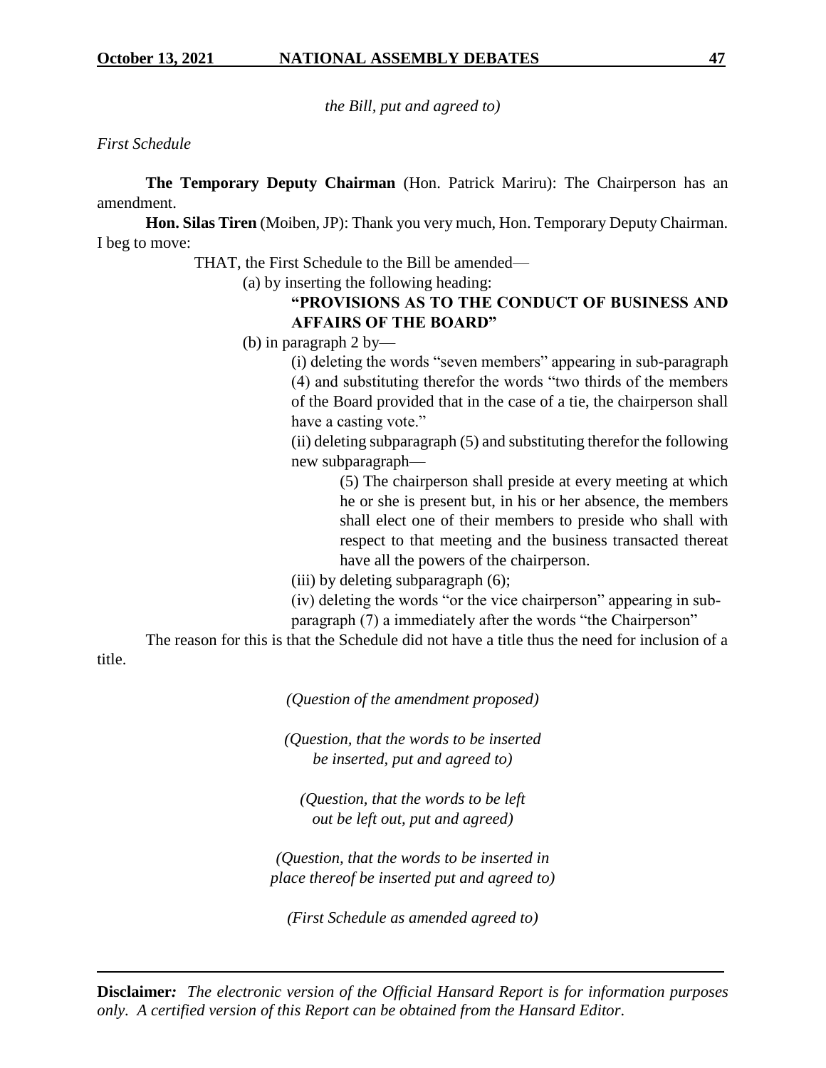*the Bill, put and agreed to)*

*First Schedule*

**The Temporary Deputy Chairman** (Hon. Patrick Mariru): The Chairperson has an amendment.

**Hon. Silas Tiren** (Moiben, JP): Thank you very much, Hon. Temporary Deputy Chairman. I beg to move:

THAT, the First Schedule to the Bill be amended—

(a) by inserting the following heading:

**"PROVISIONS AS TO THE CONDUCT OF BUSINESS AND AFFAIRS OF THE BOARD"**

(b) in paragraph 2 by—

(i) deleting the words "seven members" appearing in sub-paragraph (4) and substituting therefor the words "two thirds of the members of the Board provided that in the case of a tie, the chairperson shall have a casting vote."

(ii) deleting subparagraph (5) and substituting therefor the following new subparagraph—

(5) The chairperson shall preside at every meeting at which he or she is present but, in his or her absence, the members shall elect one of their members to preside who shall with respect to that meeting and the business transacted thereat have all the powers of the chairperson.

(iii) by deleting subparagraph (6);

(iv) deleting the words "or the vice chairperson" appearing in sub-paragraph (7) a immediately after the words "the Chairperson"

The reason for this is that the Schedule did not have a title thus the need for inclusion of a title.

*(Question of the amendment proposed)*

*(Question, that the words to be inserted be inserted, put and agreed to)*

*(Question, that the words to be left out be left out, put and agreed)*

*(Question, that the words to be inserted in place thereof be inserted put and agreed to)*

*(First Schedule as amended agreed to)*

**Disclaimer***:* *The electronic version of the Official Hansard Report is for information purposes only. A certified version of this Report can be obtained from the Hansard Editor.*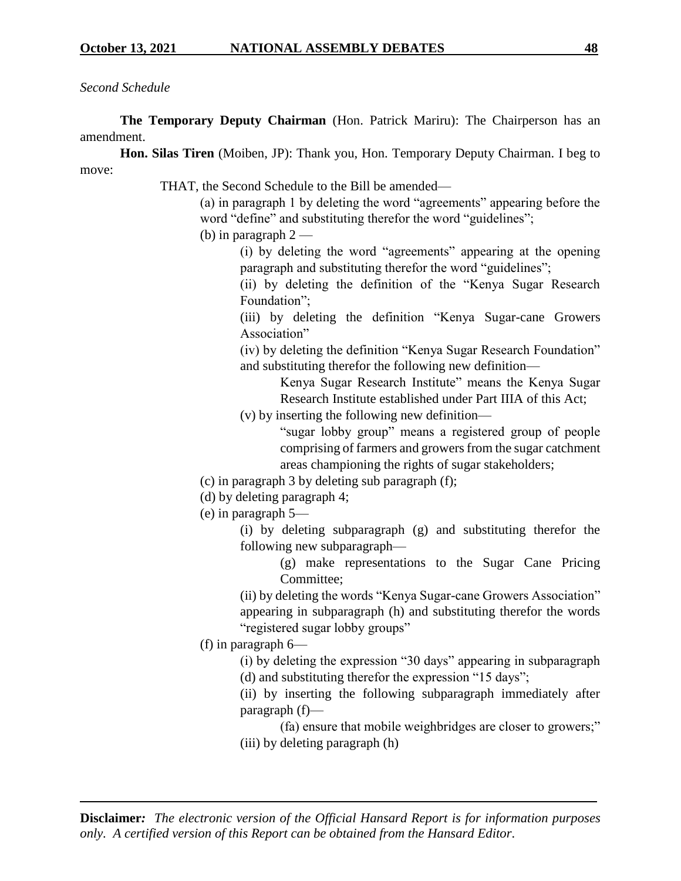*Second Schedule*

**The Temporary Deputy Chairman** (Hon. Patrick Mariru): The Chairperson has an amendment.

**Hon. Silas Tiren** (Moiben, JP): Thank you, Hon. Temporary Deputy Chairman. I beg to move:

THAT, the Second Schedule to the Bill be amended—

(a) in paragraph 1 by deleting the word "agreements" appearing before the word "define" and substituting therefor the word "guidelines";

(b) in paragraph 2 —

(i) by deleting the word "agreements" appearing at the opening paragraph and substituting therefor the word "guidelines";

(ii) by deleting the definition of the "Kenya Sugar Research Foundation";

(iii) by deleting the definition "Kenya Sugar-cane Growers Association"

(iv) by deleting the definition "Kenya Sugar Research Foundation" and substituting therefor the following new definition—

Kenya Sugar Research Institute" means the Kenya Sugar Research Institute established under Part IIIA of this Act;

(v) by inserting the following new definition—

"sugar lobby group" means a registered group of people comprising of farmers and growers from the sugar catchment areas championing the rights of sugar stakeholders;

(c) in paragraph 3 by deleting sub paragraph (f);

(d) by deleting paragraph 4;

(e) in paragraph 5—

(i) by deleting subparagraph (g) and substituting therefor the following new subparagraph—

(g) make representations to the Sugar Cane Pricing Committee;

(ii) by deleting the words "Kenya Sugar-cane Growers Association" appearing in subparagraph (h) and substituting therefor the words "registered sugar lobby groups"

(f) in paragraph 6—

(i) by deleting the expression "30 days" appearing in subparagraph (d) and substituting therefor the expression "15 days";

(ii) by inserting the following subparagraph immediately after paragraph (f)—

(fa) ensure that mobile weighbridges are closer to growers;"

(iii) by deleting paragraph (h)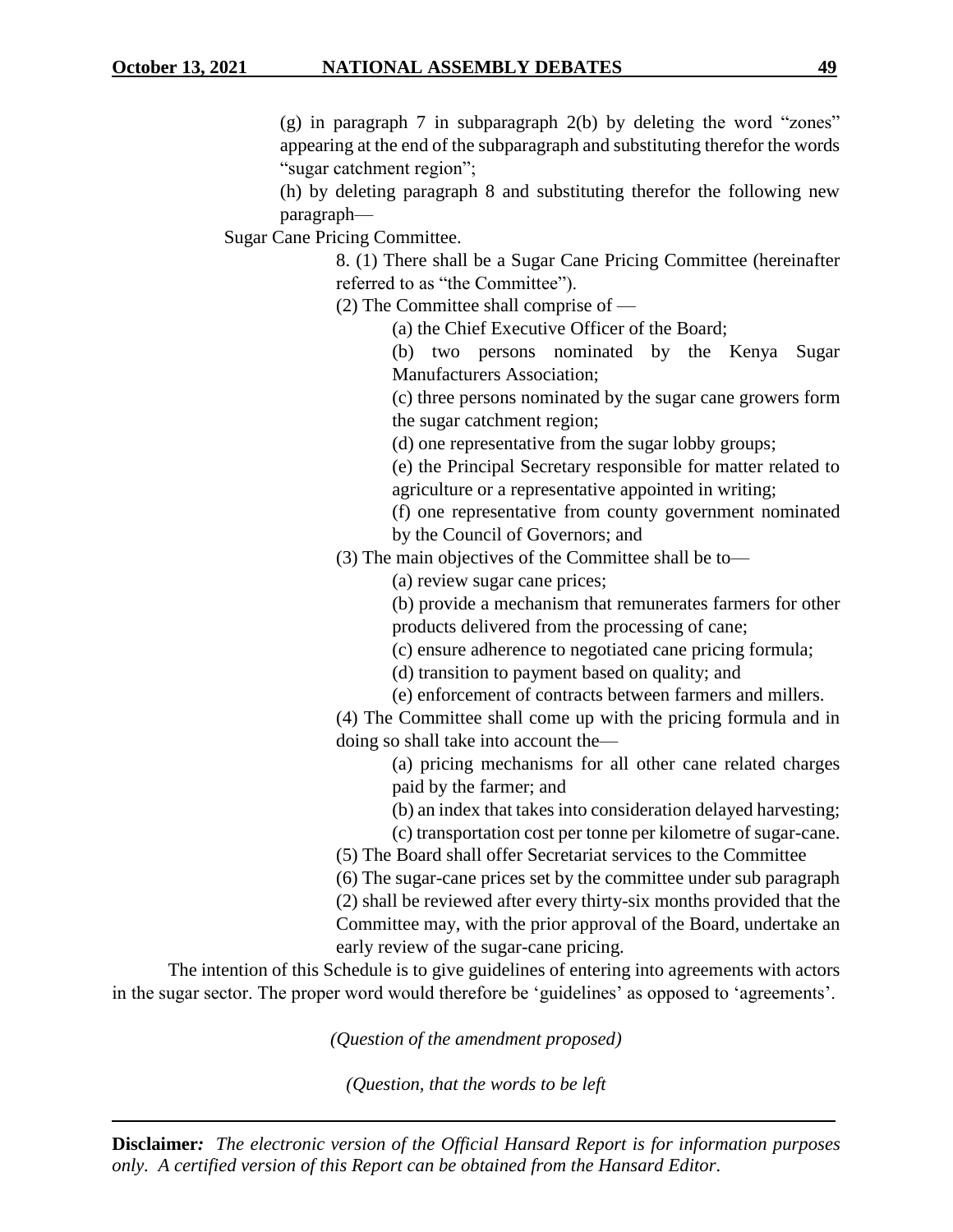(g) in paragraph 7 in subparagraph 2(b) by deleting the word "zones" appearing at the end of the subparagraph and substituting therefor the words "sugar catchment region";

(h) by deleting paragraph 8 and substituting therefor the following new paragraph—

Sugar Cane Pricing Committee.

8. (1) There shall be a Sugar Cane Pricing Committee (hereinafter referred to as "the Committee").

(2) The Committee shall comprise of —

(a) the Chief Executive Officer of the Board;

(b) two persons nominated by the Kenya Sugar Manufacturers Association;

(c) three persons nominated by the sugar cane growers form the sugar catchment region;

(d) one representative from the sugar lobby groups;

(e) the Principal Secretary responsible for matter related to agriculture or a representative appointed in writing;

(f) one representative from county government nominated by the Council of Governors; and

(3) The main objectives of the Committee shall be to—

(a) review sugar cane prices;

(b) provide a mechanism that remunerates farmers for other products delivered from the processing of cane;

(c) ensure adherence to negotiated cane pricing formula;

(d) transition to payment based on quality; and

(e) enforcement of contracts between farmers and millers.

(4) The Committee shall come up with the pricing formula and in doing so shall take into account the—

(a) pricing mechanisms for all other cane related charges paid by the farmer; and

(b) an index that takes into consideration delayed harvesting;

(c) transportation cost per tonne per kilometre of sugar-cane.

(5) The Board shall offer Secretariat services to the Committee

(6) The sugar-cane prices set by the committee under sub paragraph (2) shall be reviewed after every thirty-six months provided that the Committee may, with the prior approval of the Board, undertake an early review of the sugar-cane pricing.

The intention of this Schedule is to give guidelines of entering into agreements with actors in the sugar sector. The proper word would therefore be 'guidelines' as opposed to 'agreements'.

*(Question of the amendment proposed)*

*(Question, that the words to be left*

**Disclaimer***: The electronic version of the Official Hansard Report is for information purposes only. A certified version of this Report can be obtained from the Hansard Editor.*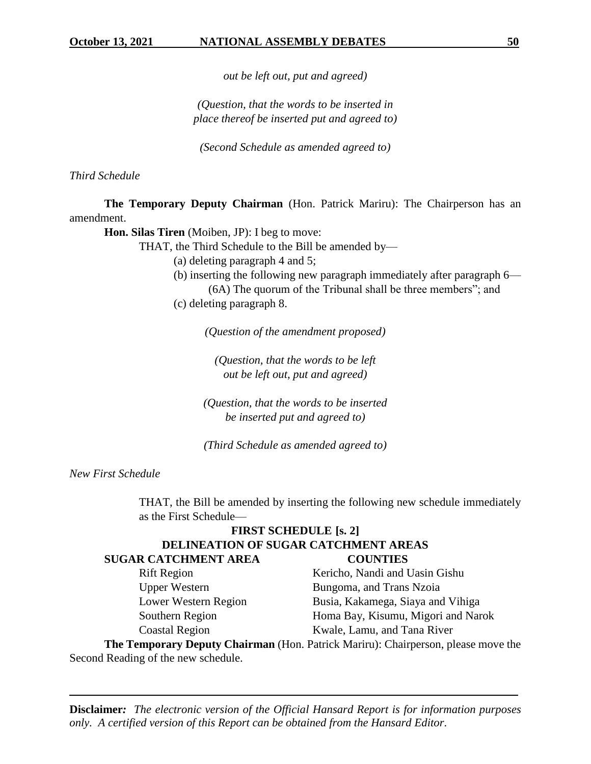*out be left out, put and agreed)*

*(Question, that the words to be inserted in place thereof be inserted put and agreed to)*

*(Second Schedule as amended agreed to)*

*Third Schedule*

**The Temporary Deputy Chairman** (Hon. Patrick Mariru): The Chairperson has an amendment.

**Hon. Silas Tiren** (Moiben, JP): I beg to move:

THAT, the Third Schedule to the Bill be amended by—

(a) deleting paragraph 4 and 5;

(b) inserting the following new paragraph immediately after paragraph 6—

(6A) The quorum of the Tribunal shall be three members"; and

(c) deleting paragraph 8.

*(Question of the amendment proposed)*

*(Question, that the words to be left out be left out, put and agreed)*

*(Question, that the words to be inserted be inserted put and agreed to)*

*(Third Schedule as amended agreed to)*

*New First Schedule*

THAT, the Bill be amended by inserting the following new schedule immediately as the First Schedule—

**FIRST SCHEDULE [s. 2]**

**DELINEATION OF SUGAR CATCHMENT AREAS**

| SUGAR CATCHMENT AREA | COUNTIES |
|---|---|
| Rift Region | Kericho, Nandi and Uasin Gishu |
| Upper Western | Bungoma, and Trans Nzoia |
| Lower Western Region | Busia, Kakamega, Siaya and Vihiga |
| Southern Region | Homa Bay, Kisumu, Migori and Narok |
| Coastal Region | Kwale, Lamu, and Tana River |

**The Temporary Deputy Chairman** (Hon. Patrick Mariru): Chairperson, please move the Second Reading of the new schedule.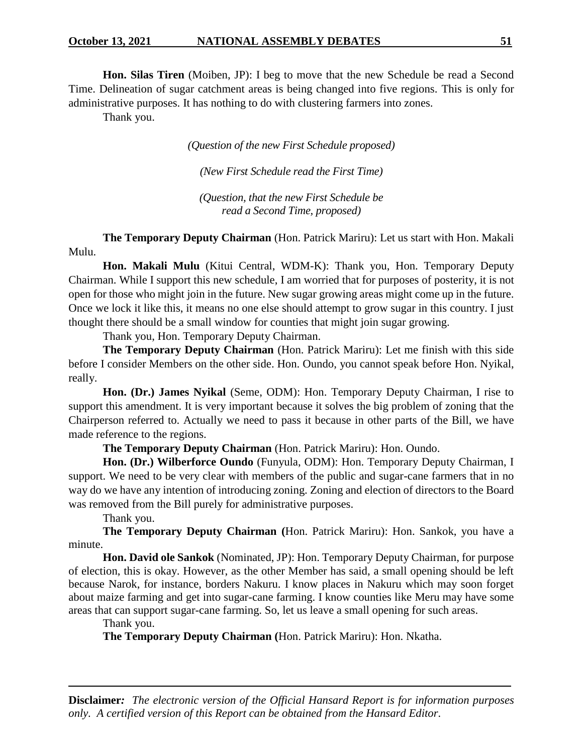**Hon. Silas Tiren** (Moiben, JP): I beg to move that the new Schedule be read a Second Time. Delineation of sugar catchment areas is being changed into five regions. This is only for administrative purposes. It has nothing to do with clustering farmers into zones.

Thank you.

*(Question of the new First Schedule proposed)*

*(New First Schedule read the First Time)*

*(Question, that the new First Schedule be read a Second Time, proposed)*

**The Temporary Deputy Chairman** (Hon. Patrick Mariru): Let us start with Hon. Makali Mulu.

**Hon. Makali Mulu** (Kitui Central, WDM-K): Thank you, Hon. Temporary Deputy Chairman. While I support this new schedule, I am worried that for purposes of posterity, it is not open for those who might join in the future. New sugar growing areas might come up in the future. Once we lock it like this, it means no one else should attempt to grow sugar in this country. I just thought there should be a small window for counties that might join sugar growing.

Thank you, Hon. Temporary Deputy Chairman.

**The Temporary Deputy Chairman** (Hon. Patrick Mariru): Let me finish with this side before I consider Members on the other side. Hon. Oundo, you cannot speak before Hon. Nyikal, really.

**Hon. (Dr.) James Nyikal** (Seme, ODM): Hon. Temporary Deputy Chairman, I rise to support this amendment. It is very important because it solves the big problem of zoning that the Chairperson referred to. Actually we need to pass it because in other parts of the Bill, we have made reference to the regions.

**The Temporary Deputy Chairman** (Hon. Patrick Mariru): Hon. Oundo.

**Hon. (Dr.) Wilberforce Oundo** (Funyula, ODM): Hon. Temporary Deputy Chairman, I support. We need to be very clear with members of the public and sugar-cane farmers that in no way do we have any intention of introducing zoning. Zoning and election of directors to the Board was removed from the Bill purely for administrative purposes.

Thank you.

**The Temporary Deputy Chairman (**Hon. Patrick Mariru): Hon. Sankok, you have a minute.

**Hon. David ole Sankok** (Nominated, JP): Hon. Temporary Deputy Chairman, for purpose of election, this is okay. However, as the other Member has said, a small opening should be left because Narok, for instance, borders Nakuru. I know places in Nakuru which may soon forget about maize farming and get into sugar-cane farming. I know counties like Meru may have some areas that can support sugar-cane farming. So, let us leave a small opening for such areas.

Thank you.

**The Temporary Deputy Chairman (**Hon. Patrick Mariru): Hon. Nkatha.

**Disclaimer***:* *The electronic version of the Official Hansard Report is for information purposes only. A certified version of this Report can be obtained from the Hansard Editor.*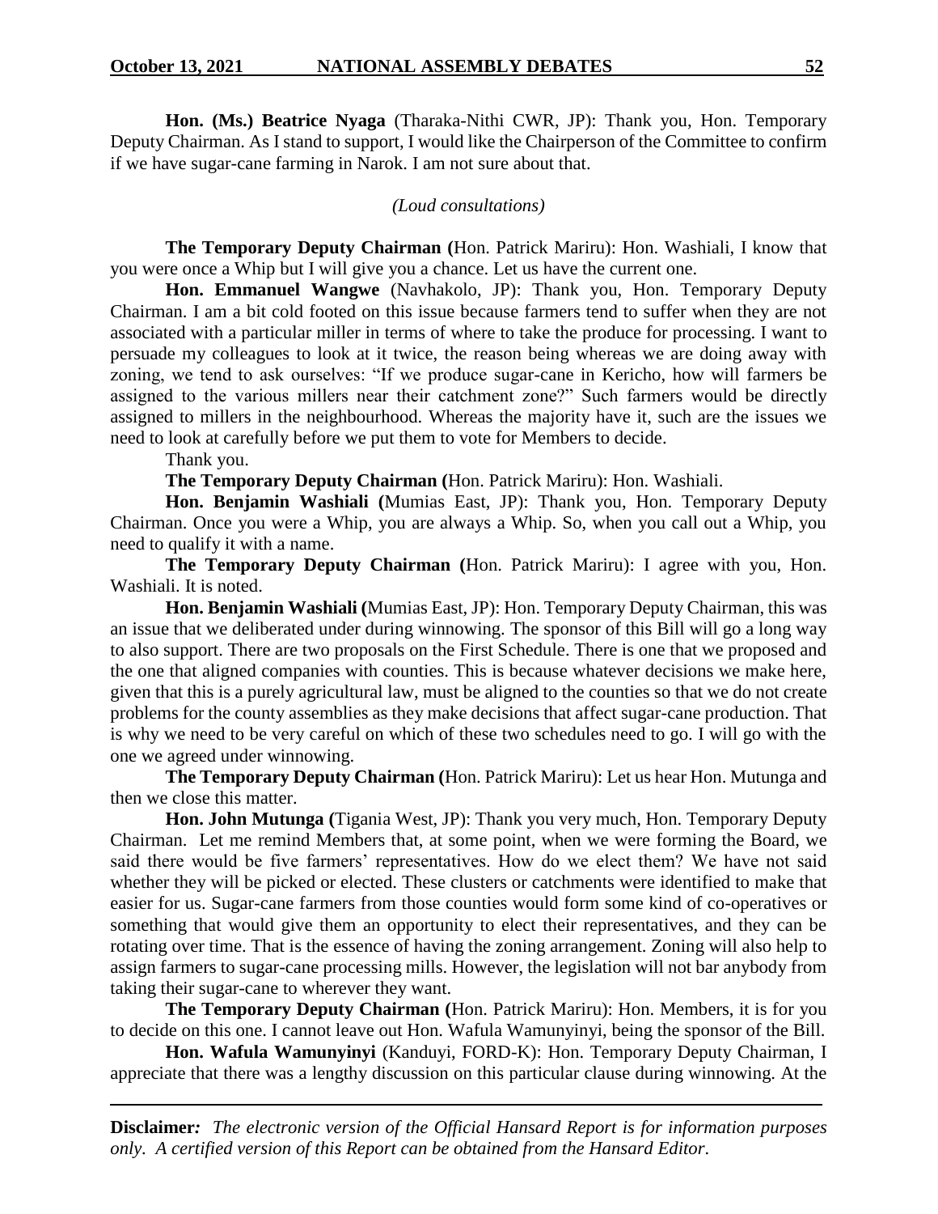**Hon. (Ms.) Beatrice Nyaga** (Tharaka-Nithi CWR, JP): Thank you, Hon. Temporary Deputy Chairman. As I stand to support, I would like the Chairperson of the Committee to confirm if we have sugar-cane farming in Narok. I am not sure about that.

*(Loud consultations)*

**The Temporary Deputy Chairman (**Hon. Patrick Mariru): Hon. Washiali, I know that you were once a Whip but I will give you a chance. Let us have the current one.

**Hon. Emmanuel Wangwe** (Navhakolo, JP): Thank you, Hon. Temporary Deputy Chairman. I am a bit cold footed on this issue because farmers tend to suffer when they are not associated with a particular miller in terms of where to take the produce for processing. I want to persuade my colleagues to look at it twice, the reason being whereas we are doing away with zoning, we tend to ask ourselves: "If we produce sugar-cane in Kericho, how will farmers be assigned to the various millers near their catchment zone?" Such farmers would be directly assigned to millers in the neighbourhood. Whereas the majority have it, such are the issues we need to look at carefully before we put them to vote for Members to decide.

Thank you.

**The Temporary Deputy Chairman (**Hon. Patrick Mariru): Hon. Washiali.

**Hon. Benjamin Washiali (**Mumias East, JP): Thank you, Hon. Temporary Deputy Chairman. Once you were a Whip, you are always a Whip. So, when you call out a Whip, you need to qualify it with a name.

**The Temporary Deputy Chairman (**Hon. Patrick Mariru): I agree with you, Hon. Washiali. It is noted.

**Hon. Benjamin Washiali (**Mumias East, JP): Hon. Temporary Deputy Chairman, this was an issue that we deliberated under during winnowing. The sponsor of this Bill will go a long way to also support. There are two proposals on the First Schedule. There is one that we proposed and the one that aligned companies with counties. This is because whatever decisions we make here, given that this is a purely agricultural law, must be aligned to the counties so that we do not create problems for the county assemblies as they make decisions that affect sugar-cane production. That is why we need to be very careful on which of these two schedules need to go. I will go with the one we agreed under winnowing.

**The Temporary Deputy Chairman (**Hon. Patrick Mariru): Let us hear Hon. Mutunga and then we close this matter.

**Hon. John Mutunga (**Tigania West, JP): Thank you very much, Hon. Temporary Deputy Chairman. Let me remind Members that, at some point, when we were forming the Board, we said there would be five farmers' representatives. How do we elect them? We have not said whether they will be picked or elected. These clusters or catchments were identified to make that easier for us. Sugar-cane farmers from those counties would form some kind of co-operatives or something that would give them an opportunity to elect their representatives, and they can be rotating over time. That is the essence of having the zoning arrangement. Zoning will also help to assign farmers to sugar-cane processing mills. However, the legislation will not bar anybody from taking their sugar-cane to wherever they want.

**The Temporary Deputy Chairman (**Hon. Patrick Mariru): Hon. Members, it is for you to decide on this one. I cannot leave out Hon. Wafula Wamunyinyi, being the sponsor of the Bill.

**Hon. Wafula Wamunyinyi** (Kanduyi, FORD-K): Hon. Temporary Deputy Chairman, I appreciate that there was a lengthy discussion on this particular clause during winnowing. At the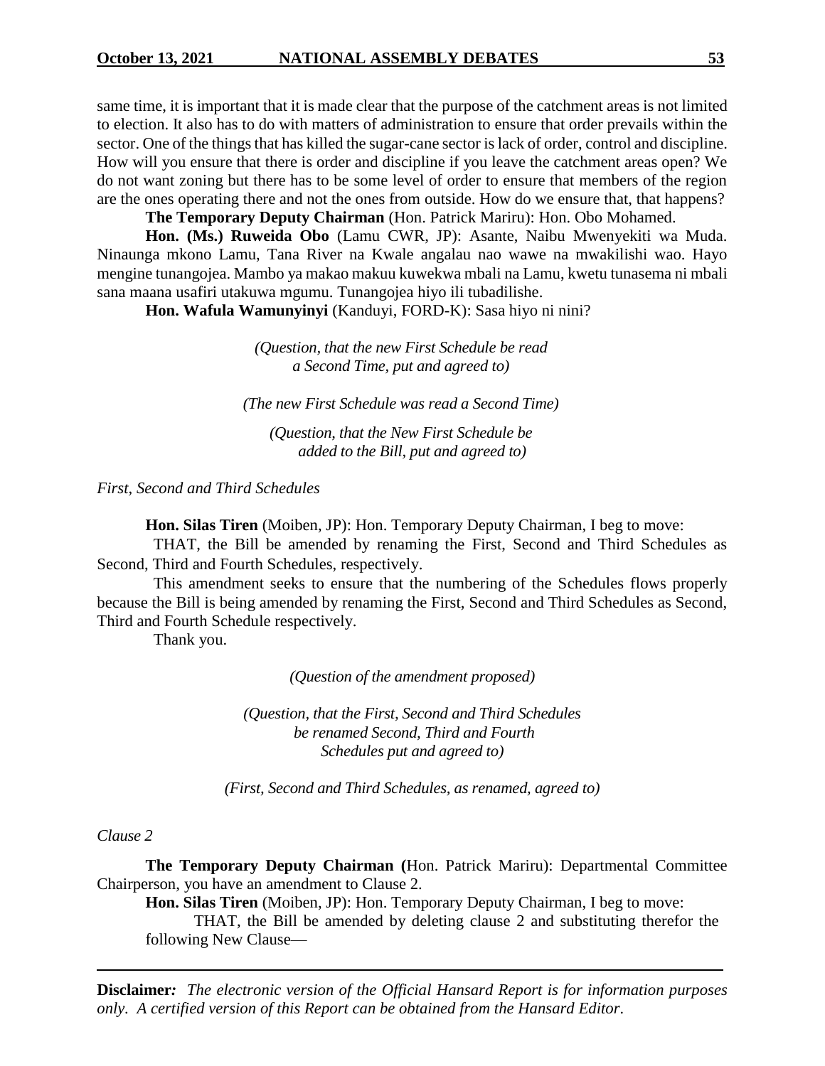same time, it is important that it is made clear that the purpose of the catchment areas is not limited to election. It also has to do with matters of administration to ensure that order prevails within the sector. One of the things that has killed the sugar-cane sector is lack of order, control and discipline. How will you ensure that there is order and discipline if you leave the catchment areas open? We do not want zoning but there has to be some level of order to ensure that members of the region are the ones operating there and not the ones from outside. How do we ensure that, that happens?

**The Temporary Deputy Chairman** (Hon. Patrick Mariru): Hon. Obo Mohamed.

**Hon. (Ms.) Ruweida Obo** (Lamu CWR, JP): Asante, Naibu Mwenyekiti wa Muda. Ninaunga mkono Lamu, Tana River na Kwale angalau nao wawe na mwakilishi wao. Hayo mengine tunangojea. Mambo ya makao makuu kuwekwa mbali na Lamu, kwetu tunasema ni mbali sana maana usafiri utakuwa mgumu. Tunangojea hiyo ili tubadilishe.

**Hon. Wafula Wamunyinyi** (Kanduyi, FORD-K): Sasa hiyo ni nini?

*(Question, that the new First Schedule be read a Second Time, put and agreed to)*

*(The new First Schedule was read a Second Time)*

*(Question, that the New First Schedule be added to the Bill, put and agreed to)*

*First, Second and Third Schedules*

**Hon. Silas Tiren** (Moiben, JP): Hon. Temporary Deputy Chairman, I beg to move:

THAT, the Bill be amended by renaming the First, Second and Third Schedules as Second, Third and Fourth Schedules, respectively.

This amendment seeks to ensure that the numbering of the Schedules flows properly because the Bill is being amended by renaming the First, Second and Third Schedules as Second, Third and Fourth Schedule respectively.

Thank you.

*(Question of the amendment proposed)*

*(Question, that the First, Second and Third Schedules be renamed Second, Third and Fourth Schedules put and agreed to)*

*(First, Second and Third Schedules, as renamed, agreed to)*

*Clause 2*

**The Temporary Deputy Chairman (**Hon. Patrick Mariru): Departmental Committee Chairperson, you have an amendment to Clause 2.

**Hon. Silas Tiren** (Moiben, JP): Hon. Temporary Deputy Chairman, I beg to move:

THAT, the Bill be amended by deleting clause 2 and substituting therefor the following New Clause—

**Disclaimer***:* *The electronic version of the Official Hansard Report is for information purposes only. A certified version of this Report can be obtained from the Hansard Editor.*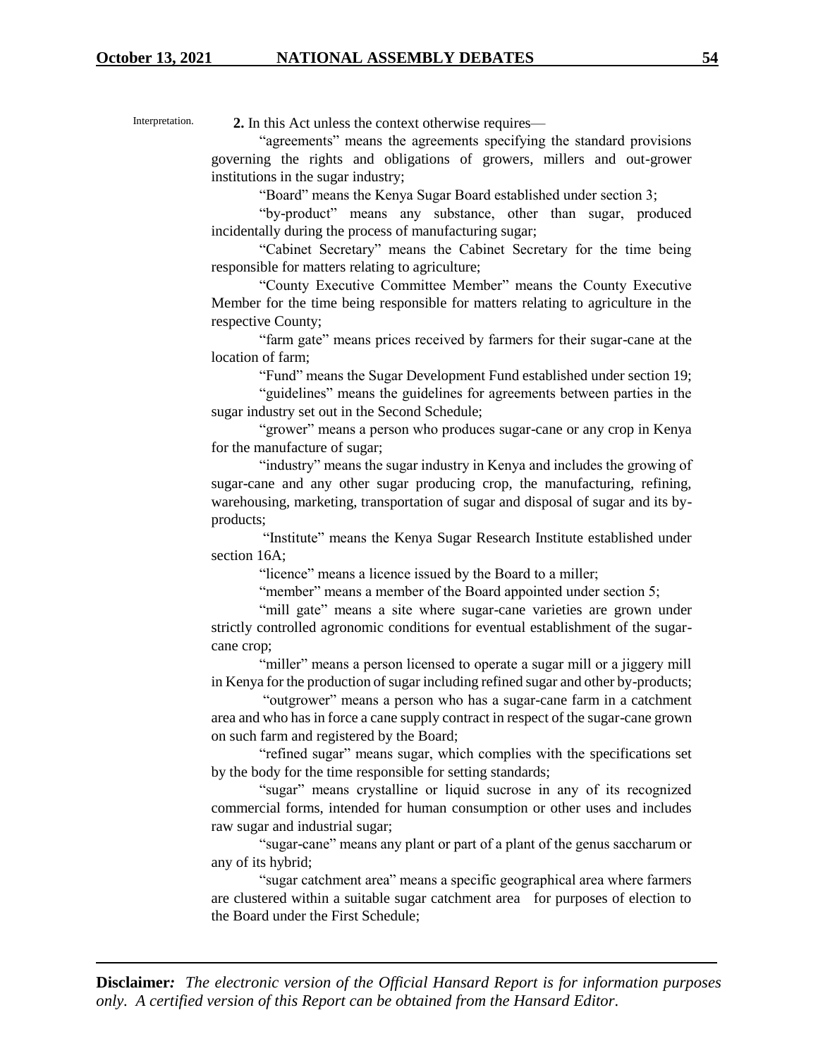Interpretation.

**2.** In this Act unless the context otherwise requires—

"agreements" means the agreements specifying the standard provisions governing the rights and obligations of growers, millers and out-grower institutions in the sugar industry;

"Board" means the Kenya Sugar Board established under section 3;

"by-product" means any substance, other than sugar, produced incidentally during the process of manufacturing sugar;

"Cabinet Secretary" means the Cabinet Secretary for the time being responsible for matters relating to agriculture;

"County Executive Committee Member" means the County Executive Member for the time being responsible for matters relating to agriculture in the respective County;

"farm gate" means prices received by farmers for their sugar-cane at the location of farm;

"Fund" means the Sugar Development Fund established under section 19;

"guidelines" means the guidelines for agreements between parties in the sugar industry set out in the Second Schedule;

"grower" means a person who produces sugar-cane or any crop in Kenya for the manufacture of sugar;

"industry" means the sugar industry in Kenya and includes the growing of sugar-cane and any other sugar producing crop, the manufacturing, refining, warehousing, marketing, transportation of sugar and disposal of sugar and its by-products;

"Institute" means the Kenya Sugar Research Institute established under section 16A;

"licence" means a licence issued by the Board to a miller;

"member" means a member of the Board appointed under section 5;

"mill gate" means a site where sugar-cane varieties are grown under strictly controlled agronomic conditions for eventual establishment of the sugar-cane crop;

"miller" means a person licensed to operate a sugar mill or a jiggery mill in Kenya for the production of sugar including refined sugar and other by-products;

"outgrower" means a person who has a sugar-cane farm in a catchment area and who has in force a cane supply contract in respect of the sugar-cane grown on such farm and registered by the Board;

"refined sugar" means sugar, which complies with the specifications set by the body for the time responsible for setting standards;

"sugar" means crystalline or liquid sucrose in any of its recognized commercial forms, intended for human consumption or other uses and includes raw sugar and industrial sugar;

"sugar-cane" means any plant or part of a plant of the genus saccharum or any of its hybrid;

"sugar catchment area" means a specific geographical area where farmers are clustered within a suitable sugar catchment area for purposes of election to the Board under the First Schedule;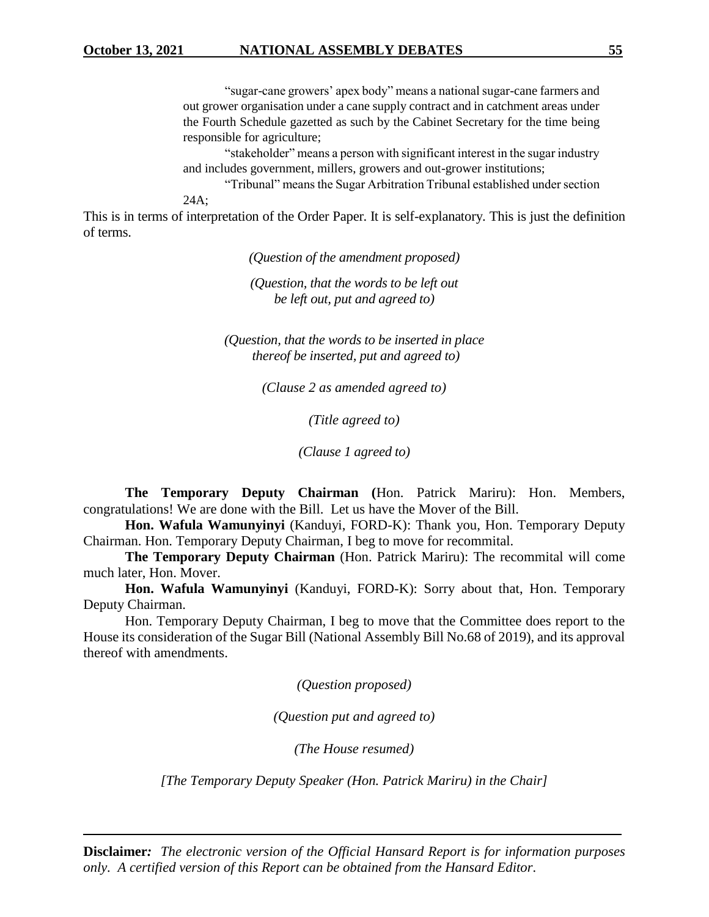"sugar-cane growers' apex body" means a national sugar-cane farmers and out grower organisation under a cane supply contract and in catchment areas under the Fourth Schedule gazetted as such by the Cabinet Secretary for the time being responsible for agriculture;

"stakeholder" means a person with significant interest in the sugar industry and includes government, millers, growers and out-grower institutions;

"Tribunal" means the Sugar Arbitration Tribunal established under section 24A;

This is in terms of interpretation of the Order Paper. It is self-explanatory. This is just the definition of terms.

*(Question of the amendment proposed)*

*(Question, that the words to be left out be left out, put and agreed to)*

*(Question, that the words to be inserted in place thereof be inserted, put and agreed to)*

*(Clause 2 as amended agreed to)*

*(Title agreed to)*

*(Clause 1 agreed to)*

**The Temporary Deputy Chairman (**Hon. Patrick Mariru): Hon. Members, congratulations! We are done with the Bill. Let us have the Mover of the Bill.

**Hon. Wafula Wamunyinyi** (Kanduyi, FORD-K): Thank you, Hon. Temporary Deputy Chairman. Hon. Temporary Deputy Chairman, I beg to move for recommital.

**The Temporary Deputy Chairman** (Hon. Patrick Mariru): The recommital will come much later, Hon. Mover.

**Hon. Wafula Wamunyinyi** (Kanduyi, FORD-K): Sorry about that, Hon. Temporary Deputy Chairman.

Hon. Temporary Deputy Chairman, I beg to move that the Committee does report to the House its consideration of the Sugar Bill (National Assembly Bill No.68 of 2019), and its approval thereof with amendments.

*(Question proposed)*

*(Question put and agreed to)*

*(The House resumed)*

*[The Temporary Deputy Speaker (Hon. Patrick Mariru) in the Chair]*

**Disclaimer***: The electronic version of the Official Hansard Report is for information purposes only. A certified version of this Report can be obtained from the Hansard Editor.*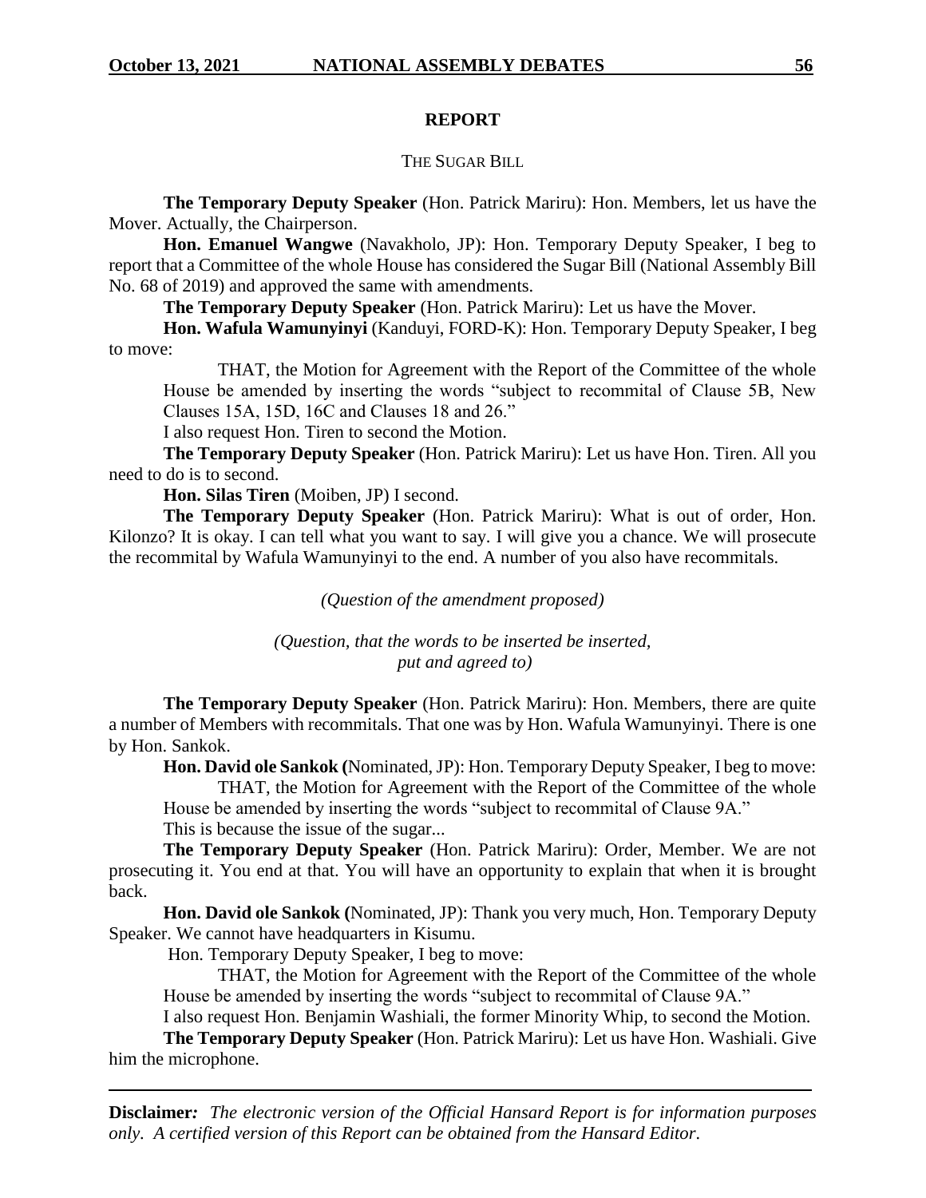**REPORT**

THE SUGAR BILL

**The Temporary Deputy Speaker** (Hon. Patrick Mariru): Hon. Members, let us have the Mover. Actually, the Chairperson.

**Hon. Emanuel Wangwe** (Navakholo, JP): Hon. Temporary Deputy Speaker, I beg to report that a Committee of the whole House has considered the Sugar Bill (National Assembly Bill No. 68 of 2019) and approved the same with amendments.

**The Temporary Deputy Speaker** (Hon. Patrick Mariru): Let us have the Mover.

**Hon. Wafula Wamunyinyi** (Kanduyi, FORD-K): Hon. Temporary Deputy Speaker, I beg to move:

> THAT, the Motion for Agreement with the Report of the Committee of the whole House be amended by inserting the words "subject to recommital of Clause 5B, New Clauses 15A, 15D, 16C and Clauses 18 and 26."

I also request Hon. Tiren to second the Motion.

**The Temporary Deputy Speaker** (Hon. Patrick Mariru): Let us have Hon. Tiren. All you need to do is to second.

**Hon. Silas Tiren** (Moiben, JP) I second.

**The Temporary Deputy Speaker** (Hon. Patrick Mariru): What is out of order, Hon. Kilonzo? It is okay. I can tell what you want to say. I will give you a chance. We will prosecute the recommital by Wafula Wamunyinyi to the end. A number of you also have recommitals.

*(Question of the amendment proposed)*

*(Question, that the words to be inserted be inserted, put and agreed to)*

**The Temporary Deputy Speaker** (Hon. Patrick Mariru): Hon. Members, there are quite a number of Members with recommitals. That one was by Hon. Wafula Wamunyinyi. There is one by Hon. Sankok.

**Hon. David ole Sankok (**Nominated, JP): Hon. Temporary Deputy Speaker, I beg to move:

> THAT, the Motion for Agreement with the Report of the Committee of the whole House be amended by inserting the words "subject to recommital of Clause 9A."

This is because the issue of the sugar...

**The Temporary Deputy Speaker** (Hon. Patrick Mariru): Order, Member. We are not prosecuting it. You end at that. You will have an opportunity to explain that when it is brought back.

**Hon. David ole Sankok (**Nominated, JP): Thank you very much, Hon. Temporary Deputy Speaker. We cannot have headquarters in Kisumu.

Hon. Temporary Deputy Speaker, I beg to move:

> THAT, the Motion for Agreement with the Report of the Committee of the whole House be amended by inserting the words "subject to recommital of Clause 9A."

I also request Hon. Benjamin Washiali, the former Minority Whip, to second the Motion.

**The Temporary Deputy Speaker** (Hon. Patrick Mariru): Let us have Hon. Washiali. Give him the microphone.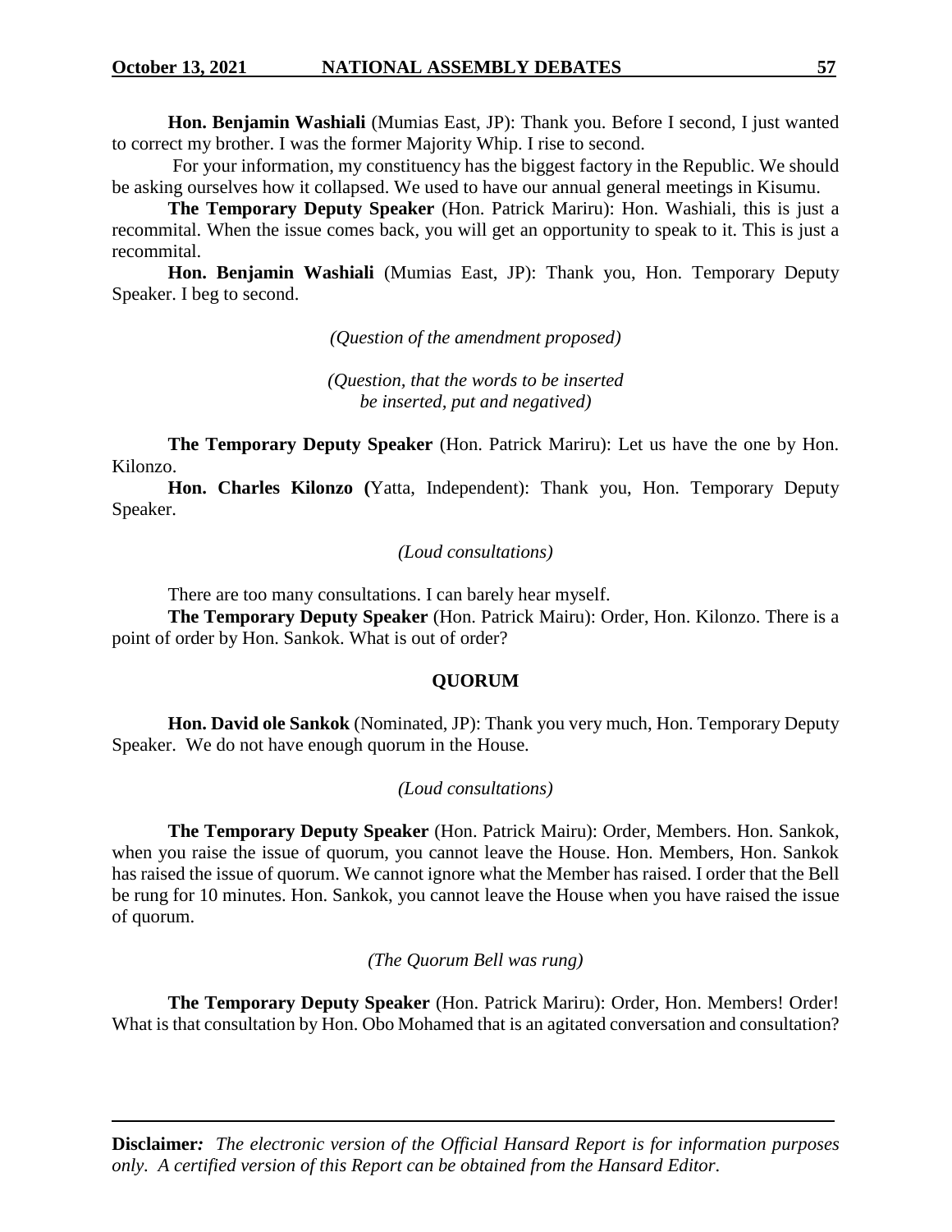**Hon. Benjamin Washiali** (Mumias East, JP): Thank you. Before I second, I just wanted to correct my brother. I was the former Majority Whip. I rise to second.

For your information, my constituency has the biggest factory in the Republic. We should be asking ourselves how it collapsed. We used to have our annual general meetings in Kisumu.

**The Temporary Deputy Speaker** (Hon. Patrick Mariru): Hon. Washiali, this is just a recommital. When the issue comes back, you will get an opportunity to speak to it. This is just a recommital.

**Hon. Benjamin Washiali** (Mumias East, JP): Thank you, Hon. Temporary Deputy Speaker. I beg to second.

*(Question of the amendment proposed)*

*(Question, that the words to be inserted be inserted, put and negatived)*

**The Temporary Deputy Speaker** (Hon. Patrick Mariru): Let us have the one by Hon. Kilonzo.

**Hon. Charles Kilonzo (**Yatta, Independent): Thank you, Hon. Temporary Deputy Speaker.

*(Loud consultations)*

There are too many consultations. I can barely hear myself.

**The Temporary Deputy Speaker** (Hon. Patrick Mairu): Order, Hon. Kilonzo. There is a point of order by Hon. Sankok. What is out of order?

## QUORUM

**Hon. David ole Sankok** (Nominated, JP): Thank you very much, Hon. Temporary Deputy Speaker. We do not have enough quorum in the House.

*(Loud consultations)*

**The Temporary Deputy Speaker** (Hon. Patrick Mairu): Order, Members. Hon. Sankok, when you raise the issue of quorum, you cannot leave the House. Hon. Members, Hon. Sankok has raised the issue of quorum. We cannot ignore what the Member has raised. I order that the Bell be rung for 10 minutes. Hon. Sankok, you cannot leave the House when you have raised the issue of quorum.

*(The Quorum Bell was rung)*

**The Temporary Deputy Speaker** (Hon. Patrick Mariru): Order, Hon. Members! Order! What is that consultation by Hon. Obo Mohamed that is an agitated conversation and consultation?

**Disclaimer***:* *The electronic version of the Official Hansard Report is for information purposes only. A certified version of this Report can be obtained from the Hansard Editor.*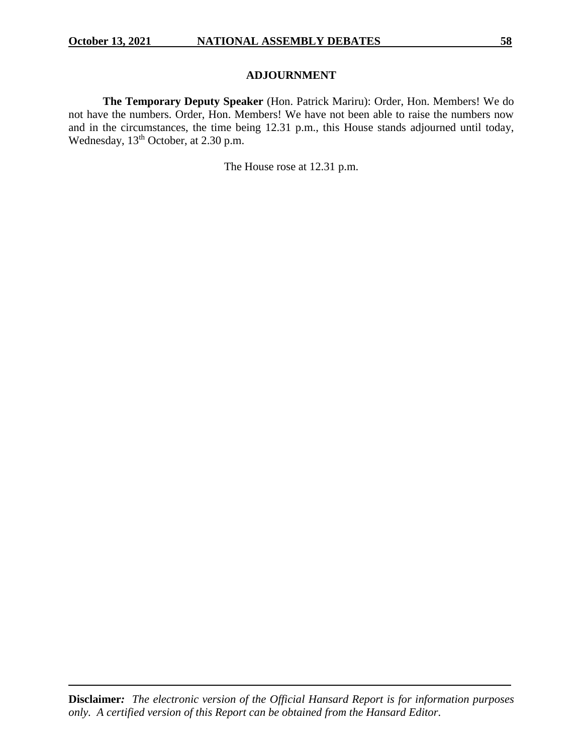## ADJOURNMENT

**The Temporary Deputy Speaker** (Hon. Patrick Mariru): Order, Hon. Members! We do not have the numbers. Order, Hon. Members! We have not been able to raise the numbers now and in the circumstances, the time being 12.31 p.m., this House stands adjourned until today, Wednesday, 13th October, at 2.30 p.m.

The House rose at 12.31 p.m.

**Disclaimer***:* *The electronic version of the Official Hansard Report is for information purposes only. A certified version of this Report can be obtained from the Hansard Editor.*